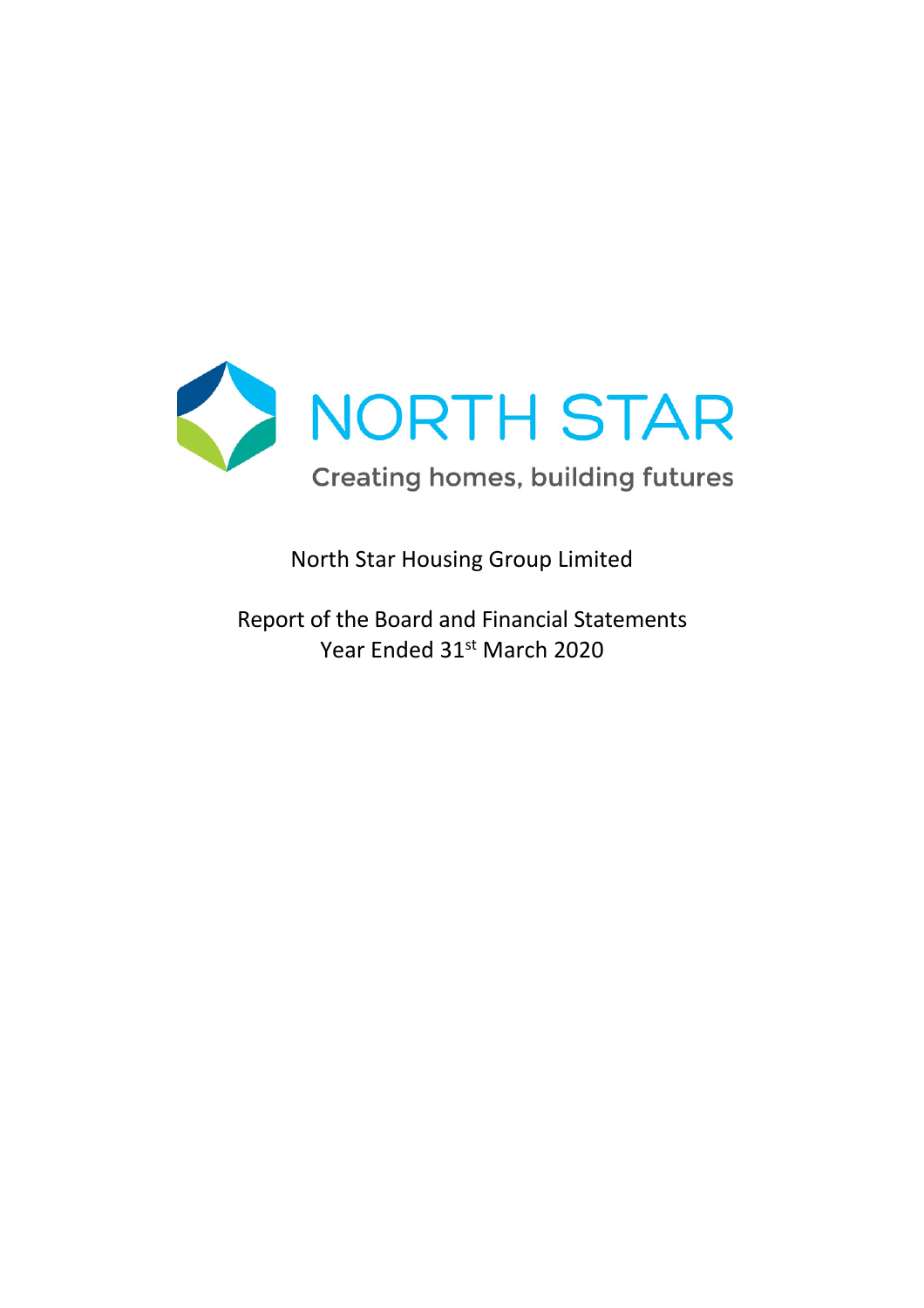NORTH STAR

Creating homes, building futures

North Star Housing Group Limited

Report of the Board and Financial Statements
Year Ended 31st March 2020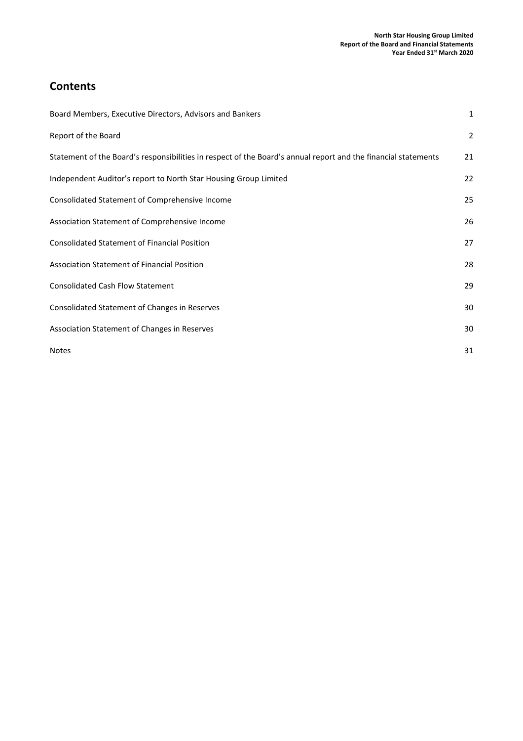# Contents

| | |
|---|---|
| Board Members, Executive Directors, Advisors and Bankers | 1 |
| Report of the Board | 2 |
| Statement of the Board's responsibilities in respect of the Board's annual report and the financial statements | 21 |
| Independent Auditor's report to North Star Housing Group Limited | 22 |
| Consolidated Statement of Comprehensive Income | 25 |
| Association Statement of Comprehensive Income | 26 |
| Consolidated Statement of Financial Position | 27 |
| Association Statement of Financial Position | 28 |
| Consolidated Cash Flow Statement | 29 |
| Consolidated Statement of Changes in Reserves | 30 |
| Association Statement of Changes in Reserves | 30 |
| Notes | 31 |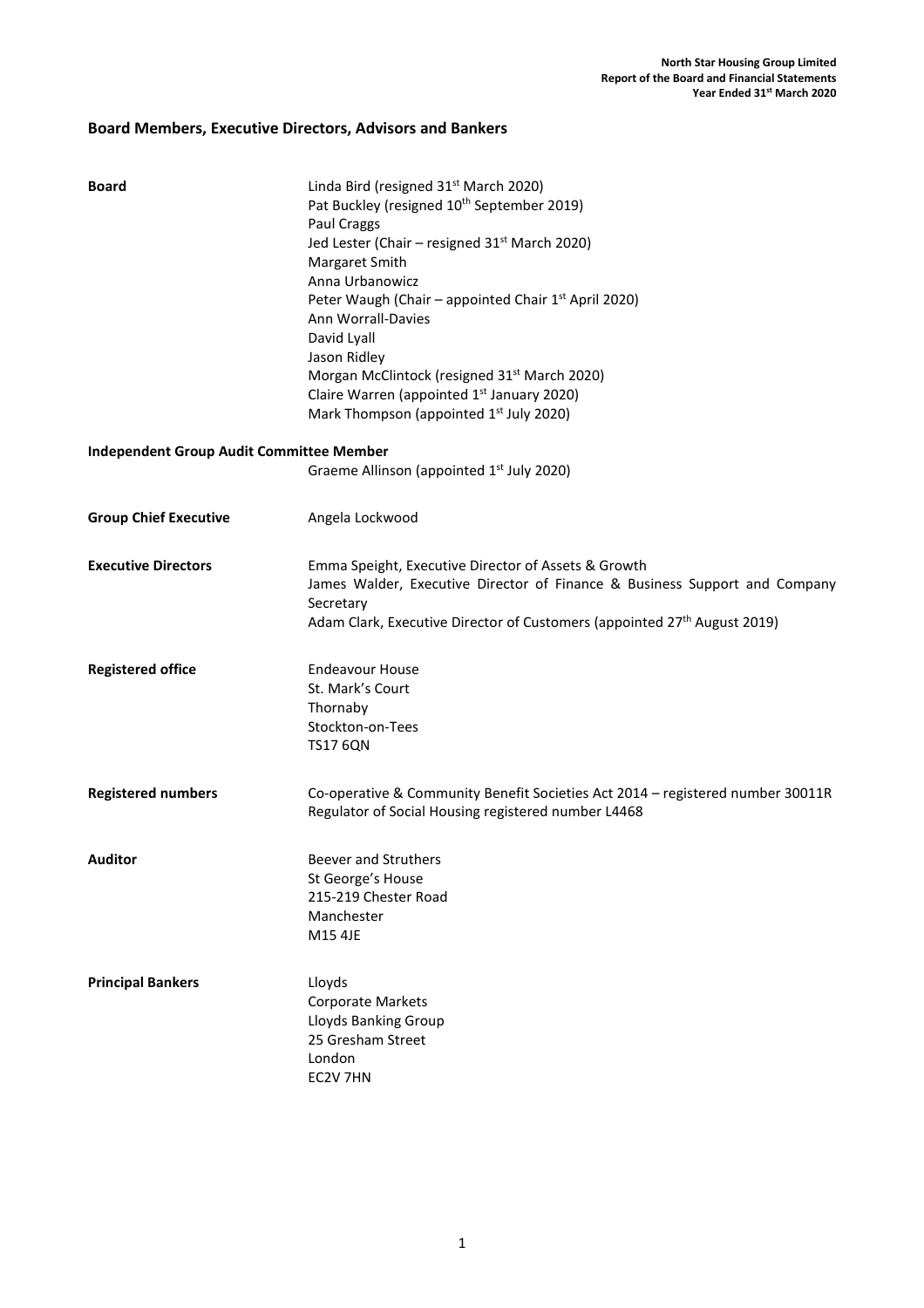## Board Members, Executive Directors, Advisors and Bankers

**Board**

Linda Bird (resigned 31st March 2020)
Pat Buckley (resigned 10th September 2019)
Paul Craggs
Jed Lester (Chair – resigned 31st March 2020)
Margaret Smith
Anna Urbanowicz
Peter Waugh (Chair – appointed Chair 1st April 2020)
Ann Worrall-Davies
David Lyall
Jason Ridley
Morgan McClintock (resigned 31st March 2020)
Claire Warren (appointed 1st January 2020)
Mark Thompson (appointed 1st July 2020)

**Independent Group Audit Committee Member**

Graeme Allinson (appointed 1st July 2020)

**Group Chief Executive**

Angela Lockwood

**Executive Directors**

Emma Speight, Executive Director of Assets & Growth
James Walder, Executive Director of Finance & Business Support and Company Secretary
Adam Clark, Executive Director of Customers (appointed 27th August 2019)

**Registered office**

Endeavour House
St. Mark's Court
Thornaby
Stockton-on-Tees
TS17 6QN

**Registered numbers**

Co-operative & Community Benefit Societies Act 2014 – registered number 30011R
Regulator of Social Housing registered number L4468

**Auditor**

Beever and Struthers
St George's House
215-219 Chester Road
Manchester
M15 4JE

**Principal Bankers**

Lloyds
Corporate Markets
Lloyds Banking Group
25 Gresham Street
London
EC2V 7HN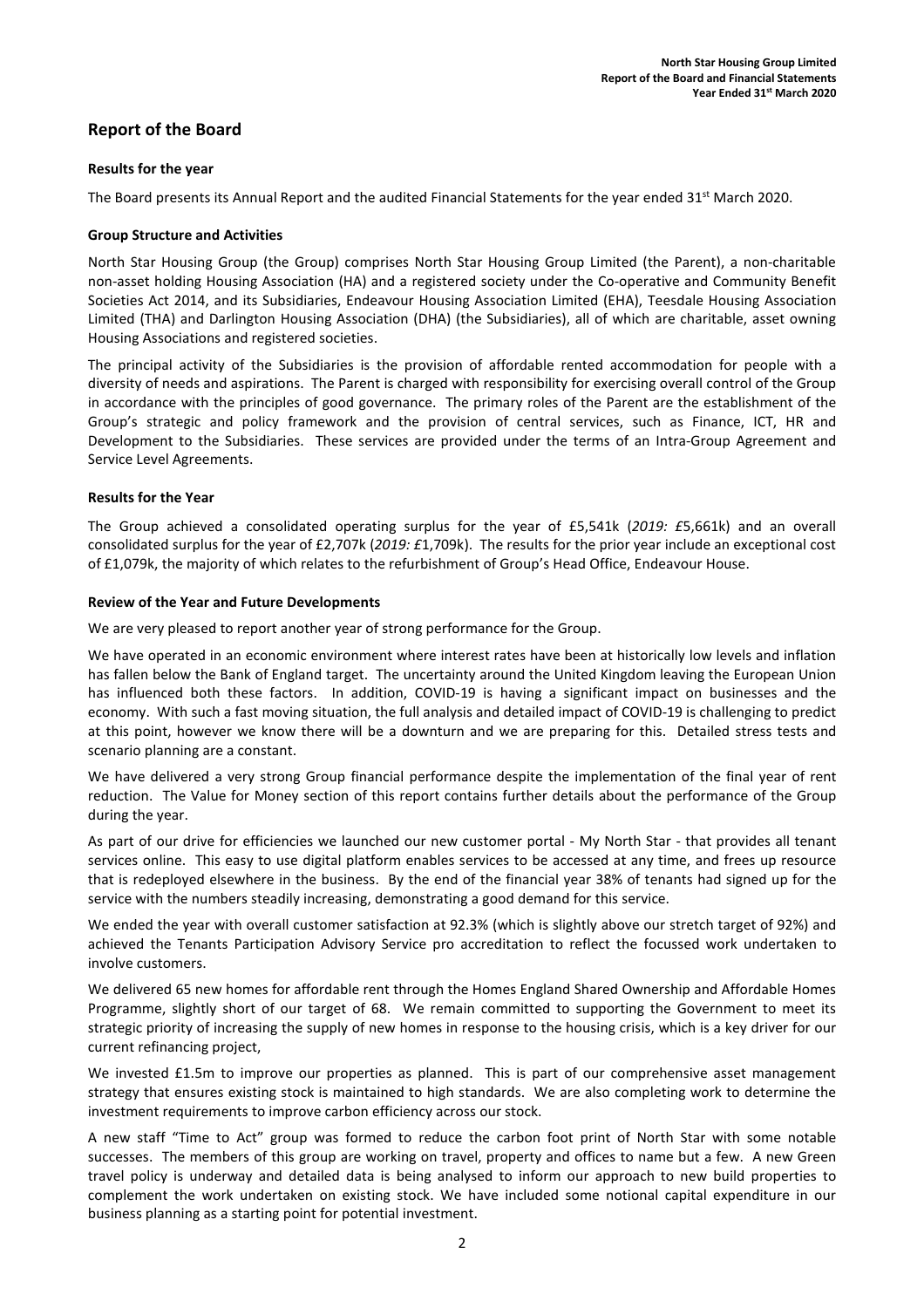## Report of the Board

**Results for the year**

The Board presents its Annual Report and the audited Financial Statements for the year ended 31st March 2020.

**Group Structure and Activities**

North Star Housing Group (the Group) comprises North Star Housing Group Limited (the Parent), a non-charitable non-asset holding Housing Association (HA) and a registered society under the Co-operative and Community Benefit Societies Act 2014, and its Subsidiaries, Endeavour Housing Association Limited (EHA), Teesdale Housing Association Limited (THA) and Darlington Housing Association (DHA) (the Subsidiaries), all of which are charitable, asset owning Housing Associations and registered societies.

The principal activity of the Subsidiaries is the provision of affordable rented accommodation for people with a diversity of needs and aspirations. The Parent is charged with responsibility for exercising overall control of the Group in accordance with the principles of good governance. The primary roles of the Parent are the establishment of the Group's strategic and policy framework and the provision of central services, such as Finance, ICT, HR and Development to the Subsidiaries. These services are provided under the terms of an Intra-Group Agreement and Service Level Agreements.

**Results for the Year**

The Group achieved a consolidated operating surplus for the year of £5,541k (*2019: £*5,661k) and an overall consolidated surplus for the year of £2,707k (*2019: £*1,709k). The results for the prior year include an exceptional cost of £1,079k, the majority of which relates to the refurbishment of Group's Head Office, Endeavour House.

**Review of the Year and Future Developments**

We are very pleased to report another year of strong performance for the Group.

We have operated in an economic environment where interest rates have been at historically low levels and inflation has fallen below the Bank of England target. The uncertainty around the United Kingdom leaving the European Union has influenced both these factors. In addition, COVID-19 is having a significant impact on businesses and the economy. With such a fast moving situation, the full analysis and detailed impact of COVID-19 is challenging to predict at this point, however we know there will be a downturn and we are preparing for this. Detailed stress tests and scenario planning are a constant.

We have delivered a very strong Group financial performance despite the implementation of the final year of rent reduction. The Value for Money section of this report contains further details about the performance of the Group during the year.

As part of our drive for efficiencies we launched our new customer portal - My North Star - that provides all tenant services online. This easy to use digital platform enables services to be accessed at any time, and frees up resource that is redeployed elsewhere in the business. By the end of the financial year 38% of tenants had signed up for the service with the numbers steadily increasing, demonstrating a good demand for this service.

We ended the year with overall customer satisfaction at 92.3% (which is slightly above our stretch target of 92%) and achieved the Tenants Participation Advisory Service pro accreditation to reflect the focussed work undertaken to involve customers.

We delivered 65 new homes for affordable rent through the Homes England Shared Ownership and Affordable Homes Programme, slightly short of our target of 68. We remain committed to supporting the Government to meet its strategic priority of increasing the supply of new homes in response to the housing crisis, which is a key driver for our current refinancing project,

We invested £1.5m to improve our properties as planned. This is part of our comprehensive asset management strategy that ensures existing stock is maintained to high standards. We are also completing work to determine the investment requirements to improve carbon efficiency across our stock.

A new staff "Time to Act" group was formed to reduce the carbon foot print of North Star with some notable successes. The members of this group are working on travel, property and offices to name but a few. A new Green travel policy is underway and detailed data is being analysed to inform our approach to new build properties to complement the work undertaken on existing stock. We have included some notional capital expenditure in our business planning as a starting point for potential investment.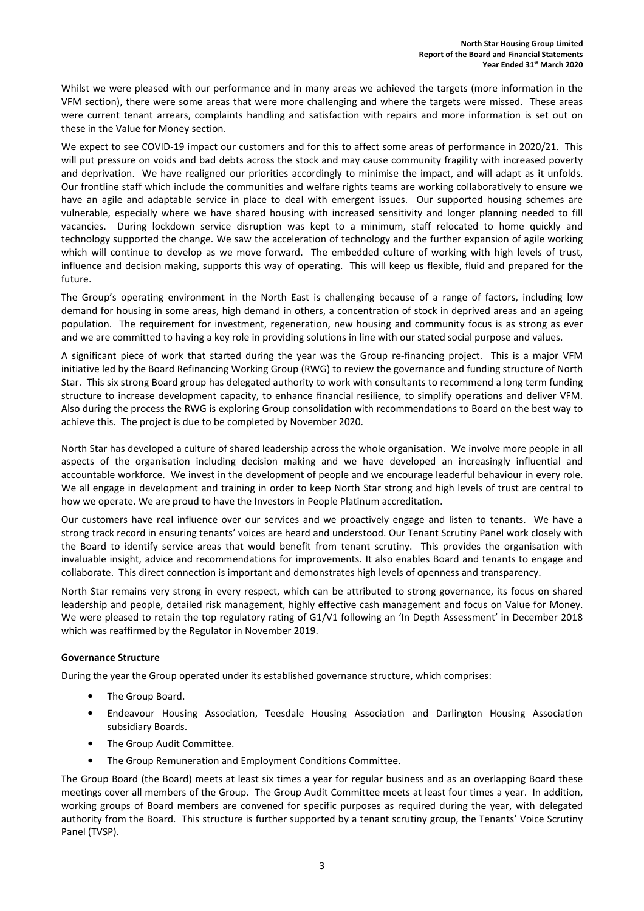Whilst we were pleased with our performance and in many areas we achieved the targets (more information in the VFM section), there were some areas that were more challenging and where the targets were missed. These areas were current tenant arrears, complaints handling and satisfaction with repairs and more information is set out on these in the Value for Money section.

We expect to see COVID-19 impact our customers and for this to affect some areas of performance in 2020/21. This will put pressure on voids and bad debts across the stock and may cause community fragility with increased poverty and deprivation. We have realigned our priorities accordingly to minimise the impact, and will adapt as it unfolds. Our frontline staff which include the communities and welfare rights teams are working collaboratively to ensure we have an agile and adaptable service in place to deal with emergent issues. Our supported housing schemes are vulnerable, especially where we have shared housing with increased sensitivity and longer planning needed to fill vacancies. During lockdown service disruption was kept to a minimum, staff relocated to home quickly and technology supported the change. We saw the acceleration of technology and the further expansion of agile working which will continue to develop as we move forward. The embedded culture of working with high levels of trust, influence and decision making, supports this way of operating. This will keep us flexible, fluid and prepared for the future.

The Group's operating environment in the North East is challenging because of a range of factors, including low demand for housing in some areas, high demand in others, a concentration of stock in deprived areas and an ageing population. The requirement for investment, regeneration, new housing and community focus is as strong as ever and we are committed to having a key role in providing solutions in line with our stated social purpose and values.

A significant piece of work that started during the year was the Group re-financing project. This is a major VFM initiative led by the Board Refinancing Working Group (RWG) to review the governance and funding structure of North Star. This six strong Board group has delegated authority to work with consultants to recommend a long term funding structure to increase development capacity, to enhance financial resilience, to simplify operations and deliver VFM. Also during the process the RWG is exploring Group consolidation with recommendations to Board on the best way to achieve this. The project is due to be completed by November 2020.

North Star has developed a culture of shared leadership across the whole organisation. We involve more people in all aspects of the organisation including decision making and we have developed an increasingly influential and accountable workforce. We invest in the development of people and we encourage leaderful behaviour in every role. We all engage in development and training in order to keep North Star strong and high levels of trust are central to how we operate. We are proud to have the Investors in People Platinum accreditation.

Our customers have real influence over our services and we proactively engage and listen to tenants. We have a strong track record in ensuring tenants' voices are heard and understood. Our Tenant Scrutiny Panel work closely with the Board to identify service areas that would benefit from tenant scrutiny. This provides the organisation with invaluable insight, advice and recommendations for improvements. It also enables Board and tenants to engage and collaborate. This direct connection is important and demonstrates high levels of openness and transparency.

North Star remains very strong in every respect, which can be attributed to strong governance, its focus on shared leadership and people, detailed risk management, highly effective cash management and focus on Value for Money. We were pleased to retain the top regulatory rating of G1/V1 following an 'In Depth Assessment' in December 2018 which was reaffirmed by the Regulator in November 2019.

**Governance Structure**

During the year the Group operated under its established governance structure, which comprises:

- The Group Board.
- Endeavour Housing Association, Teesdale Housing Association and Darlington Housing Association subsidiary Boards.
- The Group Audit Committee.
- The Group Remuneration and Employment Conditions Committee.

The Group Board (the Board) meets at least six times a year for regular business and as an overlapping Board these meetings cover all members of the Group. The Group Audit Committee meets at least four times a year. In addition, working groups of Board members are convened for specific purposes as required during the year, with delegated authority from the Board. This structure is further supported by a tenant scrutiny group, the Tenants' Voice Scrutiny Panel (TVSP).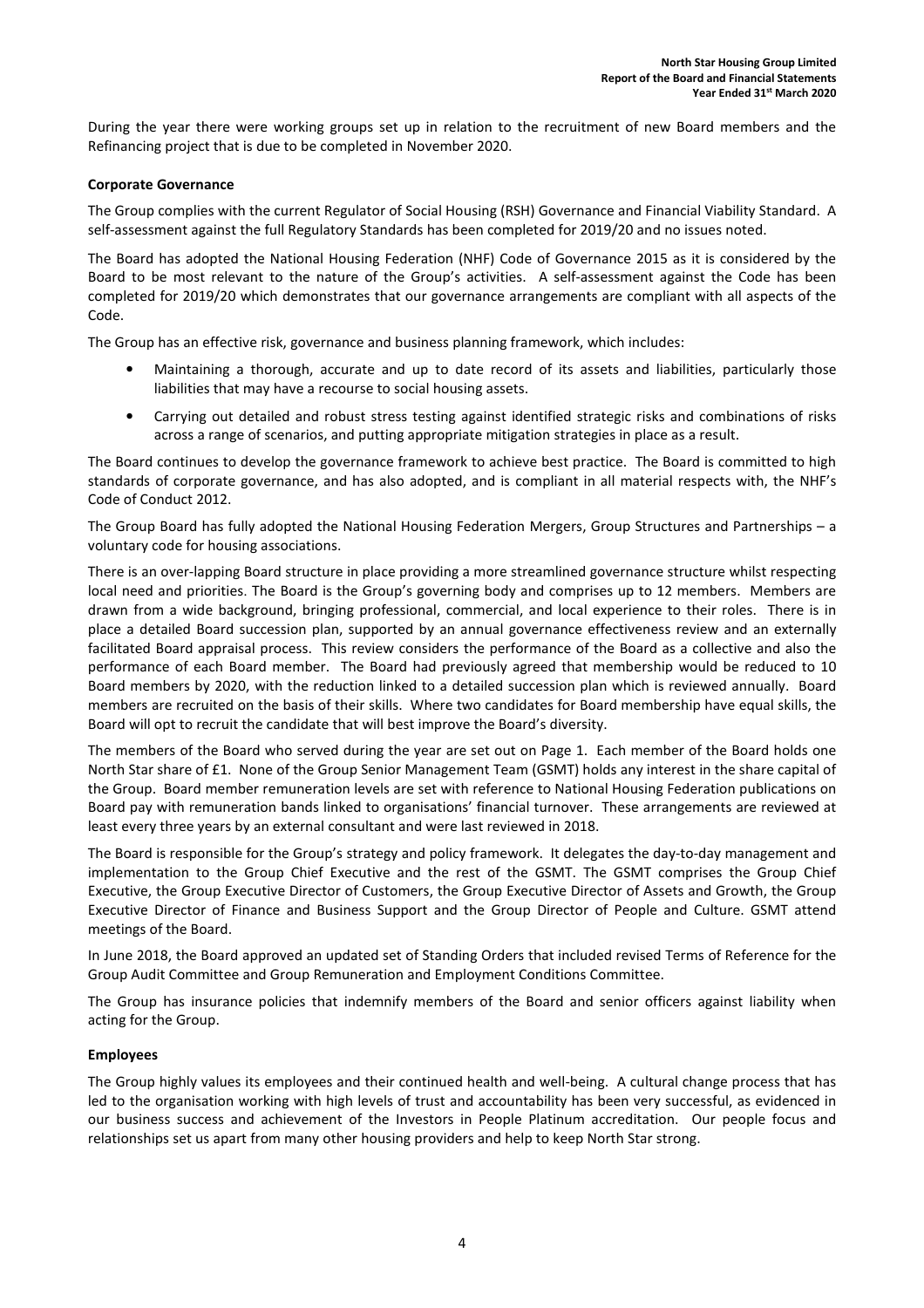During the year there were working groups set up in relation to the recruitment of new Board members and the Refinancing project that is due to be completed in November 2020.

**Corporate Governance**

The Group complies with the current Regulator of Social Housing (RSH) Governance and Financial Viability Standard. A self-assessment against the full Regulatory Standards has been completed for 2019/20 and no issues noted.

The Board has adopted the National Housing Federation (NHF) Code of Governance 2015 as it is considered by the Board to be most relevant to the nature of the Group's activities. A self-assessment against the Code has been completed for 2019/20 which demonstrates that our governance arrangements are compliant with all aspects of the Code.

The Group has an effective risk, governance and business planning framework, which includes:

- Maintaining a thorough, accurate and up to date record of its assets and liabilities, particularly those liabilities that may have a recourse to social housing assets.
- Carrying out detailed and robust stress testing against identified strategic risks and combinations of risks across a range of scenarios, and putting appropriate mitigation strategies in place as a result.

The Board continues to develop the governance framework to achieve best practice. The Board is committed to high standards of corporate governance, and has also adopted, and is compliant in all material respects with, the NHF's Code of Conduct 2012.

The Group Board has fully adopted the National Housing Federation Mergers, Group Structures and Partnerships – a voluntary code for housing associations.

There is an over-lapping Board structure in place providing a more streamlined governance structure whilst respecting local need and priorities. The Board is the Group's governing body and comprises up to 12 members. Members are drawn from a wide background, bringing professional, commercial, and local experience to their roles. There is in place a detailed Board succession plan, supported by an annual governance effectiveness review and an externally facilitated Board appraisal process. This review considers the performance of the Board as a collective and also the performance of each Board member. The Board had previously agreed that membership would be reduced to 10 Board members by 2020, with the reduction linked to a detailed succession plan which is reviewed annually. Board members are recruited on the basis of their skills. Where two candidates for Board membership have equal skills, the Board will opt to recruit the candidate that will best improve the Board's diversity.

The members of the Board who served during the year are set out on Page 1. Each member of the Board holds one North Star share of £1. None of the Group Senior Management Team (GSMT) holds any interest in the share capital of the Group. Board member remuneration levels are set with reference to National Housing Federation publications on Board pay with remuneration bands linked to organisations' financial turnover. These arrangements are reviewed at least every three years by an external consultant and were last reviewed in 2018.

The Board is responsible for the Group's strategy and policy framework. It delegates the day-to-day management and implementation to the Group Chief Executive and the rest of the GSMT. The GSMT comprises the Group Chief Executive, the Group Executive Director of Customers, the Group Executive Director of Assets and Growth, the Group Executive Director of Finance and Business Support and the Group Director of People and Culture. GSMT attend meetings of the Board.

In June 2018, the Board approved an updated set of Standing Orders that included revised Terms of Reference for the Group Audit Committee and Group Remuneration and Employment Conditions Committee.

The Group has insurance policies that indemnify members of the Board and senior officers against liability when acting for the Group.

**Employees**

The Group highly values its employees and their continued health and well-being. A cultural change process that has led to the organisation working with high levels of trust and accountability has been very successful, as evidenced in our business success and achievement of the Investors in People Platinum accreditation. Our people focus and relationships set us apart from many other housing providers and help to keep North Star strong.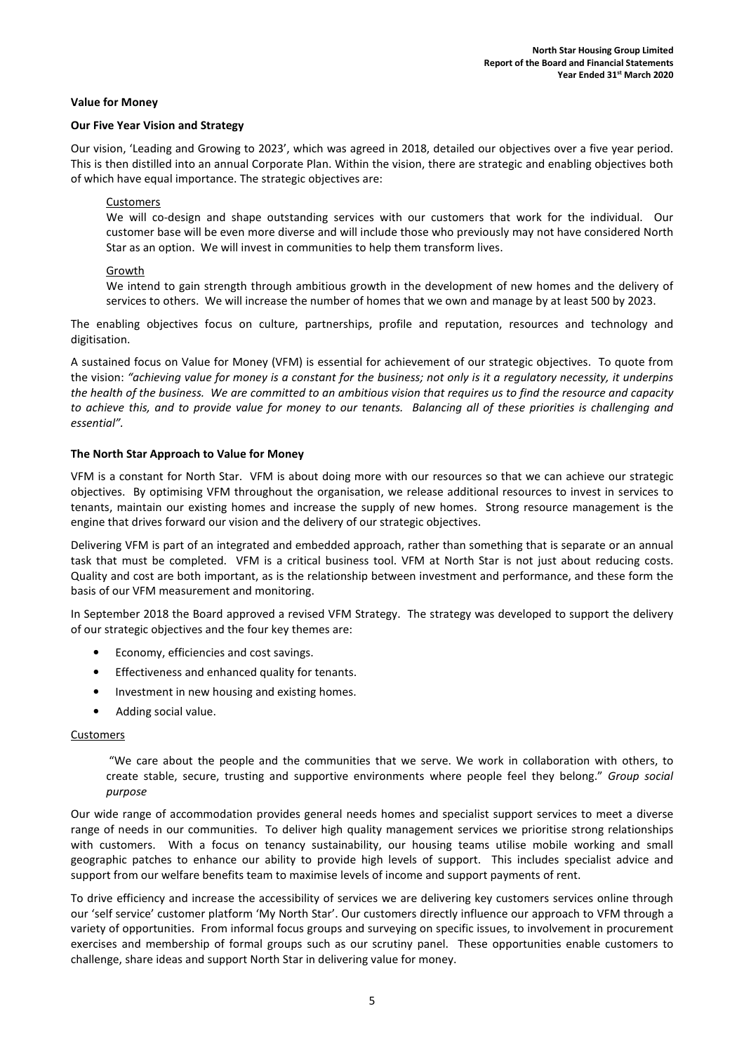## Value for Money

### Our Five Year Vision and Strategy

Our vision, 'Leading and Growing to 2023', which was agreed in 2018, detailed our objectives over a five year period. This is then distilled into an annual Corporate Plan. Within the vision, there are strategic and enabling objectives both of which have equal importance. The strategic objectives are:

> Customers
>
> We will co-design and shape outstanding services with our customers that work for the individual. Our customer base will be even more diverse and will include those who previously may not have considered North Star as an option. We will invest in communities to help them transform lives.
>
> Growth
>
> We intend to gain strength through ambitious growth in the development of new homes and the delivery of services to others. We will increase the number of homes that we own and manage by at least 500 by 2023.

The enabling objectives focus on culture, partnerships, profile and reputation, resources and technology and digitisation.

A sustained focus on Value for Money (VFM) is essential for achievement of our strategic objectives. To quote from the vision: *"achieving value for money is a constant for the business; not only is it a regulatory necessity, it underpins the health of the business. We are committed to an ambitious vision that requires us to find the resource and capacity to achieve this, and to provide value for money to our tenants. Balancing all of these priorities is challenging and essential".*

### The North Star Approach to Value for Money

VFM is a constant for North Star. VFM is about doing more with our resources so that we can achieve our strategic objectives. By optimising VFM throughout the organisation, we release additional resources to invest in services to tenants, maintain our existing homes and increase the supply of new homes. Strong resource management is the engine that drives forward our vision and the delivery of our strategic objectives.

Delivering VFM is part of an integrated and embedded approach, rather than something that is separate or an annual task that must be completed. VFM is a critical business tool. VFM at North Star is not just about reducing costs. Quality and cost are both important, as is the relationship between investment and performance, and these form the basis of our VFM measurement and monitoring.

In September 2018 the Board approved a revised VFM Strategy. The strategy was developed to support the delivery of our strategic objectives and the four key themes are:

- Economy, efficiencies and cost savings.
- Effectiveness and enhanced quality for tenants.
- Investment in new housing and existing homes.
- Adding social value.

Customers

> "We care about the people and the communities that we serve. We work in collaboration with others, to create stable, secure, trusting and supportive environments where people feel they belong." *Group social purpose*

Our wide range of accommodation provides general needs homes and specialist support services to meet a diverse range of needs in our communities. To deliver high quality management services we prioritise strong relationships with customers. With a focus on tenancy sustainability, our housing teams utilise mobile working and small geographic patches to enhance our ability to provide high levels of support. This includes specialist advice and support from our welfare benefits team to maximise levels of income and support payments of rent.

To drive efficiency and increase the accessibility of services we are delivering key customers services online through our 'self service' customer platform 'My North Star'. Our customers directly influence our approach to VFM through a variety of opportunities. From informal focus groups and surveying on specific issues, to involvement in procurement exercises and membership of formal groups such as our scrutiny panel. These opportunities enable customers to challenge, share ideas and support North Star in delivering value for money.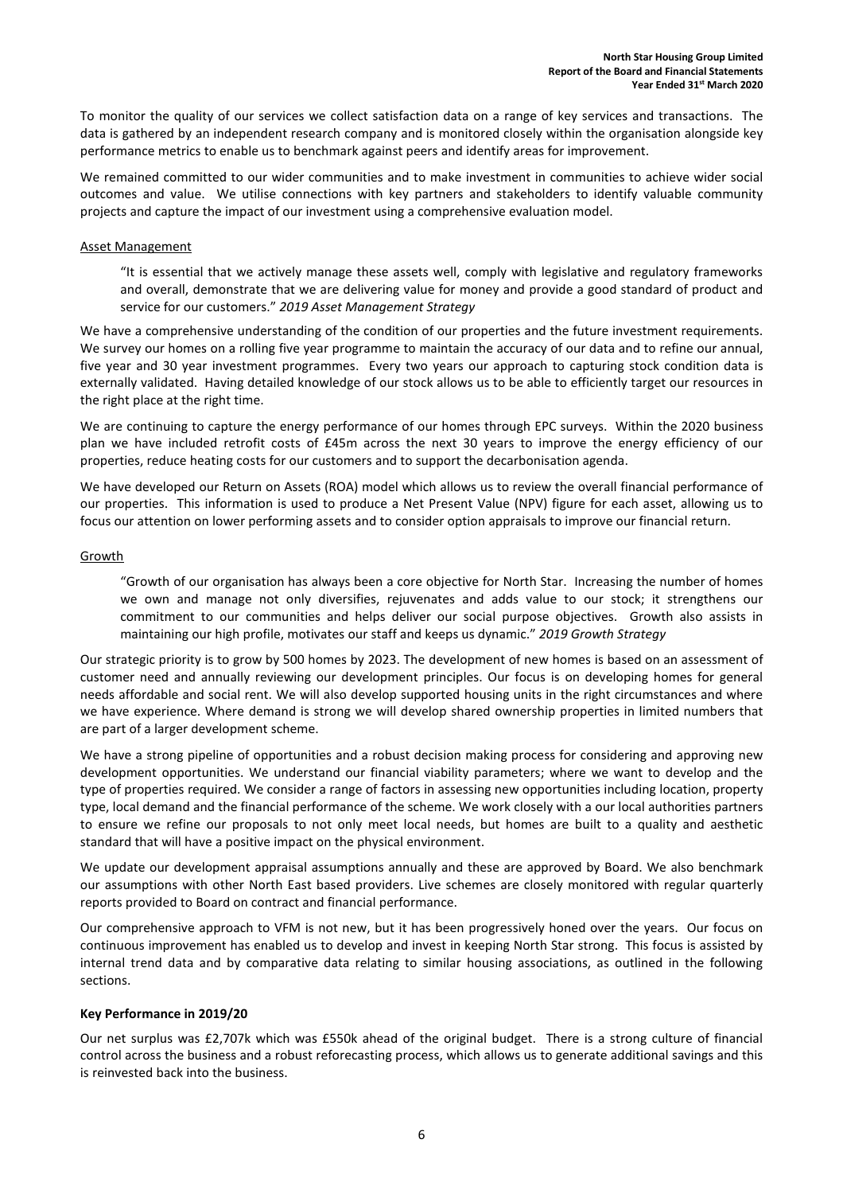To monitor the quality of our services we collect satisfaction data on a range of key services and transactions. The data is gathered by an independent research company and is monitored closely within the organisation alongside key performance metrics to enable us to benchmark against peers and identify areas for improvement.

We remained committed to our wider communities and to make investment in communities to achieve wider social outcomes and value. We utilise connections with key partners and stakeholders to identify valuable community projects and capture the impact of our investment using a comprehensive evaluation model.

Asset Management

> "It is essential that we actively manage these assets well, comply with legislative and regulatory frameworks and overall, demonstrate that we are delivering value for money and provide a good standard of product and service for our customers." *2019 Asset Management Strategy*

We have a comprehensive understanding of the condition of our properties and the future investment requirements. We survey our homes on a rolling five year programme to maintain the accuracy of our data and to refine our annual, five year and 30 year investment programmes. Every two years our approach to capturing stock condition data is externally validated. Having detailed knowledge of our stock allows us to be able to efficiently target our resources in the right place at the right time.

We are continuing to capture the energy performance of our homes through EPC surveys. Within the 2020 business plan we have included retrofit costs of £45m across the next 30 years to improve the energy efficiency of our properties, reduce heating costs for our customers and to support the decarbonisation agenda.

We have developed our Return on Assets (ROA) model which allows us to review the overall financial performance of our properties. This information is used to produce a Net Present Value (NPV) figure for each asset, allowing us to focus our attention on lower performing assets and to consider option appraisals to improve our financial return.

Growth

> "Growth of our organisation has always been a core objective for North Star. Increasing the number of homes we own and manage not only diversifies, rejuvenates and adds value to our stock; it strengthens our commitment to our communities and helps deliver our social purpose objectives. Growth also assists in maintaining our high profile, motivates our staff and keeps us dynamic." *2019 Growth Strategy*

Our strategic priority is to grow by 500 homes by 2023. The development of new homes is based on an assessment of customer need and annually reviewing our development principles. Our focus is on developing homes for general needs affordable and social rent. We will also develop supported housing units in the right circumstances and where we have experience. Where demand is strong we will develop shared ownership properties in limited numbers that are part of a larger development scheme.

We have a strong pipeline of opportunities and a robust decision making process for considering and approving new development opportunities. We understand our financial viability parameters; where we want to develop and the type of properties required. We consider a range of factors in assessing new opportunities including location, property type, local demand and the financial performance of the scheme. We work closely with a our local authorities partners to ensure we refine our proposals to not only meet local needs, but homes are built to a quality and aesthetic standard that will have a positive impact on the physical environment.

We update our development appraisal assumptions annually and these are approved by Board. We also benchmark our assumptions with other North East based providers. Live schemes are closely monitored with regular quarterly reports provided to Board on contract and financial performance.

Our comprehensive approach to VFM is not new, but it has been progressively honed over the years. Our focus on continuous improvement has enabled us to develop and invest in keeping North Star strong. This focus is assisted by internal trend data and by comparative data relating to similar housing associations, as outlined in the following sections.

**Key Performance in 2019/20**

Our net surplus was £2,707k which was £550k ahead of the original budget. There is a strong culture of financial control across the business and a robust reforecasting process, which allows us to generate additional savings and this is reinvested back into the business.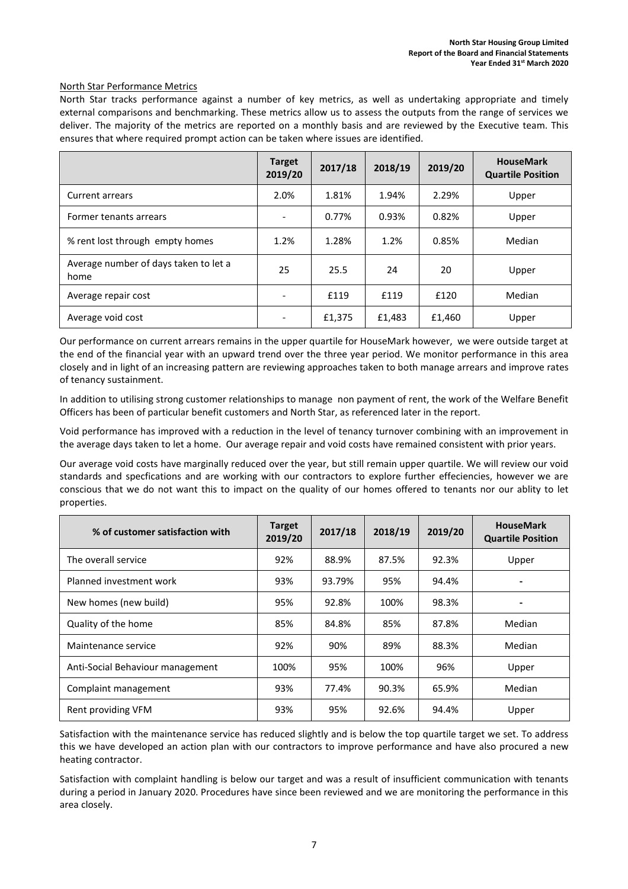North Star Performance Metrics

North Star tracks performance against a number of key metrics, as well as undertaking appropriate and timely external comparisons and benchmarking. These metrics allow us to assess the outputs from the range of services we deliver. The majority of the metrics are reported on a monthly basis and are reviewed by the Executive team. This ensures that where required prompt action can be taken where issues are identified.

| | Target 2019/20 | 2017/18 | 2018/19 | 2019/20 | HouseMark Quartile Position |
|---|---|---|---|---|---|
| Current arrears | 2.0% | 1.81% | 1.94% | 2.29% | Upper |
| Former tenants arrears | - | 0.77% | 0.93% | 0.82% | Upper |
| % rent lost through empty homes | 1.2% | 1.28% | 1.2% | 0.85% | Median |
| Average number of days taken to let a home | 25 | 25.5 | 24 | 20 | Upper |
| Average repair cost | - | £119 | £119 | £120 | Median |
| Average void cost | - | £1,375 | £1,483 | £1,460 | Upper |

Our performance on current arrears remains in the upper quartile for HouseMark however, we were outside target at the end of the financial year with an upward trend over the three year period. We monitor performance in this area closely and in light of an increasing pattern are reviewing approaches taken to both manage arrears and improve rates of tenancy sustainment.

In addition to utilising strong customer relationships to manage non payment of rent, the work of the Welfare Benefit Officers has been of particular benefit customers and North Star, as referenced later in the report.

Void performance has improved with a reduction in the level of tenancy turnover combining with an improvement in the average days taken to let a home. Our average repair and void costs have remained consistent with prior years.

Our average void costs have marginally reduced over the year, but still remain upper quartile. We will review our void standards and specfications and are working with our contractors to explore further effeciencies, however we are conscious that we do not want this to impact on the quality of our homes offered to tenants nor our ablity to let properties.

| % of customer satisfaction with | Target 2019/20 | 2017/18 | 2018/19 | 2019/20 | HouseMark Quartile Position |
|---|---|---|---|---|---|
| The overall service | 92% | 88.9% | 87.5% | 92.3% | Upper |
| Planned investment work | 93% | 93.79% | 95% | 94.4% | - |
| New homes (new build) | 95% | 92.8% | 100% | 98.3% | - |
| Quality of the home | 85% | 84.8% | 85% | 87.8% | Median |
| Maintenance service | 92% | 90% | 89% | 88.3% | Median |
| Anti-Social Behaviour management | 100% | 95% | 100% | 96% | Upper |
| Complaint management | 93% | 77.4% | 90.3% | 65.9% | Median |
| Rent providing VFM | 93% | 95% | 92.6% | 94.4% | Upper |

Satisfaction with the maintenance service has reduced slightly and is below the top quartile target we set. To address this we have developed an action plan with our contractors to improve performance and have also procured a new heating contractor.

Satisfaction with complaint handling is below our target and was a result of insufficient communication with tenants during a period in January 2020. Procedures have since been reviewed and we are monitoring the performance in this area closely.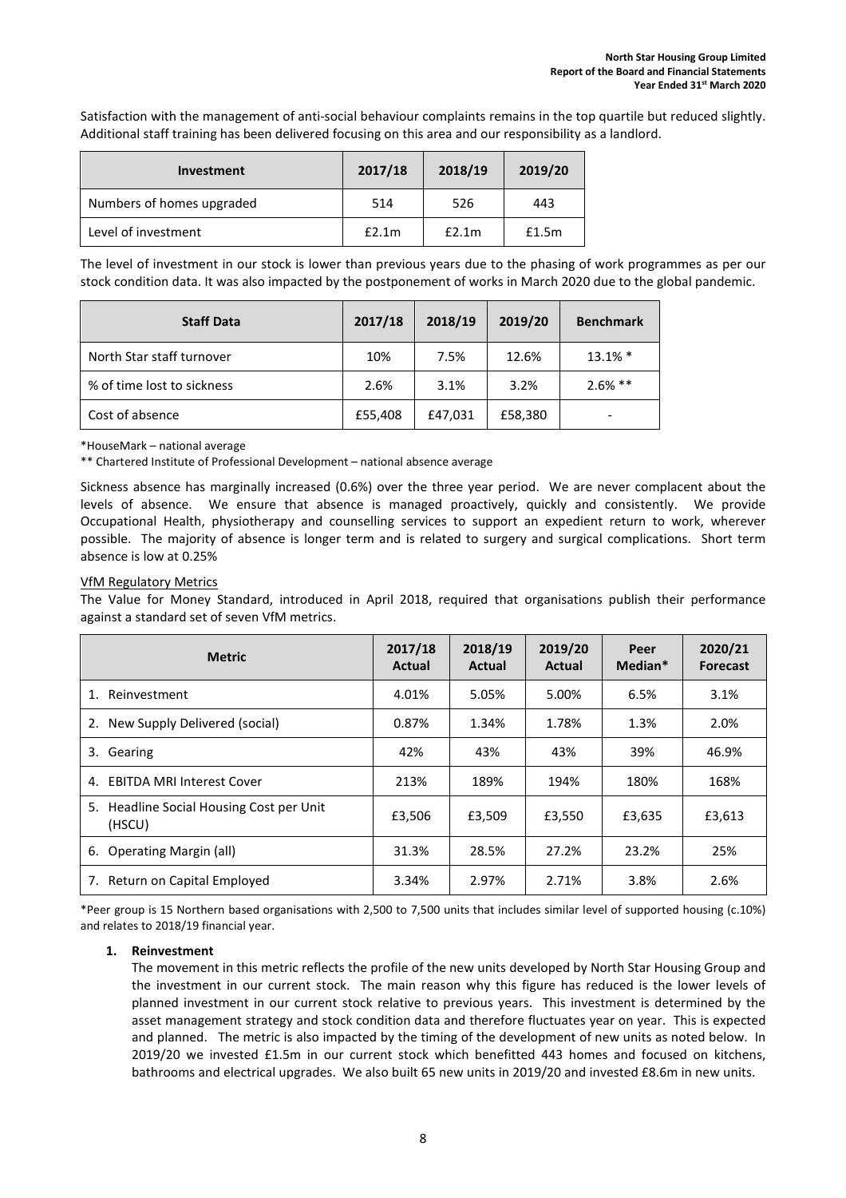Satisfaction with the management of anti-social behaviour complaints remains in the top quartile but reduced slightly. Additional staff training has been delivered focusing on this area and our responsibility as a landlord.

| Investment | 2017/18 | 2018/19 | 2019/20 |
|---|---|---|---|
| Numbers of homes upgraded | 514 | 526 | 443 |
| Level of investment | £2.1m | £2.1m | £1.5m |

The level of investment in our stock is lower than previous years due to the phasing of work programmes as per our stock condition data. It was also impacted by the postponement of works in March 2020 due to the global pandemic.

| Staff Data | 2017/18 | 2018/19 | 2019/20 | Benchmark |
|---|---|---|---|---|
| North Star staff turnover | 10% | 7.5% | 12.6% | 13.1% * |
| % of time lost to sickness | 2.6% | 3.1% | 3.2% | 2.6% ** |
| Cost of absence | £55,408 | £47,031 | £58,380 | - |

*HouseMark – national average

** Chartered Institute of Professional Development – national absence average

Sickness absence has marginally increased (0.6%) over the three year period. We are never complacent about the levels of absence. We ensure that absence is managed proactively, quickly and consistently. We provide Occupational Health, physiotherapy and counselling services to support an expedient return to work, wherever possible. The majority of absence is longer term and is related to surgery and surgical complications. Short term absence is low at 0.25%

VfM Regulatory Metrics

The Value for Money Standard, introduced in April 2018, required that organisations publish their performance against a standard set of seven VfM metrics.

| Metric | 2017/18 Actual | 2018/19 Actual | 2019/20 Actual | Peer Median* | 2020/21 Forecast |
|---|---|---|---|---|---|
| 1. Reinvestment | 4.01% | 5.05% | 5.00% | 6.5% | 3.1% |
| 2. New Supply Delivered (social) | 0.87% | 1.34% | 1.78% | 1.3% | 2.0% |
| 3. Gearing | 42% | 43% | 43% | 39% | 46.9% |
| 4. EBITDA MRI Interest Cover | 213% | 189% | 194% | 180% | 168% |
| 5. Headline Social Housing Cost per Unit (HSCU) | £3,506 | £3,509 | £3,550 | £3,635 | £3,613 |
| 6. Operating Margin (all) | 31.3% | 28.5% | 27.2% | 23.2% | 25% |
| 7. Return on Capital Employed | 3.34% | 2.97% | 2.71% | 3.8% | 2.6% |

*Peer group is 15 Northern based organisations with 2,500 to 7,500 units that includes similar level of supported housing (c.10%) and relates to 2018/19 financial year.

**1. Reinvestment**

The movement in this metric reflects the profile of the new units developed by North Star Housing Group and the investment in our current stock. The main reason why this figure has reduced is the lower levels of planned investment in our current stock relative to previous years. This investment is determined by the asset management strategy and stock condition data and therefore fluctuates year on year. This is expected and planned. The metric is also impacted by the timing of the development of new units as noted below. In 2019/20 we invested £1.5m in our current stock which benefitted 443 homes and focused on kitchens, bathrooms and electrical upgrades. We also built 65 new units in 2019/20 and invested £8.6m in new units.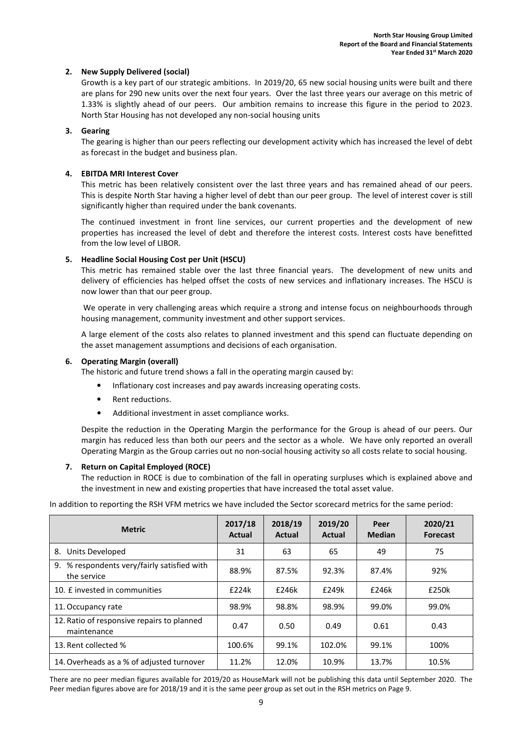**2. New Supply Delivered (social)**

Growth is a key part of our strategic ambitions. In 2019/20, 65 new social housing units were built and there are plans for 290 new units over the next four years. Over the last three years our average on this metric of 1.33% is slightly ahead of our peers. Our ambition remains to increase this figure in the period to 2023. North Star Housing has not developed any non-social housing units

**3. Gearing**

The gearing is higher than our peers reflecting our development activity which has increased the level of debt as forecast in the budget and business plan.

**4. EBITDA MRI Interest Cover**

This metric has been relatively consistent over the last three years and has remained ahead of our peers. This is despite North Star having a higher level of debt than our peer group. The level of interest cover is still significantly higher than required under the bank covenants.

The continued investment in front line services, our current properties and the development of new properties has increased the level of debt and therefore the interest costs. Interest costs have benefitted from the low level of LIBOR.

**5. Headline Social Housing Cost per Unit (HSCU)**

This metric has remained stable over the last three financial years. The development of new units and delivery of efficiencies has helped offset the costs of new services and inflationary increases. The HSCU is now lower than that our peer group.

We operate in very challenging areas which require a strong and intense focus on neighbourhoods through housing management, community investment and other support services.

A large element of the costs also relates to planned investment and this spend can fluctuate depending on the asset management assumptions and decisions of each organisation.

**6. Operating Margin (overall)**

The historic and future trend shows a fall in the operating margin caused by:

- Inflationary cost increases and pay awards increasing operating costs.
- Rent reductions.
- Additional investment in asset compliance works.

Despite the reduction in the Operating Margin the performance for the Group is ahead of our peers. Our margin has reduced less than both our peers and the sector as a whole. We have only reported an overall Operating Margin as the Group carries out no non-social housing activity so all costs relate to social housing.

**7. Return on Capital Employed (ROCE)**

The reduction in ROCE is due to combination of the fall in operating surpluses which is explained above and the investment in new and existing properties that have increased the total asset value.

In addition to reporting the RSH VFM metrics we have included the Sector scorecard metrics for the same period:

| Metric | 2017/18 Actual | 2018/19 Actual | 2019/20 Actual | Peer Median | 2020/21 Forecast |
|---|---|---|---|---|---|
| 8. Units Developed | 31 | 63 | 65 | 49 | 75 |
| 9. % respondents very/fairly satisfied with the service | 88.9% | 87.5% | 92.3% | 87.4% | 92% |
| 10. £ invested in communities | £224k | £246k | £249k | £246k | £250k |
| 11. Occupancy rate | 98.9% | 98.8% | 98.9% | 99.0% | 99.0% |
| 12. Ratio of responsive repairs to planned maintenance | 0.47 | 0.50 | 0.49 | 0.61 | 0.43 |
| 13. Rent collected % | 100.6% | 99.1% | 102.0% | 99.1% | 100% |
| 14. Overheads as a % of adjusted turnover | 11.2% | 12.0% | 10.9% | 13.7% | 10.5% |

There are no peer median figures available for 2019/20 as HouseMark will not be publishing this data until September 2020. The Peer median figures above are for 2018/19 and it is the same peer group as set out in the RSH metrics on Page 9.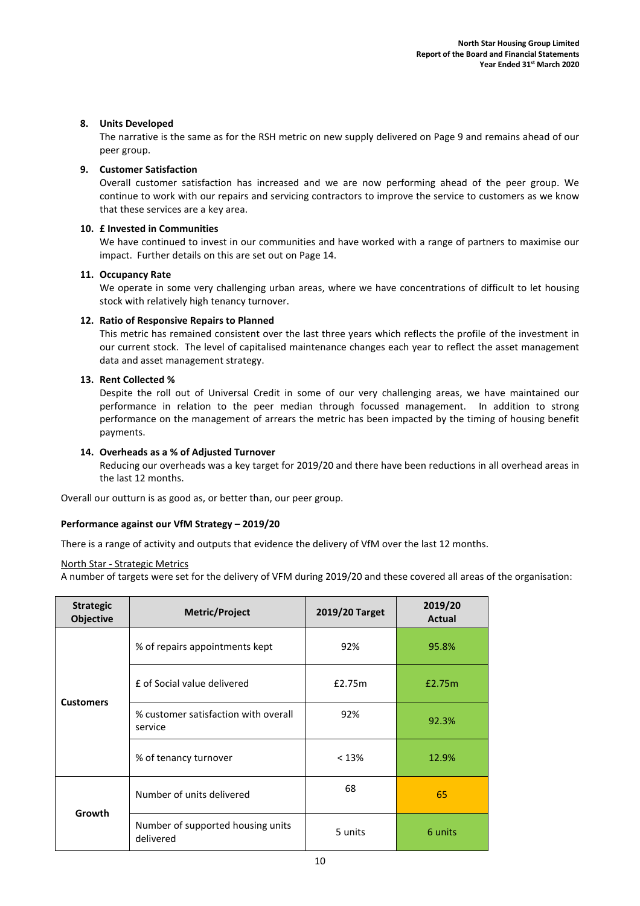8. **Units Developed**
   The narrative is the same as for the RSH metric on new supply delivered on Page 9 and remains ahead of our peer group.

9. **Customer Satisfaction**
   Overall customer satisfaction has increased and we are now performing ahead of the peer group. We continue to work with our repairs and servicing contractors to improve the service to customers as we know that these services are a key area.

10. **£ Invested in Communities**
    We have continued to invest in our communities and have worked with a range of partners to maximise our impact. Further details on this are set out on Page 14.

11. **Occupancy Rate**
    We operate in some very challenging urban areas, where we have concentrations of difficult to let housing stock with relatively high tenancy turnover.

12. **Ratio of Responsive Repairs to Planned**
    This metric has remained consistent over the last three years which reflects the profile of the investment in our current stock. The level of capitalised maintenance changes each year to reflect the asset management data and asset management strategy.

13. **Rent Collected %**
    Despite the roll out of Universal Credit in some of our very challenging areas, we have maintained our performance in relation to the peer median through focussed management. In addition to strong performance on the management of arrears the metric has been impacted by the timing of housing benefit payments.

14. **Overheads as a % of Adjusted Turnover**
    Reducing our overheads was a key target for 2019/20 and there have been reductions in all overhead areas in the last 12 months.

Overall our outturn is as good as, or better than, our peer group.

**Performance against our VfM Strategy – 2019/20**

There is a range of activity and outputs that evidence the delivery of VfM over the last 12 months.

North Star - Strategic Metrics

A number of targets were set for the delivery of VFM during 2019/20 and these covered all areas of the organisation:

| Strategic Objective | Metric/Project | 2019/20 Target | 2019/20 Actual |
|---|---|---|---|
| Customers | % of repairs appointments kept | 92% | 95.8% |
| | £ of Social value delivered | £2.75m | £2.75m |
| | % customer satisfaction with overall service | 92% | 92.3% |
| | % of tenancy turnover | < 13% | 12.9% |
| Growth | Number of units delivered | 68 | 65 |
| | Number of supported housing units delivered | 5 units | 6 units |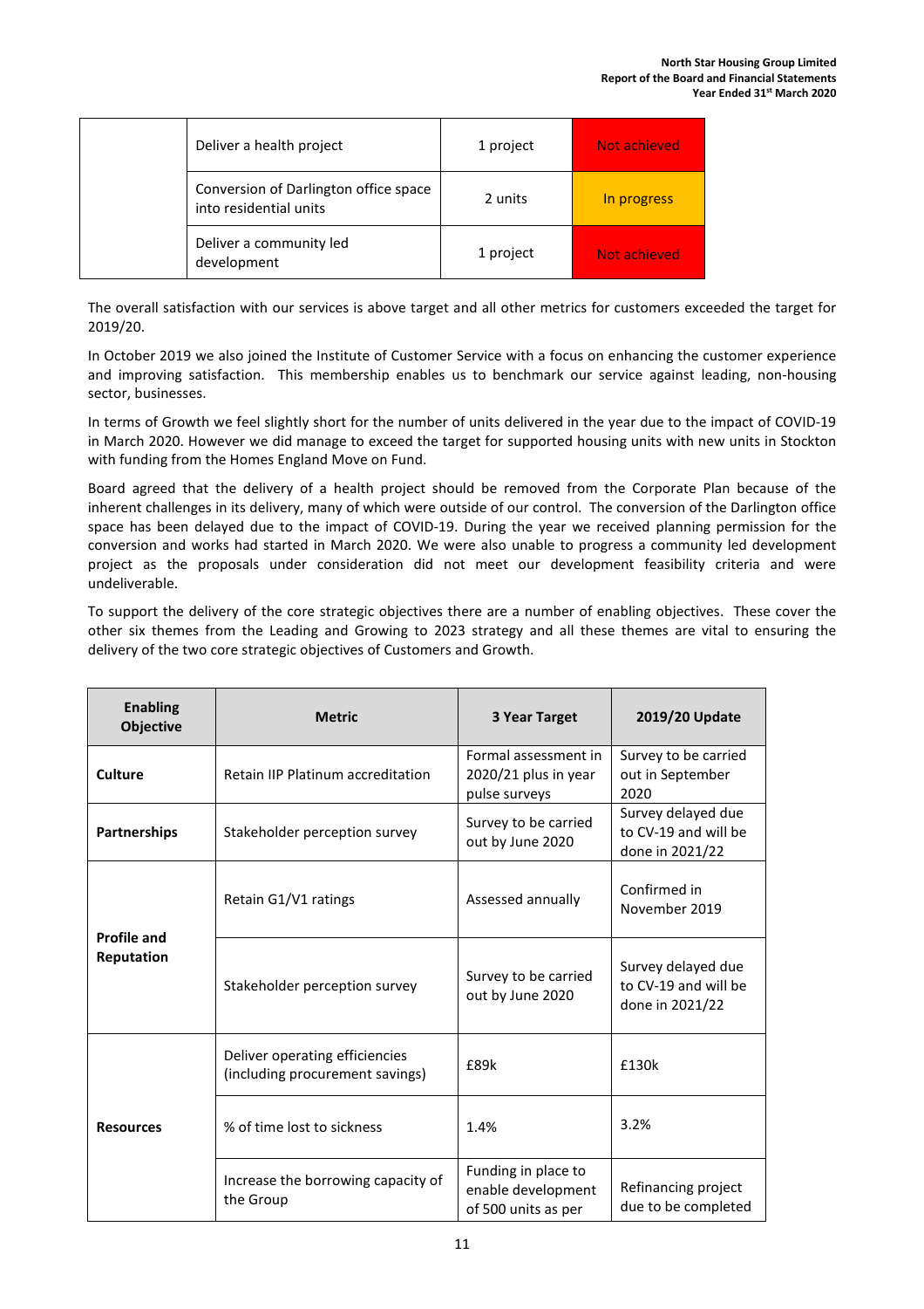| | | | |
|---|---|---|---|
| | Deliver a health project | 1 project | Not achieved |
| | Conversion of Darlington office space into residential units | 2 units | In progress |
| | Deliver a community led development | 1 project | Not achieved |

The overall satisfaction with our services is above target and all other metrics for customers exceeded the target for 2019/20.

In October 2019 we also joined the Institute of Customer Service with a focus on enhancing the customer experience and improving satisfaction. This membership enables us to benchmark our service against leading, non-housing sector, businesses.

In terms of Growth we feel slightly short for the number of units delivered in the year due to the impact of COVID-19 in March 2020. However we did manage to exceed the target for supported housing units with new units in Stockton with funding from the Homes England Move on Fund.

Board agreed that the delivery of a health project should be removed from the Corporate Plan because of the inherent challenges in its delivery, many of which were outside of our control. The conversion of the Darlington office space has been delayed due to the impact of COVID-19. During the year we received planning permission for the conversion and works had started in March 2020. We were also unable to progress a community led development project as the proposals under consideration did not meet our development feasibility criteria and were undeliverable.

To support the delivery of the core strategic objectives there are a number of enabling objectives. These cover the other six themes from the Leading and Growing to 2023 strategy and all these themes are vital to ensuring the delivery of the two core strategic objectives of Customers and Growth.

| Enabling Objective | Metric | 3 Year Target | 2019/20 Update |
|---|---|---|---|
| **Culture** | Retain IIP Platinum accreditation | Formal assessment in 2020/21 plus in year pulse surveys | Survey to be carried out in September 2020 |
| **Partnerships** | Stakeholder perception survey | Survey to be carried out by June 2020 | Survey delayed due to CV-19 and will be done in 2021/22 |
| **Profile and Reputation** | Retain G1/V1 ratings | Assessed annually | Confirmed in November 2019 |
| | Stakeholder perception survey | Survey to be carried out by June 2020 | Survey delayed due to CV-19 and will be done in 2021/22 |
| **Resources** | Deliver operating efficiencies (including procurement savings) | £89k | £130k |
| | % of time lost to sickness | 1.4% | 3.2% |
| | Increase the borrowing capacity of the Group | Funding in place to enable development of 500 units as per | Refinancing project due to be completed |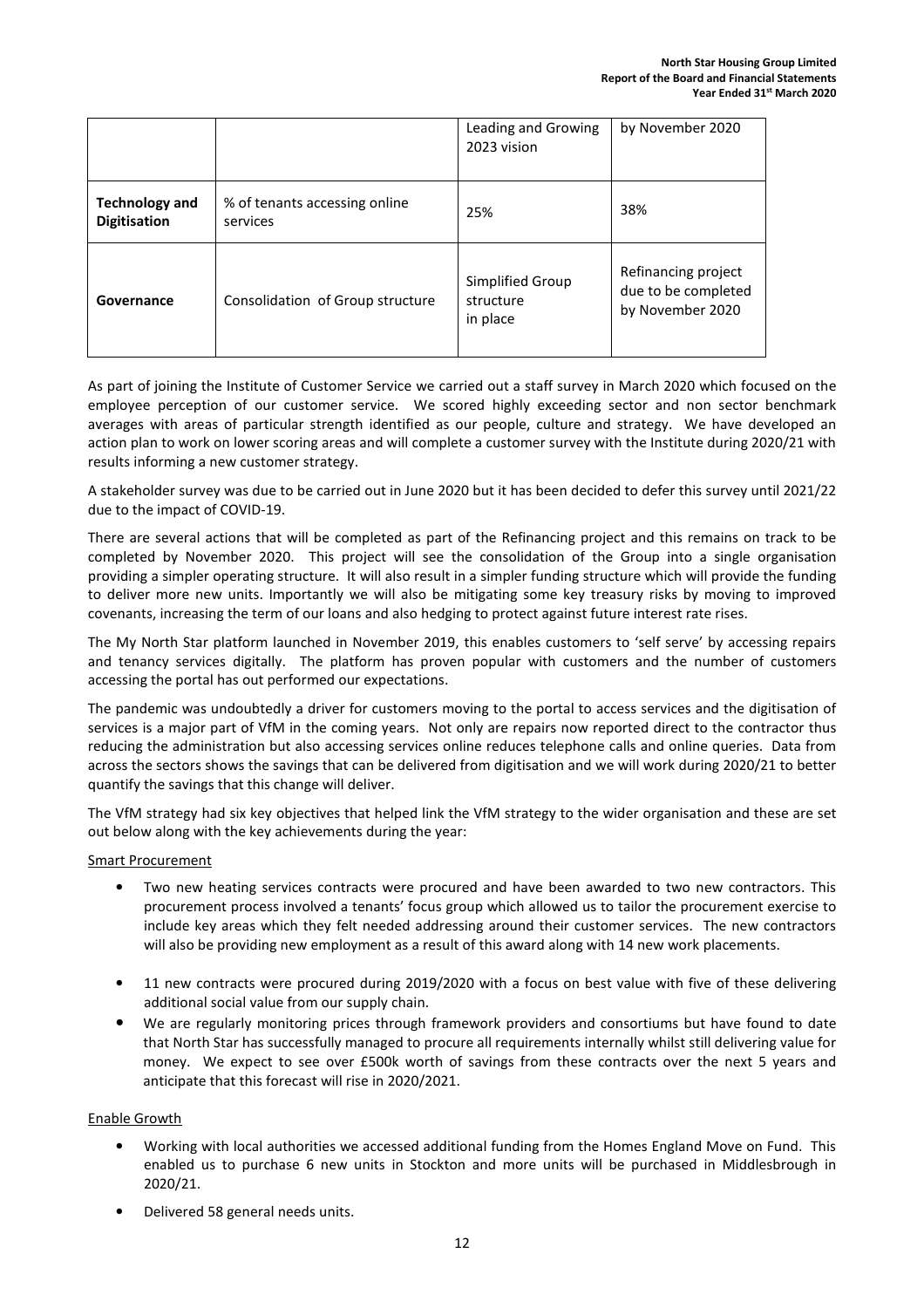| | | | |
|---|---|---|---|
| | | Leading and Growing 2023 vision | by November 2020 |
| **Technology and Digitisation** | % of tenants accessing online services | 25% | 38% |
| **Governance** | Consolidation of Group structure | Simplified Group structure in place | Refinancing project due to be completed by November 2020 |

As part of joining the Institute of Customer Service we carried out a staff survey in March 2020 which focused on the employee perception of our customer service. We scored highly exceeding sector and non sector benchmark averages with areas of particular strength identified as our people, culture and strategy. We have developed an action plan to work on lower scoring areas and will complete a customer survey with the Institute during 2020/21 with results informing a new customer strategy.

A stakeholder survey was due to be carried out in June 2020 but it has been decided to defer this survey until 2021/22 due to the impact of COVID-19.

There are several actions that will be completed as part of the Refinancing project and this remains on track to be completed by November 2020. This project will see the consolidation of the Group into a single organisation providing a simpler operating structure. It will also result in a simpler funding structure which will provide the funding to deliver more new units. Importantly we will also be mitigating some key treasury risks by moving to improved covenants, increasing the term of our loans and also hedging to protect against future interest rate rises.

The My North Star platform launched in November 2019, this enables customers to 'self serve' by accessing repairs and tenancy services digitally. The platform has proven popular with customers and the number of customers accessing the portal has out performed our expectations.

The pandemic was undoubtedly a driver for customers moving to the portal to access services and the digitisation of services is a major part of VfM in the coming years. Not only are repairs now reported direct to the contractor thus reducing the administration but also accessing services online reduces telephone calls and online queries. Data from across the sectors shows the savings that can be delivered from digitisation and we will work during 2020/21 to better quantify the savings that this change will deliver.

The VfM strategy had six key objectives that helped link the VfM strategy to the wider organisation and these are set out below along with the key achievements during the year:

Smart Procurement

- Two new heating services contracts were procured and have been awarded to two new contractors. This procurement process involved a tenants' focus group which allowed us to tailor the procurement exercise to include key areas which they felt needed addressing around their customer services. The new contractors will also be providing new employment as a result of this award along with 14 new work placements.
- 11 new contracts were procured during 2019/2020 with a focus on best value with five of these delivering additional social value from our supply chain.
- We are regularly monitoring prices through framework providers and consortiums but have found to date that North Star has successfully managed to procure all requirements internally whilst still delivering value for money. We expect to see over £500k worth of savings from these contracts over the next 5 years and anticipate that this forecast will rise in 2020/2021.

Enable Growth

- Working with local authorities we accessed additional funding from the Homes England Move on Fund. This enabled us to purchase 6 new units in Stockton and more units will be purchased in Middlesbrough in 2020/21.
- Delivered 58 general needs units.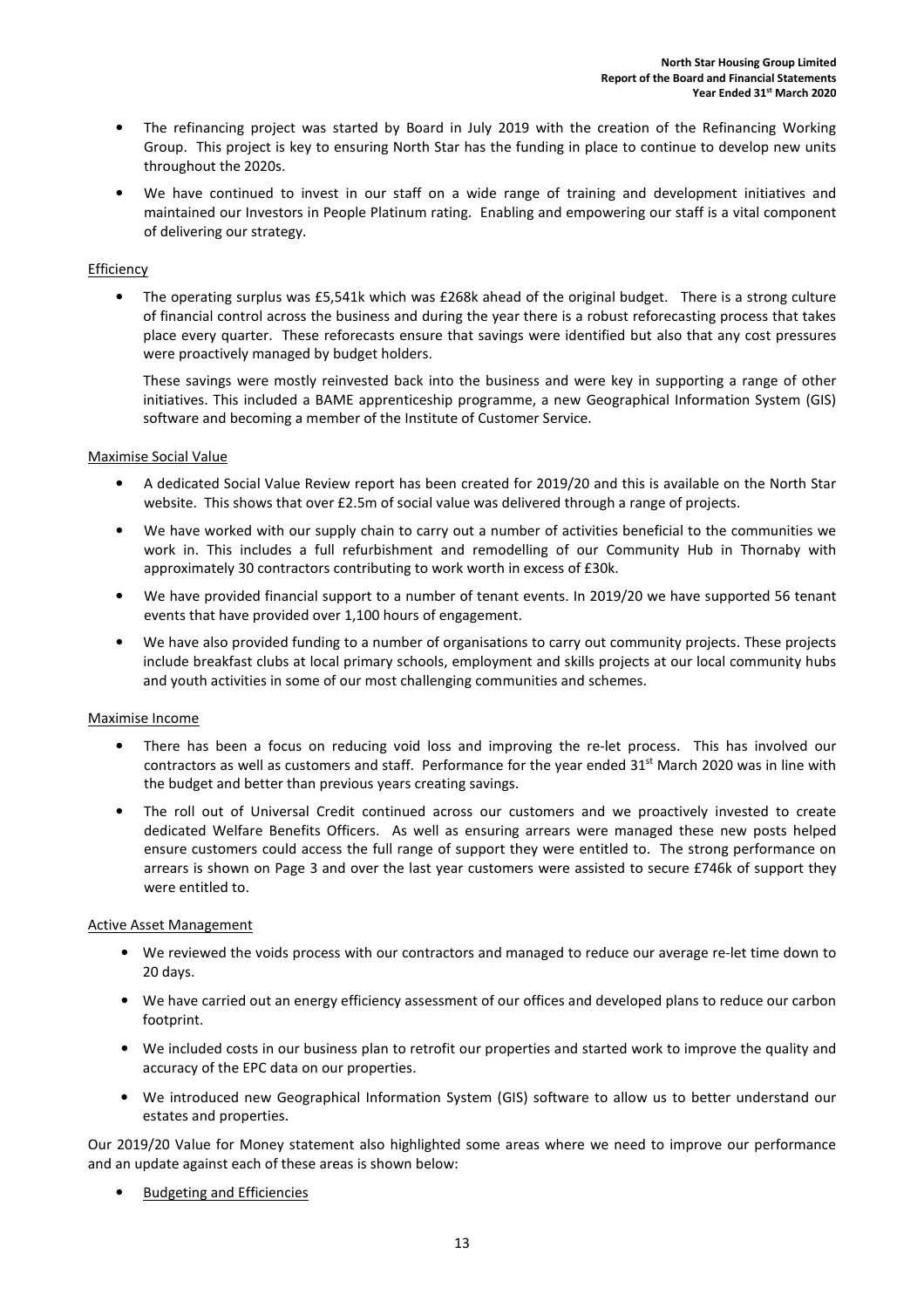- The refinancing project was started by Board in July 2019 with the creation of the Refinancing Working Group. This project is key to ensuring North Star has the funding in place to continue to develop new units throughout the 2020s.
- We have continued to invest in our staff on a wide range of training and development initiatives and maintained our Investors in People Platinum rating. Enabling and empowering our staff is a vital component of delivering our strategy.

Efficiency

- The operating surplus was £5,541k which was £268k ahead of the original budget. There is a strong culture of financial control across the business and during the year there is a robust reforecasting process that takes place every quarter. These reforecasts ensure that savings were identified but also that any cost pressures were proactively managed by budget holders.

  These savings were mostly reinvested back into the business and were key in supporting a range of other initiatives. This included a BAME apprenticeship programme, a new Geographical Information System (GIS) software and becoming a member of the Institute of Customer Service.

Maximise Social Value

- A dedicated Social Value Review report has been created for 2019/20 and this is available on the North Star website. This shows that over £2.5m of social value was delivered through a range of projects.
- We have worked with our supply chain to carry out a number of activities beneficial to the communities we work in. This includes a full refurbishment and remodelling of our Community Hub in Thornaby with approximately 30 contractors contributing to work worth in excess of £30k.
- We have provided financial support to a number of tenant events. In 2019/20 we have supported 56 tenant events that have provided over 1,100 hours of engagement.
- We have also provided funding to a number of organisations to carry out community projects. These projects include breakfast clubs at local primary schools, employment and skills projects at our local community hubs and youth activities in some of our most challenging communities and schemes.

Maximise Income

- There has been a focus on reducing void loss and improving the re-let process. This has involved our contractors as well as customers and staff. Performance for the year ended 31st March 2020 was in line with the budget and better than previous years creating savings.
- The roll out of Universal Credit continued across our customers and we proactively invested to create dedicated Welfare Benefits Officers. As well as ensuring arrears were managed these new posts helped ensure customers could access the full range of support they were entitled to. The strong performance on arrears is shown on Page 3 and over the last year customers were assisted to secure £746k of support they were entitled to.

Active Asset Management

- We reviewed the voids process with our contractors and managed to reduce our average re-let time down to 20 days.
- We have carried out an energy efficiency assessment of our offices and developed plans to reduce our carbon footprint.
- We included costs in our business plan to retrofit our properties and started work to improve the quality and accuracy of the EPC data on our properties.
- We introduced new Geographical Information System (GIS) software to allow us to better understand our estates and properties.

Our 2019/20 Value for Money statement also highlighted some areas where we need to improve our performance and an update against each of these areas is shown below:

- Budgeting and Efficiencies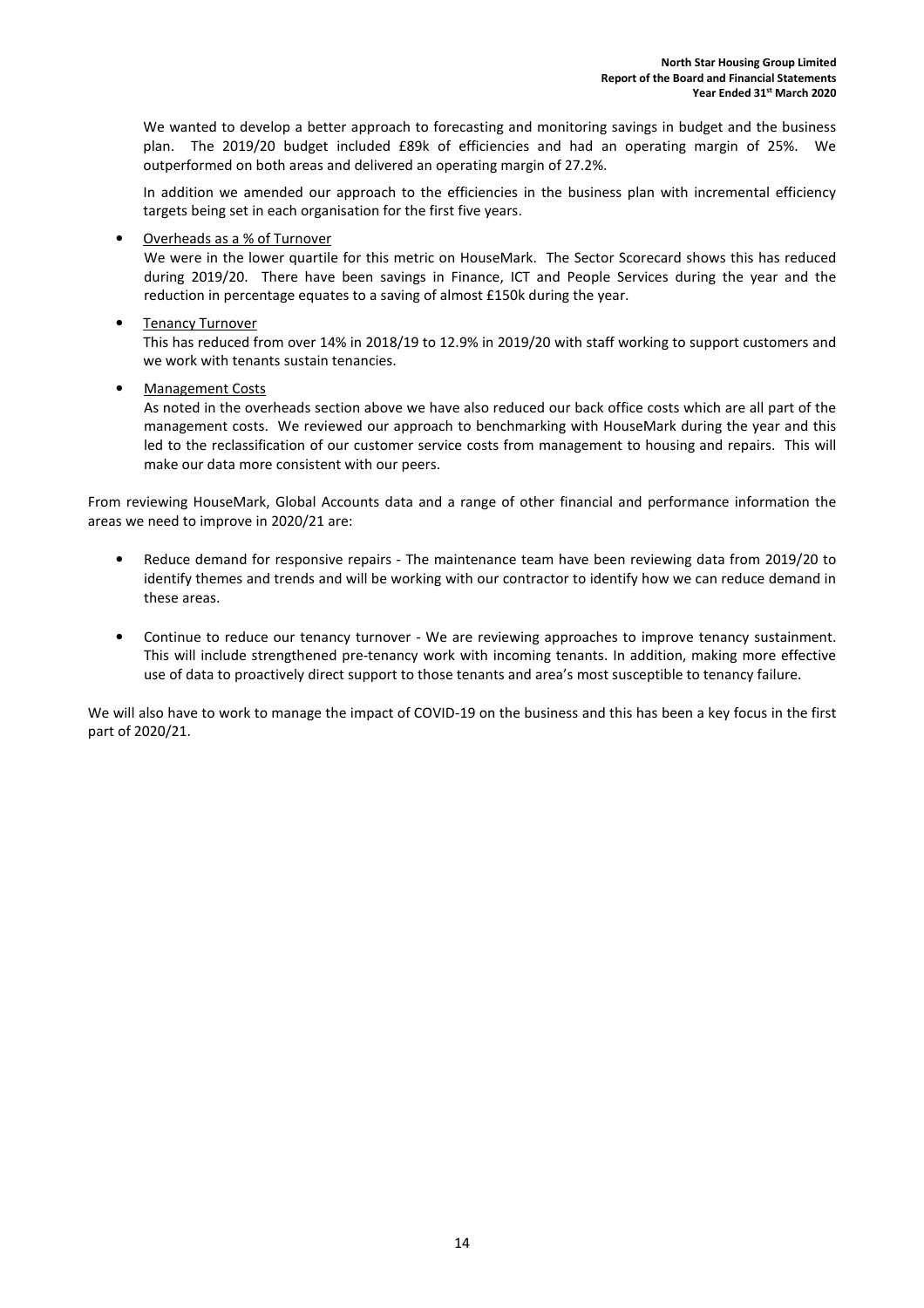We wanted to develop a better approach to forecasting and monitoring savings in budget and the business plan. The 2019/20 budget included £89k of efficiencies and had an operating margin of 25%. We outperformed on both areas and delivered an operating margin of 27.2%.

In addition we amended our approach to the efficiencies in the business plan with incremental efficiency targets being set in each organisation for the first five years.

- Overheads as a % of Turnover
  We were in the lower quartile for this metric on HouseMark. The Sector Scorecard shows this has reduced during 2019/20. There have been savings in Finance, ICT and People Services during the year and the reduction in percentage equates to a saving of almost £150k during the year.

- Tenancy Turnover
  This has reduced from over 14% in 2018/19 to 12.9% in 2019/20 with staff working to support customers and we work with tenants sustain tenancies.

- Management Costs
  As noted in the overheads section above we have also reduced our back office costs which are all part of the management costs. We reviewed our approach to benchmarking with HouseMark during the year and this led to the reclassification of our customer service costs from management to housing and repairs. This will make our data more consistent with our peers.

From reviewing HouseMark, Global Accounts data and a range of other financial and performance information the areas we need to improve in 2020/21 are:

- Reduce demand for responsive repairs - The maintenance team have been reviewing data from 2019/20 to identify themes and trends and will be working with our contractor to identify how we can reduce demand in these areas.

- Continue to reduce our tenancy turnover - We are reviewing approaches to improve tenancy sustainment. This will include strengthened pre-tenancy work with incoming tenants. In addition, making more effective use of data to proactively direct support to those tenants and area's most susceptible to tenancy failure.

We will also have to work to manage the impact of COVID-19 on the business and this has been a key focus in the first part of 2020/21.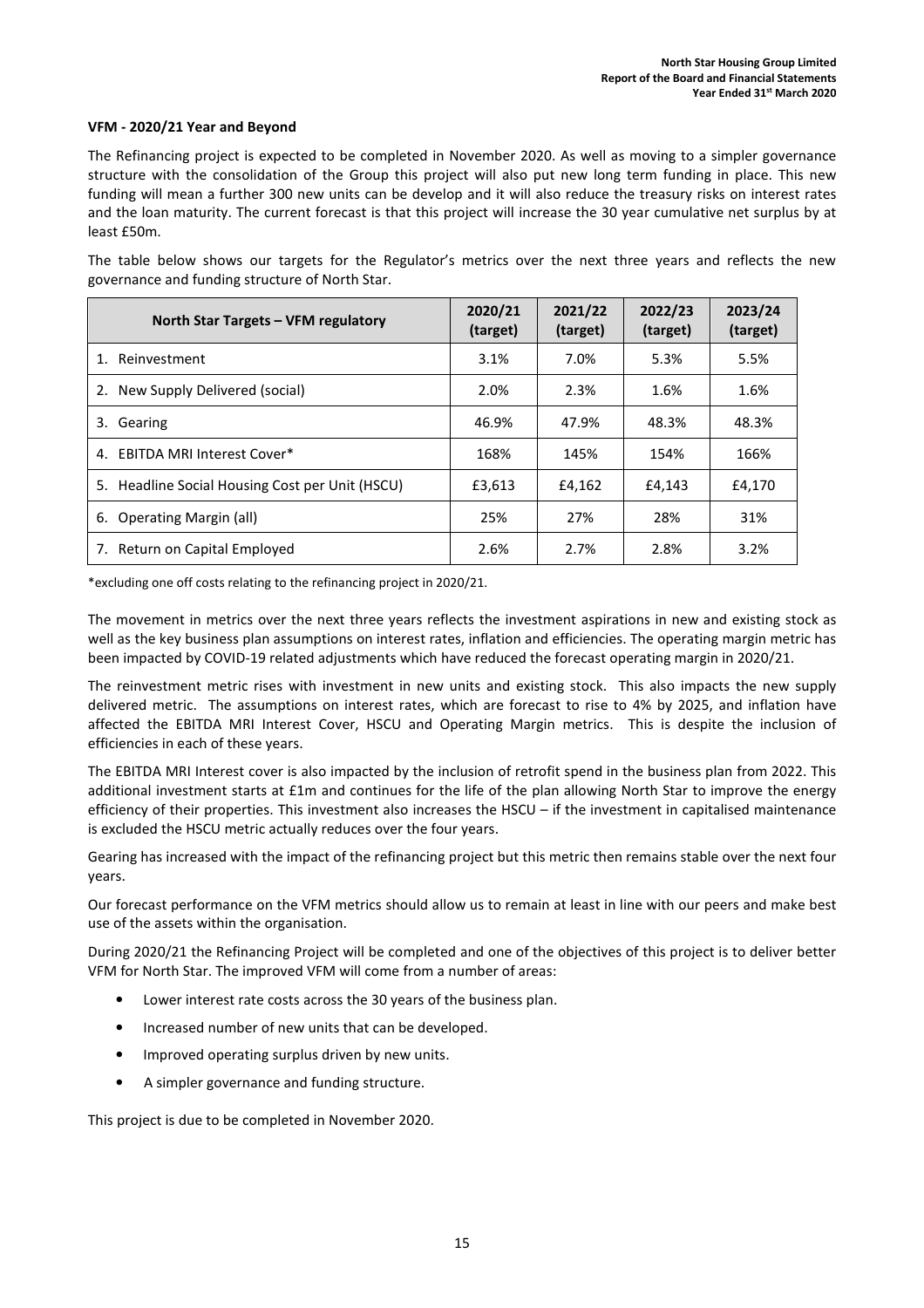**VFM - 2020/21 Year and Beyond**

The Refinancing project is expected to be completed in November 2020. As well as moving to a simpler governance structure with the consolidation of the Group this project will also put new long term funding in place. This new funding will mean a further 300 new units can be develop and it will also reduce the treasury risks on interest rates and the loan maturity. The current forecast is that this project will increase the 30 year cumulative net surplus by at least £50m.

The table below shows our targets for the Regulator's metrics over the next three years and reflects the new governance and funding structure of North Star.

| North Star Targets – VFM regulatory | 2020/21 (target) | 2021/22 (target) | 2022/23 (target) | 2023/24 (target) |
|---|---|---|---|---|
| 1. Reinvestment | 3.1% | 7.0% | 5.3% | 5.5% |
| 2. New Supply Delivered (social) | 2.0% | 2.3% | 1.6% | 1.6% |
| 3. Gearing | 46.9% | 47.9% | 48.3% | 48.3% |
| 4. EBITDA MRI Interest Cover* | 168% | 145% | 154% | 166% |
| 5. Headline Social Housing Cost per Unit (HSCU) | £3,613 | £4,162 | £4,143 | £4,170 |
| 6. Operating Margin (all) | 25% | 27% | 28% | 31% |
| 7. Return on Capital Employed | 2.6% | 2.7% | 2.8% | 3.2% |

*excluding one off costs relating to the refinancing project in 2020/21.

The movement in metrics over the next three years reflects the investment aspirations in new and existing stock as well as the key business plan assumptions on interest rates, inflation and efficiencies. The operating margin metric has been impacted by COVID-19 related adjustments which have reduced the forecast operating margin in 2020/21.

The reinvestment metric rises with investment in new units and existing stock. This also impacts the new supply delivered metric. The assumptions on interest rates, which are forecast to rise to 4% by 2025, and inflation have affected the EBITDA MRI Interest Cover, HSCU and Operating Margin metrics. This is despite the inclusion of efficiencies in each of these years.

The EBITDA MRI Interest cover is also impacted by the inclusion of retrofit spend in the business plan from 2022. This additional investment starts at £1m and continues for the life of the plan allowing North Star to improve the energy efficiency of their properties. This investment also increases the HSCU – if the investment in capitalised maintenance is excluded the HSCU metric actually reduces over the four years.

Gearing has increased with the impact of the refinancing project but this metric then remains stable over the next four years.

Our forecast performance on the VFM metrics should allow us to remain at least in line with our peers and make best use of the assets within the organisation.

During 2020/21 the Refinancing Project will be completed and one of the objectives of this project is to deliver better VFM for North Star. The improved VFM will come from a number of areas:

- Lower interest rate costs across the 30 years of the business plan.
- Increased number of new units that can be developed.
- Improved operating surplus driven by new units.
- A simpler governance and funding structure.

This project is due to be completed in November 2020.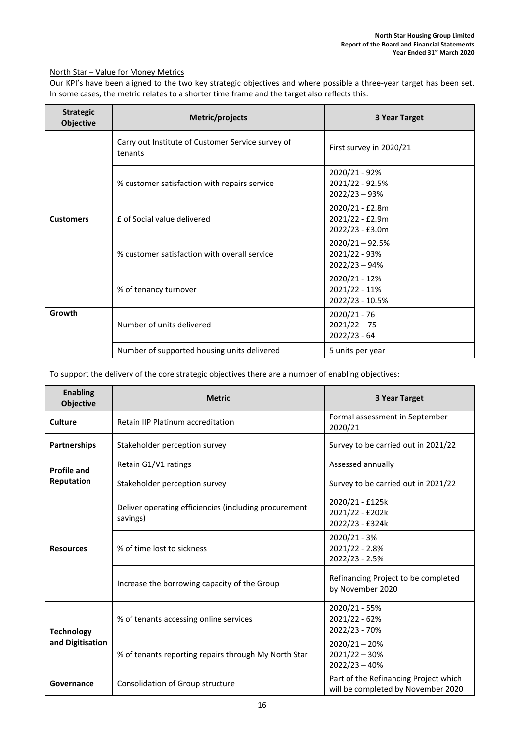North Star – Value for Money Metrics

Our KPI's have been aligned to the two key strategic objectives and where possible a three-year target has been set. In some cases, the metric relates to a shorter time frame and the target also reflects this.

| Strategic Objective | Metric/projects | 3 Year Target |
|---|---|---|
| **Customers** | Carry out Institute of Customer Service survey of tenants | First survey in 2020/21 |
| | % customer satisfaction with repairs service | 2020/21 - 92%<br>2021/22 - 92.5%<br>2022/23 – 93% |
| | £ of Social value delivered | 2020/21 - £2.8m<br>2021/22 - £2.9m<br>2022/23 - £3.0m |
| | % customer satisfaction with overall service | 2020/21 – 92.5%<br>2021/22 - 93%<br>2022/23 – 94% |
| | % of tenancy turnover | 2020/21 - 12%<br>2021/22 - 11%<br>2022/23 - 10.5% |
| **Growth** | Number of units delivered | 2020/21 - 76<br>2021/22 – 75<br>2022/23 - 64 |
| | Number of supported housing units delivered | 5 units per year |

To support the delivery of the core strategic objectives there are a number of enabling objectives:

| Enabling Objective | Metric | 3 Year Target |
|---|---|---|
| **Culture** | Retain IIP Platinum accreditation | Formal assessment in September 2020/21 |
| **Partnerships** | Stakeholder perception survey | Survey to be carried out in 2021/22 |
| **Profile and Reputation** | Retain G1/V1 ratings | Assessed annually |
| | Stakeholder perception survey | Survey to be carried out in 2021/22 |
| **Resources** | Deliver operating efficiencies (including procurement savings) | 2020/21 - £125k<br>2021/22 - £202k<br>2022/23 - £324k |
| | % of time lost to sickness | 2020/21 - 3%<br>2021/22 - 2.8%<br>2022/23 - 2.5% |
| | Increase the borrowing capacity of the Group | Refinancing Project to be completed by November 2020 |
| **Technology and Digitisation** | % of tenants accessing online services | 2020/21 - 55%<br>2021/22 - 62%<br>2022/23 - 70% |
| | % of tenants reporting repairs through My North Star | 2020/21 – 20%<br>2021/22 – 30%<br>2022/23 – 40% |
| **Governance** | Consolidation of Group structure | Part of the Refinancing Project which will be completed by November 2020 |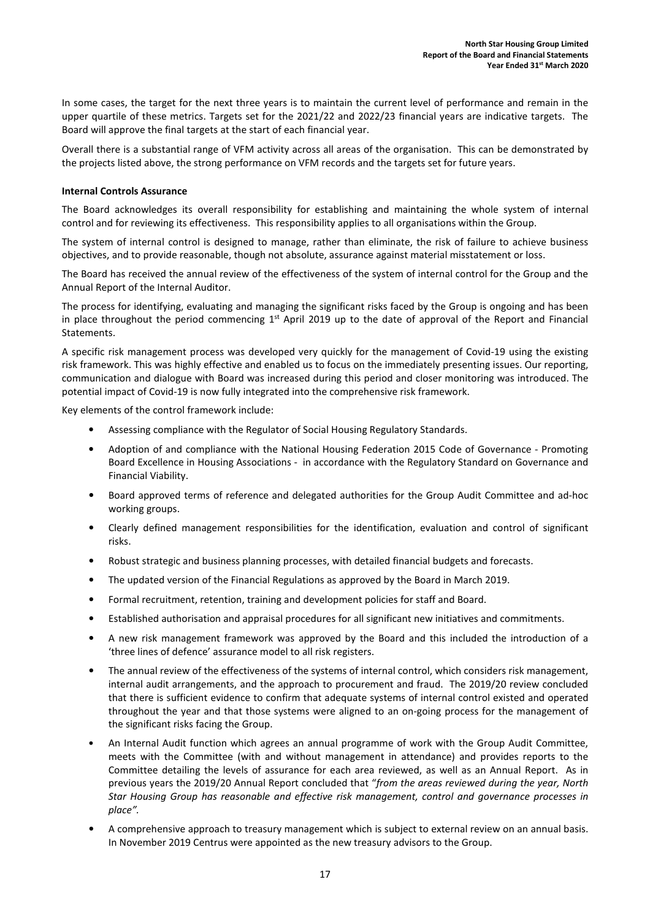In some cases, the target for the next three years is to maintain the current level of performance and remain in the upper quartile of these metrics. Targets set for the 2021/22 and 2022/23 financial years are indicative targets. The Board will approve the final targets at the start of each financial year.

Overall there is a substantial range of VFM activity across all areas of the organisation. This can be demonstrated by the projects listed above, the strong performance on VFM records and the targets set for future years.

**Internal Controls Assurance**

The Board acknowledges its overall responsibility for establishing and maintaining the whole system of internal control and for reviewing its effectiveness. This responsibility applies to all organisations within the Group.

The system of internal control is designed to manage, rather than eliminate, the risk of failure to achieve business objectives, and to provide reasonable, though not absolute, assurance against material misstatement or loss.

The Board has received the annual review of the effectiveness of the system of internal control for the Group and the Annual Report of the Internal Auditor.

The process for identifying, evaluating and managing the significant risks faced by the Group is ongoing and has been in place throughout the period commencing 1st April 2019 up to the date of approval of the Report and Financial Statements.

A specific risk management process was developed very quickly for the management of Covid-19 using the existing risk framework. This was highly effective and enabled us to focus on the immediately presenting issues. Our reporting, communication and dialogue with Board was increased during this period and closer monitoring was introduced. The potential impact of Covid-19 is now fully integrated into the comprehensive risk framework.

Key elements of the control framework include:

- Assessing compliance with the Regulator of Social Housing Regulatory Standards.
- Adoption of and compliance with the National Housing Federation 2015 Code of Governance - Promoting Board Excellence in Housing Associations - in accordance with the Regulatory Standard on Governance and Financial Viability.
- Board approved terms of reference and delegated authorities for the Group Audit Committee and ad-hoc working groups.
- Clearly defined management responsibilities for the identification, evaluation and control of significant risks.
- Robust strategic and business planning processes, with detailed financial budgets and forecasts.
- The updated version of the Financial Regulations as approved by the Board in March 2019.
- Formal recruitment, retention, training and development policies for staff and Board.
- Established authorisation and appraisal procedures for all significant new initiatives and commitments.
- A new risk management framework was approved by the Board and this included the introduction of a 'three lines of defence' assurance model to all risk registers.
- The annual review of the effectiveness of the systems of internal control, which considers risk management, internal audit arrangements, and the approach to procurement and fraud. The 2019/20 review concluded that there is sufficient evidence to confirm that adequate systems of internal control existed and operated throughout the year and that those systems were aligned to an on-going process for the management of the significant risks facing the Group.
- An Internal Audit function which agrees an annual programme of work with the Group Audit Committee, meets with the Committee (with and without management in attendance) and provides reports to the Committee detailing the levels of assurance for each area reviewed, as well as an Annual Report. As in previous years the 2019/20 Annual Report concluded that "*from the areas reviewed during the year, North Star Housing Group has reasonable and effective risk management, control and governance processes in place".*
- A comprehensive approach to treasury management which is subject to external review on an annual basis. In November 2019 Centrus were appointed as the new treasury advisors to the Group.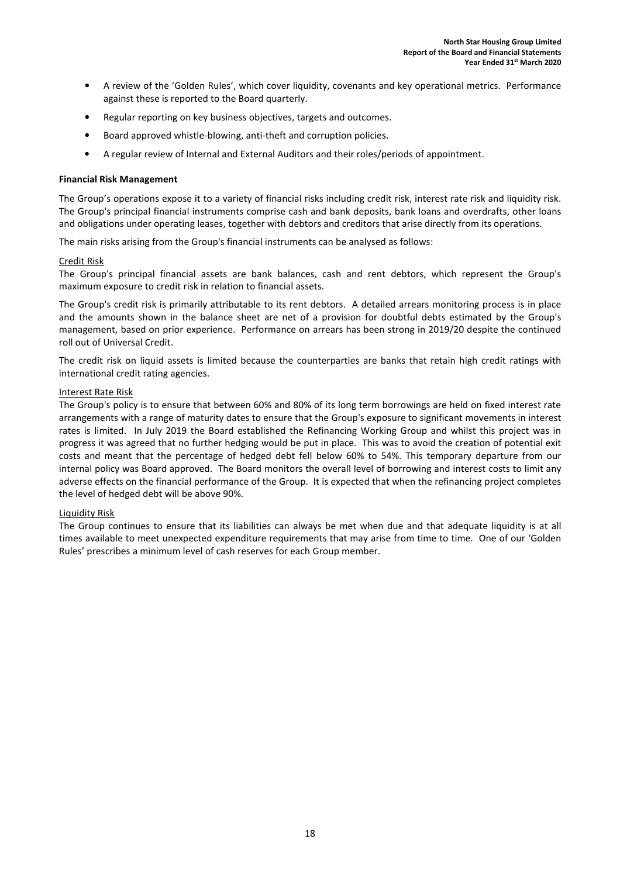- A review of the 'Golden Rules', which cover liquidity, covenants and key operational metrics. Performance against these is reported to the Board quarterly.
- Regular reporting on key business objectives, targets and outcomes.
- Board approved whistle-blowing, anti-theft and corruption policies.
- A regular review of Internal and External Auditors and their roles/periods of appointment.

**Financial Risk Management**

The Group's operations expose it to a variety of financial risks including credit risk, interest rate risk and liquidity risk. The Group's principal financial instruments comprise cash and bank deposits, bank loans and overdrafts, other loans and obligations under operating leases, together with debtors and creditors that arise directly from its operations.

The main risks arising from the Group's financial instruments can be analysed as follows:

Credit Risk

The Group's principal financial assets are bank balances, cash and rent debtors, which represent the Group's maximum exposure to credit risk in relation to financial assets.

The Group's credit risk is primarily attributable to its rent debtors. A detailed arrears monitoring process is in place and the amounts shown in the balance sheet are net of a provision for doubtful debts estimated by the Group's management, based on prior experience. Performance on arrears has been strong in 2019/20 despite the continued roll out of Universal Credit.

The credit risk on liquid assets is limited because the counterparties are banks that retain high credit ratings with international credit rating agencies.

Interest Rate Risk

The Group's policy is to ensure that between 60% and 80% of its long term borrowings are held on fixed interest rate arrangements with a range of maturity dates to ensure that the Group's exposure to significant movements in interest rates is limited. In July 2019 the Board established the Refinancing Working Group and whilst this project was in progress it was agreed that no further hedging would be put in place. This was to avoid the creation of potential exit costs and meant that the percentage of hedged debt fell below 60% to 54%. This temporary departure from our internal policy was Board approved. The Board monitors the overall level of borrowing and interest costs to limit any adverse effects on the financial performance of the Group. It is expected that when the refinancing project completes the level of hedged debt will be above 90%.

Liquidity Risk

The Group continues to ensure that its liabilities can always be met when due and that adequate liquidity is at all times available to meet unexpected expenditure requirements that may arise from time to time. One of our 'Golden Rules' prescribes a minimum level of cash reserves for each Group member.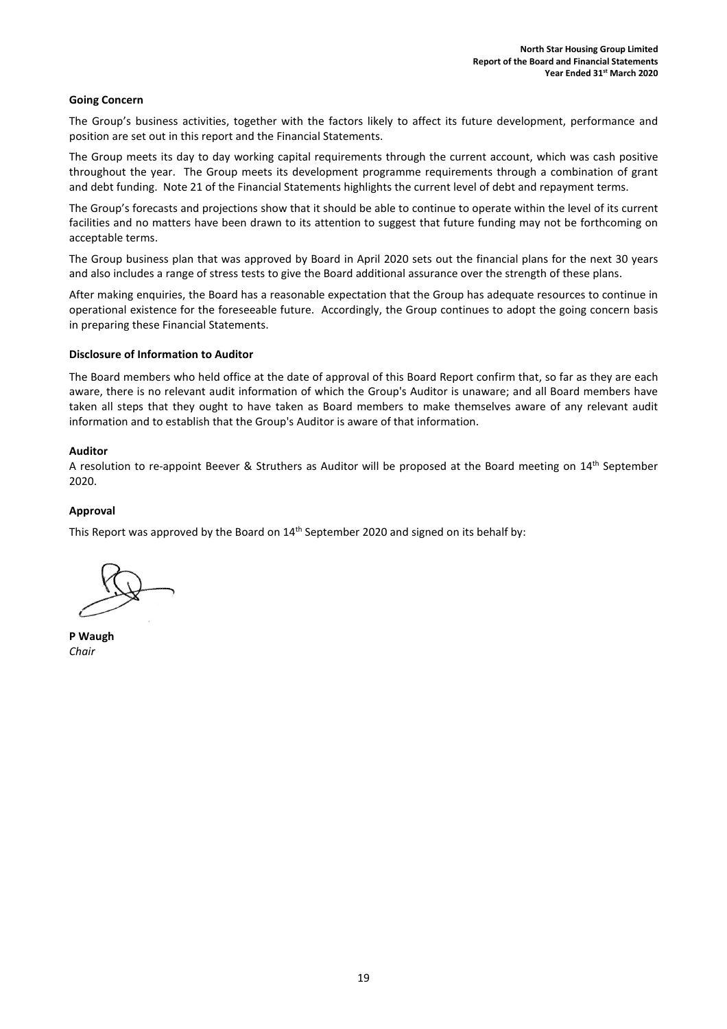**Going Concern**

The Group's business activities, together with the factors likely to affect its future development, performance and position are set out in this report and the Financial Statements.

The Group meets its day to day working capital requirements through the current account, which was cash positive throughout the year. The Group meets its development programme requirements through a combination of grant and debt funding. Note 21 of the Financial Statements highlights the current level of debt and repayment terms.

The Group's forecasts and projections show that it should be able to continue to operate within the level of its current facilities and no matters have been drawn to its attention to suggest that future funding may not be forthcoming on acceptable terms.

The Group business plan that was approved by Board in April 2020 sets out the financial plans for the next 30 years and also includes a range of stress tests to give the Board additional assurance over the strength of these plans.

After making enquiries, the Board has a reasonable expectation that the Group has adequate resources to continue in operational existence for the foreseeable future. Accordingly, the Group continues to adopt the going concern basis in preparing these Financial Statements.

**Disclosure of Information to Auditor**

The Board members who held office at the date of approval of this Board Report confirm that, so far as they are each aware, there is no relevant audit information of which the Group's Auditor is unaware; and all Board members have taken all steps that they ought to have taken as Board members to make themselves aware of any relevant audit information and to establish that the Group's Auditor is aware of that information.

**Auditor**

A resolution to re-appoint Beever & Struthers as Auditor will be proposed at the Board meeting on 14th September 2020.

**Approval**

This Report was approved by the Board on 14th September 2020 and signed on its behalf by:

**P Waugh**
*Chair*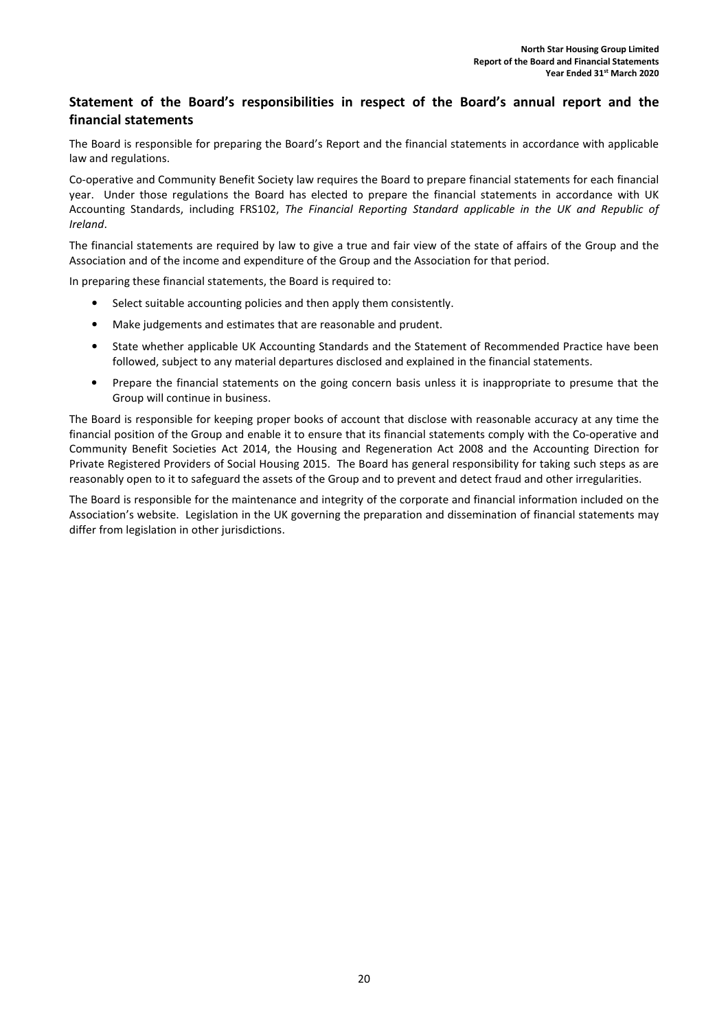## Statement of the Board's responsibilities in respect of the Board's annual report and the financial statements

The Board is responsible for preparing the Board's Report and the financial statements in accordance with applicable law and regulations.

Co-operative and Community Benefit Society law requires the Board to prepare financial statements for each financial year. Under those regulations the Board has elected to prepare the financial statements in accordance with UK Accounting Standards, including FRS102, *The Financial Reporting Standard applicable in the UK and Republic of Ireland*.

The financial statements are required by law to give a true and fair view of the state of affairs of the Group and the Association and of the income and expenditure of the Group and the Association for that period.

In preparing these financial statements, the Board is required to:

- Select suitable accounting policies and then apply them consistently.
- Make judgements and estimates that are reasonable and prudent.
- State whether applicable UK Accounting Standards and the Statement of Recommended Practice have been followed, subject to any material departures disclosed and explained in the financial statements.
- Prepare the financial statements on the going concern basis unless it is inappropriate to presume that the Group will continue in business.

The Board is responsible for keeping proper books of account that disclose with reasonable accuracy at any time the financial position of the Group and enable it to ensure that its financial statements comply with the Co-operative and Community Benefit Societies Act 2014, the Housing and Regeneration Act 2008 and the Accounting Direction for Private Registered Providers of Social Housing 2015. The Board has general responsibility for taking such steps as are reasonably open to it to safeguard the assets of the Group and to prevent and detect fraud and other irregularities.

The Board is responsible for the maintenance and integrity of the corporate and financial information included on the Association's website. Legislation in the UK governing the preparation and dissemination of financial statements may differ from legislation in other jurisdictions.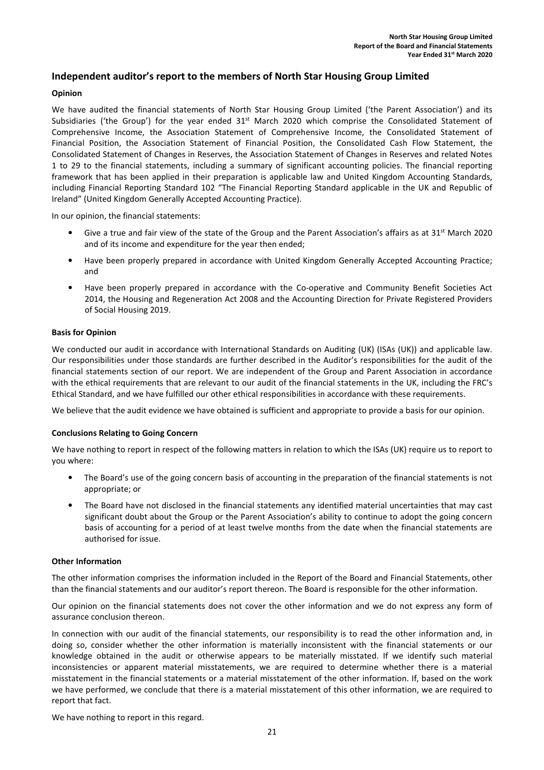## Independent auditor's report to the members of North Star Housing Group Limited

### Opinion

We have audited the financial statements of North Star Housing Group Limited ('the Parent Association') and its Subsidiaries ('the Group') for the year ended 31st March 2020 which comprise the Consolidated Statement of Comprehensive Income, the Association Statement of Comprehensive Income, the Consolidated Statement of Financial Position, the Association Statement of Financial Position, the Consolidated Cash Flow Statement, the Consolidated Statement of Changes in Reserves, the Association Statement of Changes in Reserves and related Notes 1 to 29 to the financial statements, including a summary of significant accounting policies. The financial reporting framework that has been applied in their preparation is applicable law and United Kingdom Accounting Standards, including Financial Reporting Standard 102 "The Financial Reporting Standard applicable in the UK and Republic of Ireland" (United Kingdom Generally Accepted Accounting Practice).

In our opinion, the financial statements:

- Give a true and fair view of the state of the Group and the Parent Association's affairs as at 31st March 2020 and of its income and expenditure for the year then ended;
- Have been properly prepared in accordance with United Kingdom Generally Accepted Accounting Practice; and
- Have been properly prepared in accordance with the Co-operative and Community Benefit Societies Act 2014, the Housing and Regeneration Act 2008 and the Accounting Direction for Private Registered Providers of Social Housing 2019.

### Basis for Opinion

We conducted our audit in accordance with International Standards on Auditing (UK) (ISAs (UK)) and applicable law. Our responsibilities under those standards are further described in the Auditor's responsibilities for the audit of the financial statements section of our report. We are independent of the Group and Parent Association in accordance with the ethical requirements that are relevant to our audit of the financial statements in the UK, including the FRC's Ethical Standard, and we have fulfilled our other ethical responsibilities in accordance with these requirements.

We believe that the audit evidence we have obtained is sufficient and appropriate to provide a basis for our opinion.

### Conclusions Relating to Going Concern

We have nothing to report in respect of the following matters in relation to which the ISAs (UK) require us to report to you where:

- The Board's use of the going concern basis of accounting in the preparation of the financial statements is not appropriate; or
- The Board have not disclosed in the financial statements any identified material uncertainties that may cast significant doubt about the Group or the Parent Association's ability to continue to adopt the going concern basis of accounting for a period of at least twelve months from the date when the financial statements are authorised for issue.

### Other Information

The other information comprises the information included in the Report of the Board and Financial Statements, other than the financial statements and our auditor's report thereon. The Board is responsible for the other information.

Our opinion on the financial statements does not cover the other information and we do not express any form of assurance conclusion thereon.

In connection with our audit of the financial statements, our responsibility is to read the other information and, in doing so, consider whether the other information is materially inconsistent with the financial statements or our knowledge obtained in the audit or otherwise appears to be materially misstated. If we identify such material inconsistencies or apparent material misstatements, we are required to determine whether there is a material misstatement in the financial statements or a material misstatement of the other information. If, based on the work we have performed, we conclude that there is a material misstatement of this other information, we are required to report that fact.

We have nothing to report in this regard.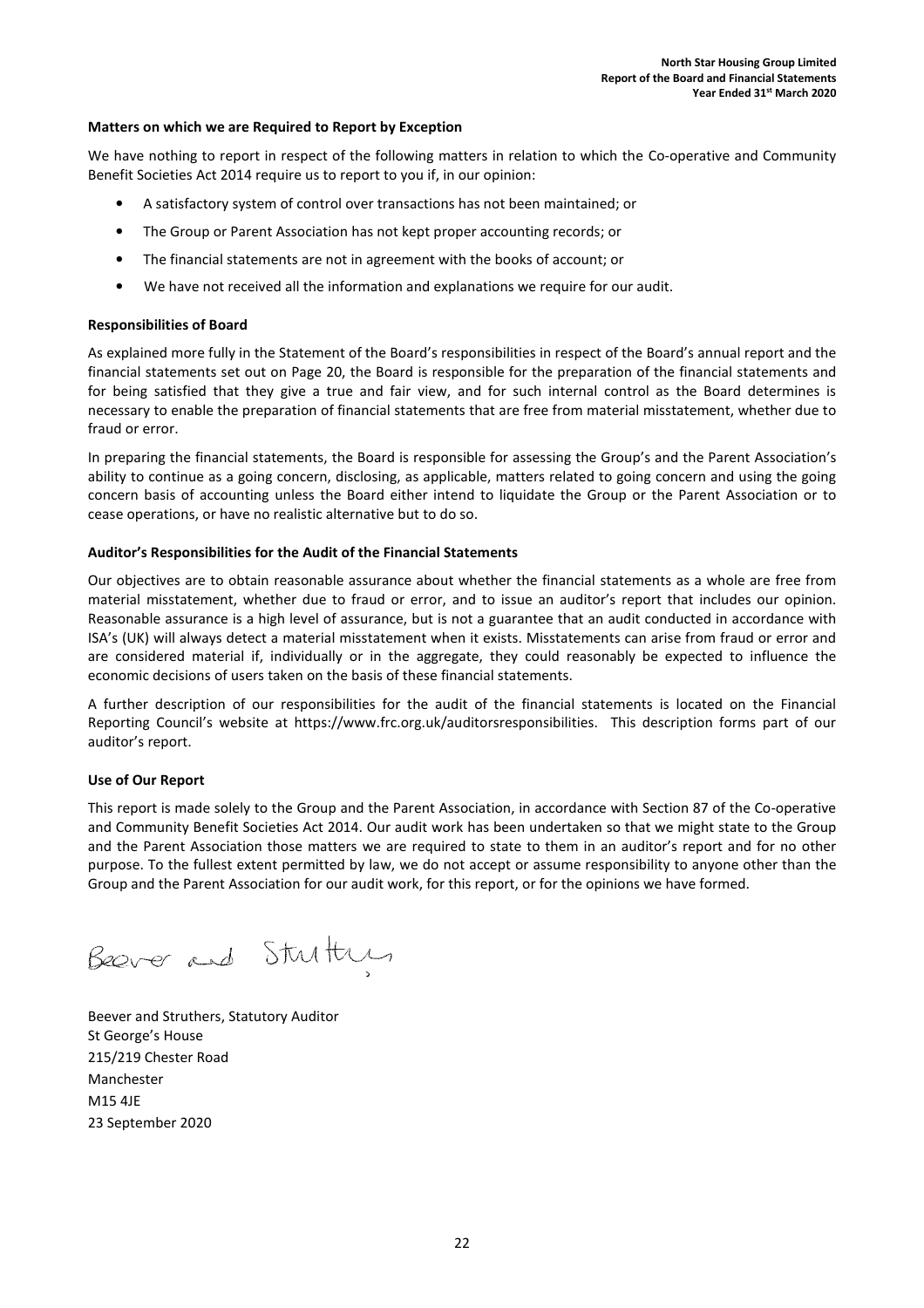**Matters on which we are Required to Report by Exception**

We have nothing to report in respect of the following matters in relation to which the Co-operative and Community Benefit Societies Act 2014 require us to report to you if, in our opinion:

- A satisfactory system of control over transactions has not been maintained; or
- The Group or Parent Association has not kept proper accounting records; or
- The financial statements are not in agreement with the books of account; or
- We have not received all the information and explanations we require for our audit.

**Responsibilities of Board**

As explained more fully in the Statement of the Board's responsibilities in respect of the Board's annual report and the financial statements set out on Page 20, the Board is responsible for the preparation of the financial statements and for being satisfied that they give a true and fair view, and for such internal control as the Board determines is necessary to enable the preparation of financial statements that are free from material misstatement, whether due to fraud or error.

In preparing the financial statements, the Board is responsible for assessing the Group's and the Parent Association's ability to continue as a going concern, disclosing, as applicable, matters related to going concern and using the going concern basis of accounting unless the Board either intend to liquidate the Group or the Parent Association or to cease operations, or have no realistic alternative but to do so.

**Auditor's Responsibilities for the Audit of the Financial Statements**

Our objectives are to obtain reasonable assurance about whether the financial statements as a whole are free from material misstatement, whether due to fraud or error, and to issue an auditor's report that includes our opinion. Reasonable assurance is a high level of assurance, but is not a guarantee that an audit conducted in accordance with ISA's (UK) will always detect a material misstatement when it exists. Misstatements can arise from fraud or error and are considered material if, individually or in the aggregate, they could reasonably be expected to influence the economic decisions of users taken on the basis of these financial statements.

A further description of our responsibilities for the audit of the financial statements is located on the Financial Reporting Council's website at https://www.frc.org.uk/auditorsresponsibilities. This description forms part of our auditor's report.

**Use of Our Report**

This report is made solely to the Group and the Parent Association, in accordance with Section 87 of the Co-operative and Community Benefit Societies Act 2014. Our audit work has been undertaken so that we might state to the Group and the Parent Association those matters we are required to state to them in an auditor's report and for no other purpose. To the fullest extent permitted by law, we do not accept or assume responsibility to anyone other than the Group and the Parent Association for our audit work, for this report, or for the opinions we have formed.

Beever and Struthers

Beever and Struthers, Statutory Auditor
St George's House
215/219 Chester Road
Manchester
M15 4JE
23 September 2020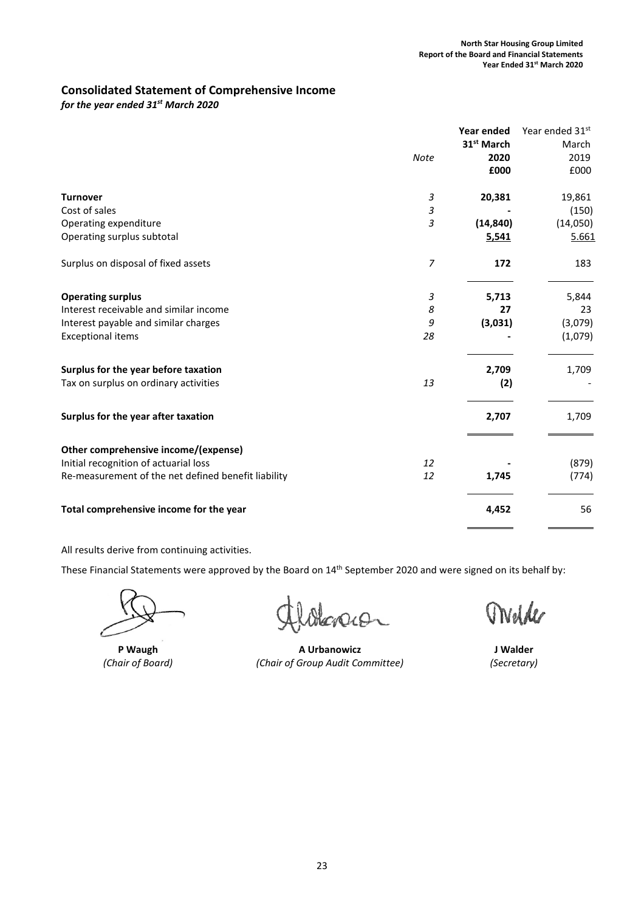# Consolidated Statement of Comprehensive Income

*for the year ended 31st March 2020*

| | Note | Year ended 31st March 2020 £000 | Year ended 31st March 2019 £000 |
|---|---|---|---|
| **Turnover** | 3 | **20,381** | 19,861 |
| Cost of sales | 3 | **-** | (150) |
| Operating expenditure | 3 | **(14,840)** | (14,050) |
| Operating surplus subtotal | | **5,541** | 5.661 |
| Surplus on disposal of fixed assets | 7 | **172** | 183 |
| **Operating surplus** | 3 | **5,713** | 5,844 |
| Interest receivable and similar income | 8 | **27** | 23 |
| Interest payable and similar charges | 9 | **(3,031)** | (3,079) |
| Exceptional items | 28 | **-** | (1,079) |
| **Surplus for the year before taxation** | | **2,709** | 1,709 |
| Tax on surplus on ordinary activities | 13 | **(2)** | - |
| **Surplus for the year after taxation** | | **2,707** | 1,709 |
| **Other comprehensive income/(expense)** | | | |
| Initial recognition of actuarial loss | 12 | **-** | (879) |
| Re-measurement of the net defined benefit liability | 12 | **1,745** | (774) |
| **Total comprehensive income for the year** | | **4,452** | 56 |

All results derive from continuing activities.

These Financial Statements were approved by the Board on 14th September 2020 and were signed on its behalf by:

**P Waugh**
*(Chair of Board)*

**A Urbanowicz**
*(Chair of Group Audit Committee)*

**J Walder**
*(Secretary)*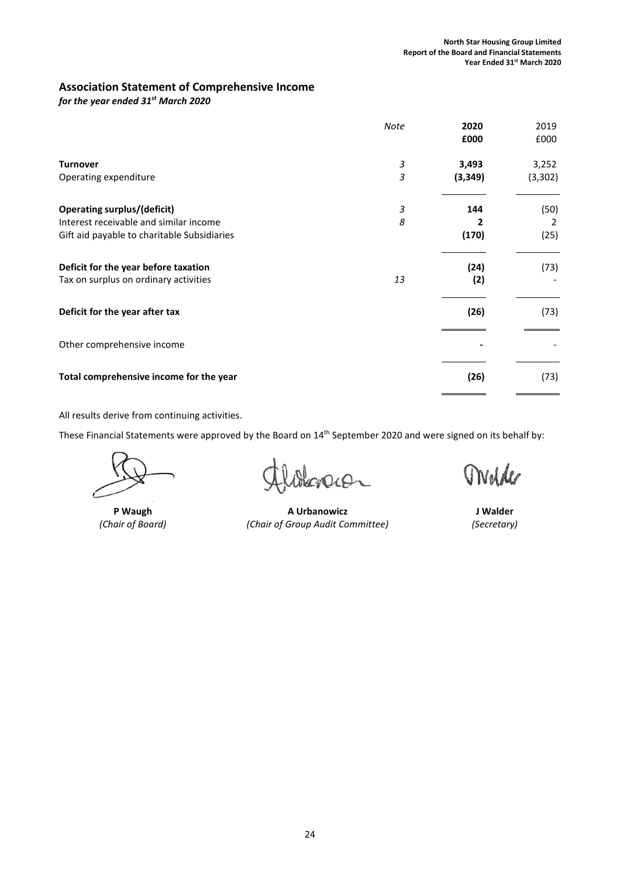## Association Statement of Comprehensive Income

*for the year ended 31st March 2020*

| | *Note* | **2020** | 2019 |
|---|---|---|---|
| | | **£000** | £000 |
| **Turnover** | *3* | **3,493** | 3,252 |
| Operating expenditure | *3* | **(3,349)** | (3,302) |
| **Operating surplus/(deficit)** | *3* | **144** | (50) |
| Interest receivable and similar income | *8* | **2** | 2 |
| Gift aid payable to charitable Subsidiaries | | **(170)** | (25) |
| **Deficit for the year before taxation** | | **(24)** | (73) |
| Tax on surplus on ordinary activities | *13* | **(2)** | - |
| **Deficit for the year after tax** | | **(26)** | (73) |
| Other comprehensive income | | **-** | - |
| **Total comprehensive income for the year** | | **(26)** | (73) |

All results derive from continuing activities.

These Financial Statements were approved by the Board on 14th September 2020 and were signed on its behalf by:

**P Waugh**
*(Chair of Board)*

**A Urbanowicz**
*(Chair of Group Audit Committee)*

**J Walder**
*(Secretary)*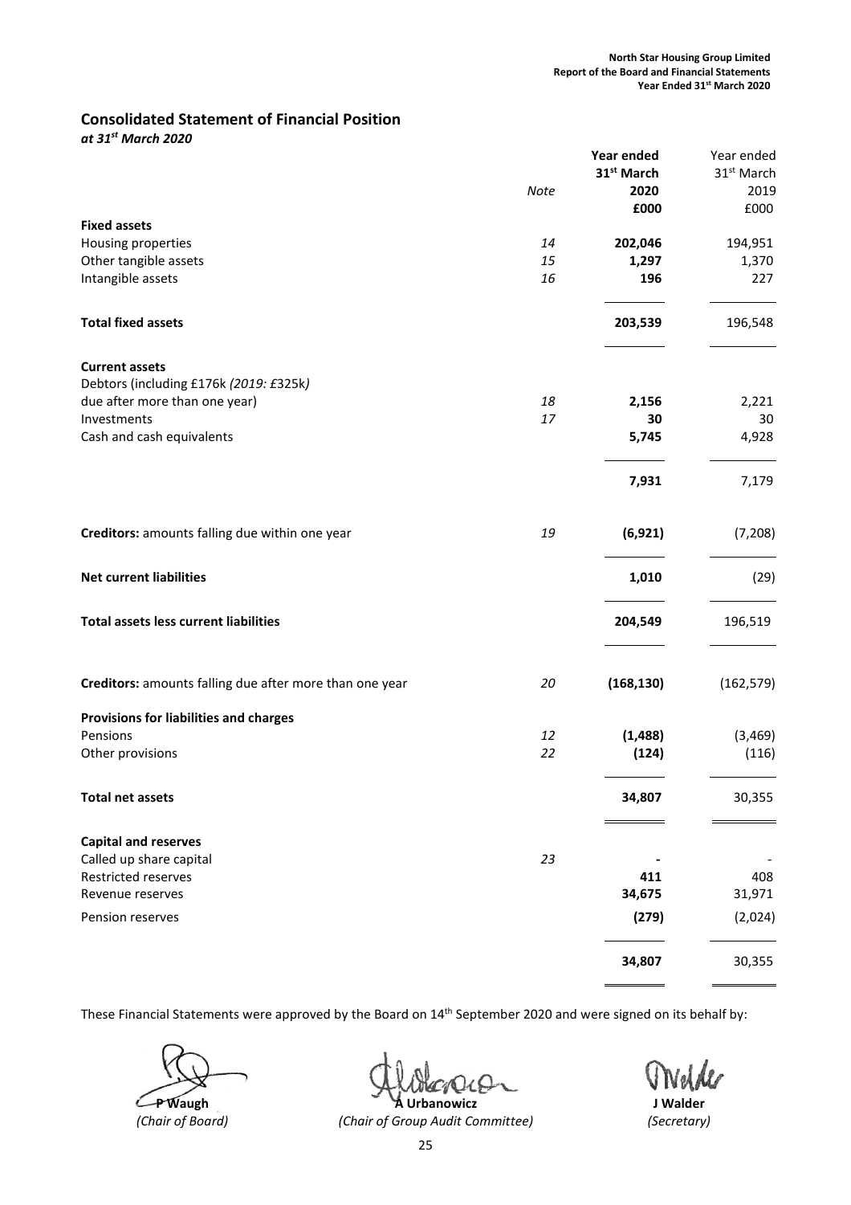## Consolidated Statement of Financial Position

*at 31st March 2020*

| | Note | Year ended 31st March 2020 £000 | Year ended 31st March 2019 £000 |
|---|---|---|---|
| **Fixed assets** | | | |
| Housing properties | 14 | **202,046** | 194,951 |
| Other tangible assets | 15 | **1,297** | 1,370 |
| Intangible assets | 16 | **196** | 227 |
| **Total fixed assets** | | **203,539** | 196,548 |
| **Current assets** | | | |
| Debtors (including £176k *(2019: £325k)* due after more than one year) | 18 | **2,156** | 2,221 |
| Investments | 17 | **30** | 30 |
| Cash and cash equivalents | | **5,745** | 4,928 |
| | | **7,931** | 7,179 |
| **Creditors:** amounts falling due within one year | 19 | **(6,921)** | (7,208) |
| **Net current liabilities** | | **1,010** | (29) |
| **Total assets less current liabilities** | | **204,549** | 196,519 |
| **Creditors:** amounts falling due after more than one year | 20 | **(168,130)** | (162,579) |
| **Provisions for liabilities and charges** | | | |
| Pensions | 12 | **(1,488)** | (3,469) |
| Other provisions | 22 | **(124)** | (116) |
| **Total net assets** | | **34,807** | 30,355 |
| **Capital and reserves** | | | |
| Called up share capital | 23 | **-** | - |
| Restricted reserves | | **411** | 408 |
| Revenue reserves | | **34,675** | 31,971 |
| Pension reserves | | **(279)** | (2,024) |
| | | **34,807** | 30,355 |

These Financial Statements were approved by the Board on 14th September 2020 and were signed on its behalf by:

| **P Waugh** | **A Urbanowicz** | **J Walder** |
|---|---|---|
| *(Chair of Board)* | *(Chair of Group Audit Committee)* | *(Secretary)* |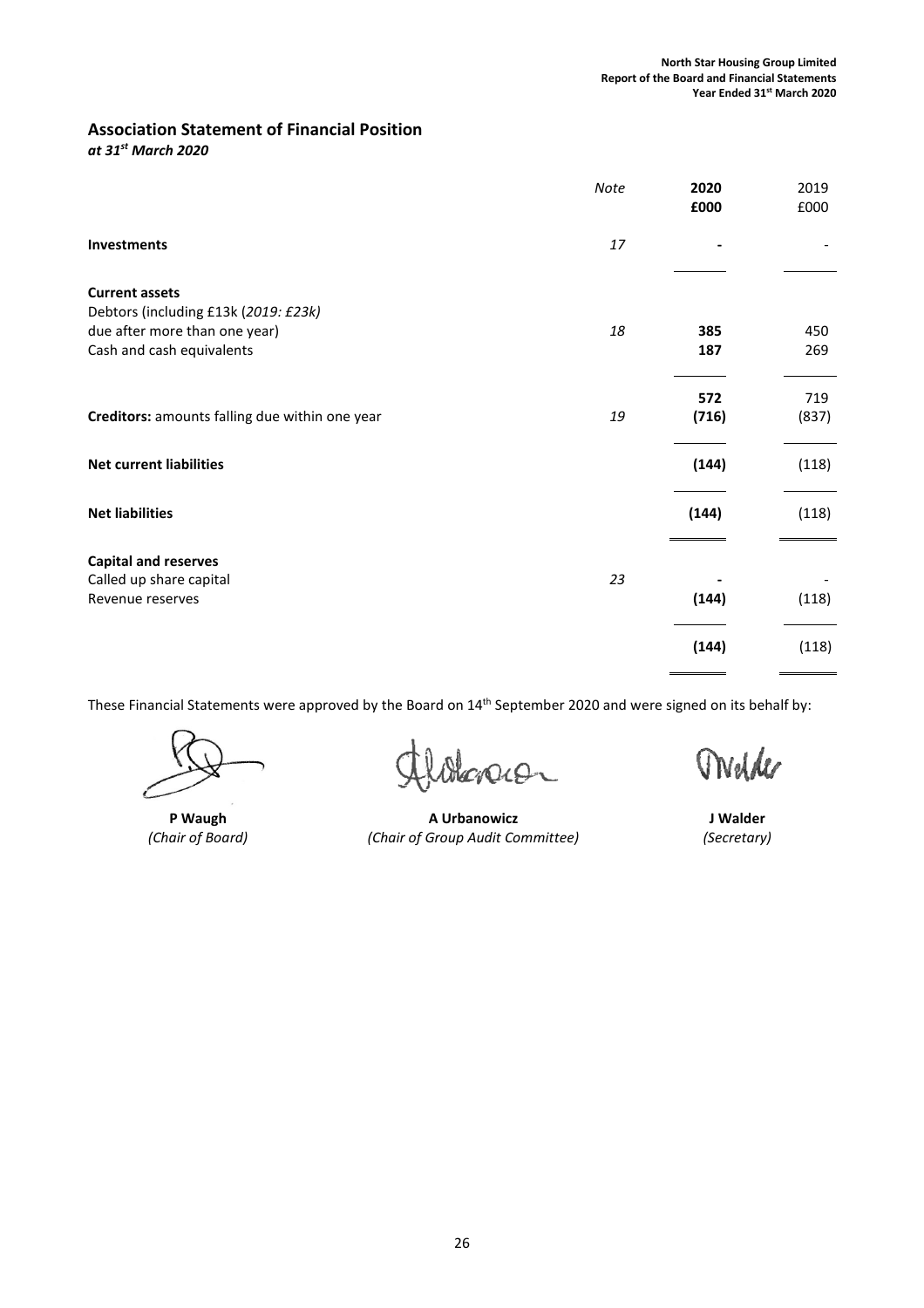## Association Statement of Financial Position

*at 31st March 2020*

| | *Note* | **2020 £000** | 2019 £000 |
|---|---|---|---|
| **Investments** | *17* | **-** | - |
| **Current assets** | | | |
| Debtors (including £13k (*2019: £23k)* due after more than one year) | *18* | **385** | 450 |
| Cash and cash equivalents | | **187** | 269 |
| | | **572** | 719 |
| **Creditors:** amounts falling due within one year | *19* | **(716)** | (837) |
| **Net current liabilities** | | **(144)** | (118) |
| **Net liabilities** | | **(144)** | (118) |
| **Capital and reserves** | | | |
| Called up share capital | *23* | **-** | - |
| Revenue reserves | | **(144)** | (118) |
| | | **(144)** | (118) |

These Financial Statements were approved by the Board on 14th September 2020 and were signed on its behalf by:

| **P Waugh** | **A Urbanowicz** | **J Walder** |
|---|---|---|
| *(Chair of Board)* | *(Chair of Group Audit Committee)* | *(Secretary)* |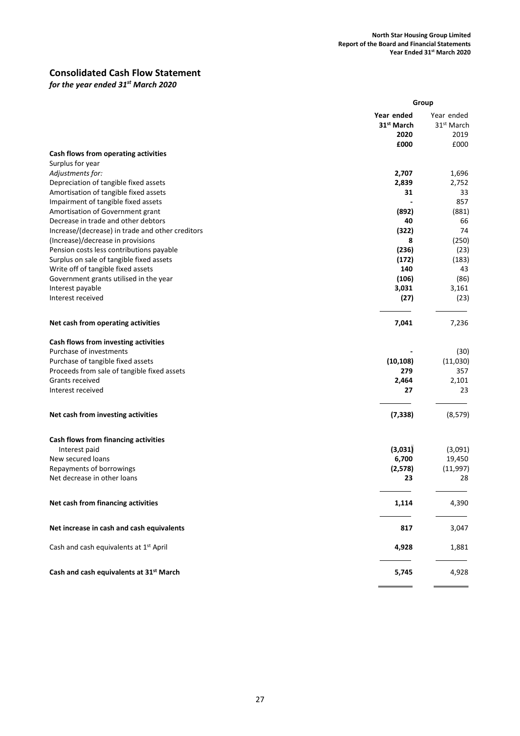# Consolidated Cash Flow Statement

*for the year ended 31st March 2020*

| | Group | |
|---|---|---|
| | **Year ended 31st March 2020** | Year ended 31st March 2019 |
| | **£000** | £000 |
| **Cash flows from operating activities** | | |
| Surplus for year | | |
| *Adjustments for:* | **2,707** | 1,696 |
| Depreciation of tangible fixed assets | **2,839** | 2,752 |
| Amortisation of tangible fixed assets | **31** | 33 |
| Impairment of tangible fixed assets | **-** | 857 |
| Amortisation of Government grant | **(892)** | (881) |
| Decrease in trade and other debtors | **40** | 66 |
| Increase/(decrease) in trade and other creditors | **(322)** | 74 |
| (Increase)/decrease in provisions | **8** | (250) |
| Pension costs less contributions payable | **(236)** | (23) |
| Surplus on sale of tangible fixed assets | **(172)** | (183) |
| Write off of tangible fixed assets | **140** | 43 |
| Government grants utilised in the year | **(106)** | (86) |
| Interest payable | **3,031** | 3,161 |
| Interest received | **(27)** | (23) |
| **Net cash from operating activities** | **7,041** | 7,236 |
| **Cash flows from investing activities** | | |
| Purchase of investments | **-** | (30) |
| Purchase of tangible fixed assets | **(10,108)** | (11,030) |
| Proceeds from sale of tangible fixed assets | **279** | 357 |
| Grants received | **2,464** | 2,101 |
| Interest received | **27** | 23 |
| **Net cash from investing activities** | **(7,338)** | (8,579) |
| **Cash flows from financing activities** | | |
| Interest paid | **(3,031)** | (3,091) |
| New secured loans | **6,700** | 19,450 |
| Repayments of borrowings | **(2,578)** | (11,997) |
| Net decrease in other loans | **23** | 28 |
| **Net cash from financing activities** | **1,114** | 4,390 |
| **Net increase in cash and cash equivalents** | **817** | 3,047 |
| Cash and cash equivalents at 1st April | **4,928** | 1,881 |
| **Cash and cash equivalents at 31st March** | **5,745** | 4,928 |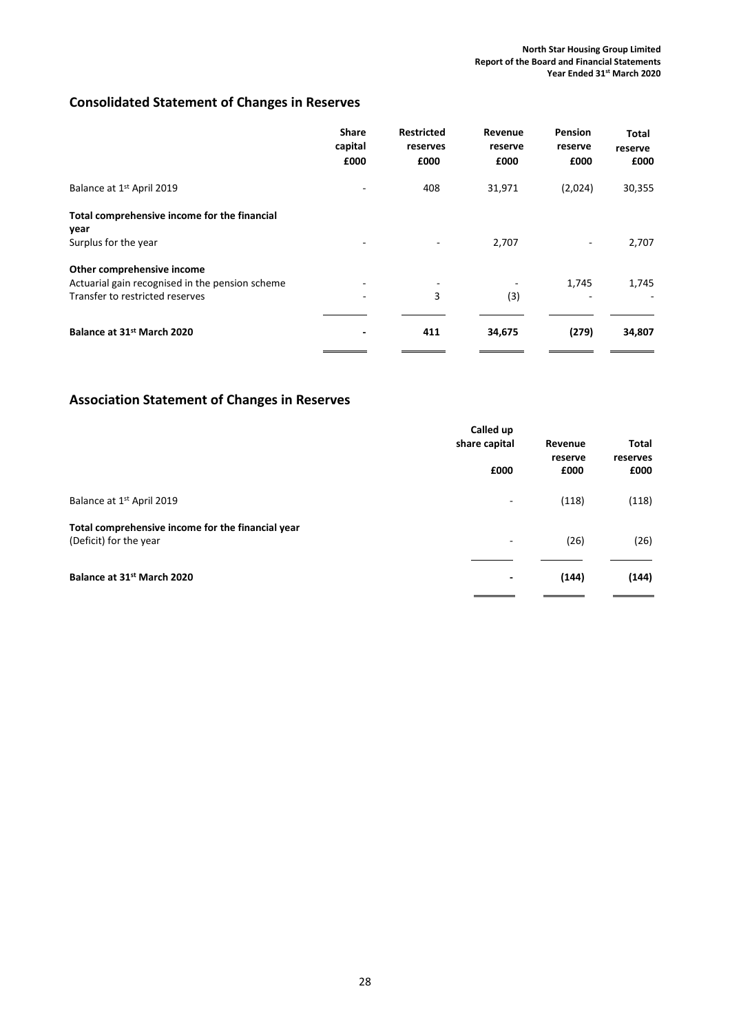## Consolidated Statement of Changes in Reserves

| | Share capital £000 | Restricted reserves £000 | Revenue reserve £000 | Pension reserve £000 | Total reserve £000 |
|---|---|---|---|---|---|
| Balance at 1st April 2019 | - | 408 | 31,971 | (2,024) | 30,355 |
| **Total comprehensive income for the financial year** | | | | | |
| Surplus for the year | - | - | 2,707 | - | 2,707 |
| **Other comprehensive income** | | | | | |
| Actuarial gain recognised in the pension scheme | - | - | - | 1,745 | 1,745 |
| Transfer to restricted reserves | - | 3 | (3) | - | - |
| **Balance at 31st March 2020** | **-** | **411** | **34,675** | **(279)** | **34,807** |

## Association Statement of Changes in Reserves

| | Called up share capital £000 | Revenue reserve £000 | Total reserves £000 |
|---|---|---|---|
| Balance at 1st April 2019 | - | (118) | (118) |
| **Total comprehensive income for the financial year** | | | |
| (Deficit) for the year | - | (26) | (26) |
| **Balance at 31st March 2020** | **-** | **(144)** | **(144)** |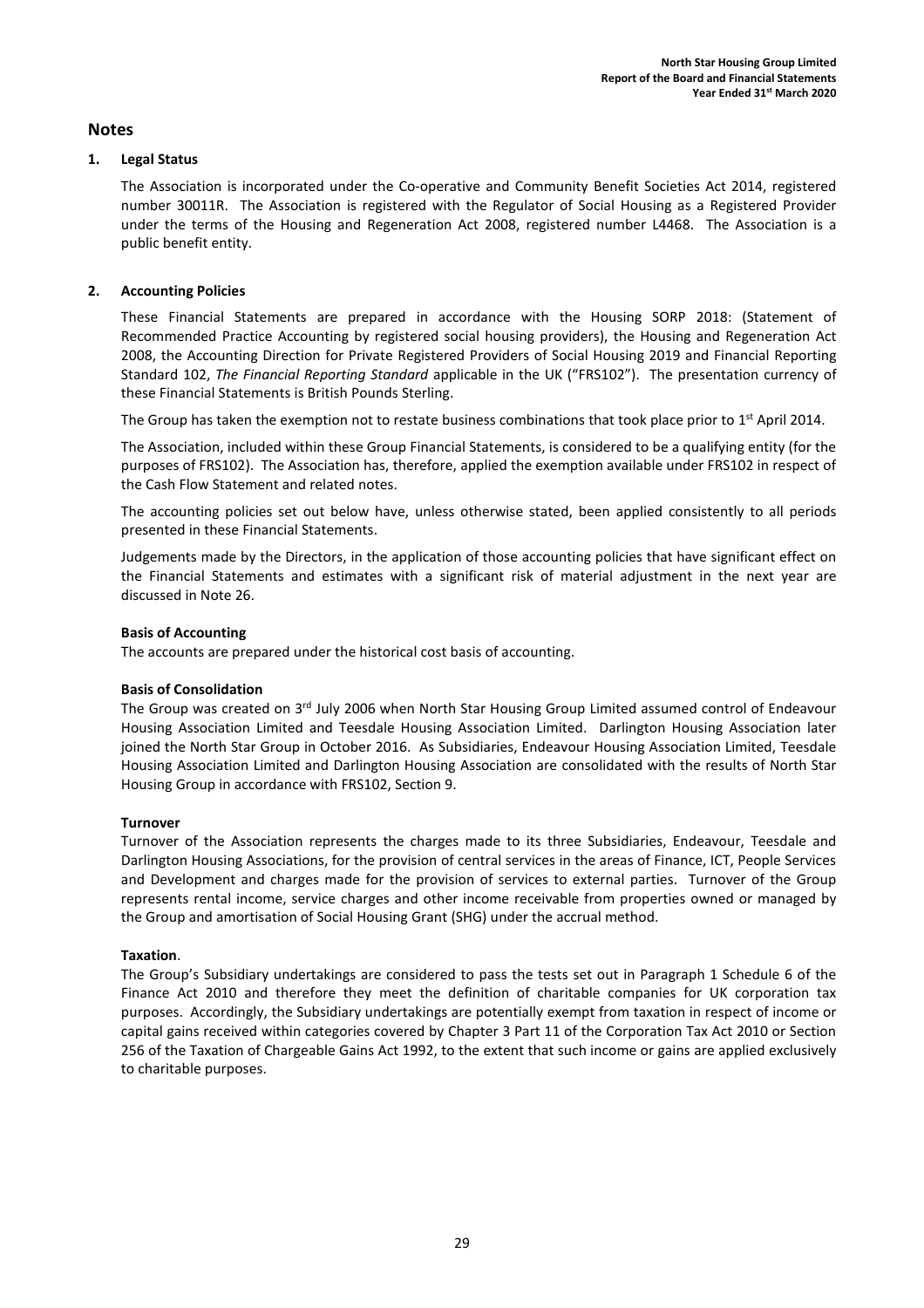## Notes

### 1. Legal Status

The Association is incorporated under the Co-operative and Community Benefit Societies Act 2014, registered number 30011R. The Association is registered with the Regulator of Social Housing as a Registered Provider under the terms of the Housing and Regeneration Act 2008, registered number L4468. The Association is a public benefit entity.

### 2. Accounting Policies

These Financial Statements are prepared in accordance with the Housing SORP 2018: (Statement of Recommended Practice Accounting by registered social housing providers), the Housing and Regeneration Act 2008, the Accounting Direction for Private Registered Providers of Social Housing 2019 and Financial Reporting Standard 102, *The Financial Reporting Standard* applicable in the UK ("FRS102"). The presentation currency of these Financial Statements is British Pounds Sterling.

The Group has taken the exemption not to restate business combinations that took place prior to 1st April 2014.

The Association, included within these Group Financial Statements, is considered to be a qualifying entity (for the purposes of FRS102). The Association has, therefore, applied the exemption available under FRS102 in respect of the Cash Flow Statement and related notes.

The accounting policies set out below have, unless otherwise stated, been applied consistently to all periods presented in these Financial Statements.

Judgements made by the Directors, in the application of those accounting policies that have significant effect on the Financial Statements and estimates with a significant risk of material adjustment in the next year are discussed in Note 26.

**Basis of Accounting**

The accounts are prepared under the historical cost basis of accounting.

**Basis of Consolidation**

The Group was created on 3rd July 2006 when North Star Housing Group Limited assumed control of Endeavour Housing Association Limited and Teesdale Housing Association Limited. Darlington Housing Association later joined the North Star Group in October 2016. As Subsidiaries, Endeavour Housing Association Limited, Teesdale Housing Association Limited and Darlington Housing Association are consolidated with the results of North Star Housing Group in accordance with FRS102, Section 9.

**Turnover**

Turnover of the Association represents the charges made to its three Subsidiaries, Endeavour, Teesdale and Darlington Housing Associations, for the provision of central services in the areas of Finance, ICT, People Services and Development and charges made for the provision of services to external parties. Turnover of the Group represents rental income, service charges and other income receivable from properties owned or managed by the Group and amortisation of Social Housing Grant (SHG) under the accrual method.

**Taxation**.

The Group's Subsidiary undertakings are considered to pass the tests set out in Paragraph 1 Schedule 6 of the Finance Act 2010 and therefore they meet the definition of charitable companies for UK corporation tax purposes. Accordingly, the Subsidiary undertakings are potentially exempt from taxation in respect of income or capital gains received within categories covered by Chapter 3 Part 11 of the Corporation Tax Act 2010 or Section 256 of the Taxation of Chargeable Gains Act 1992, to the extent that such income or gains are applied exclusively to charitable purposes.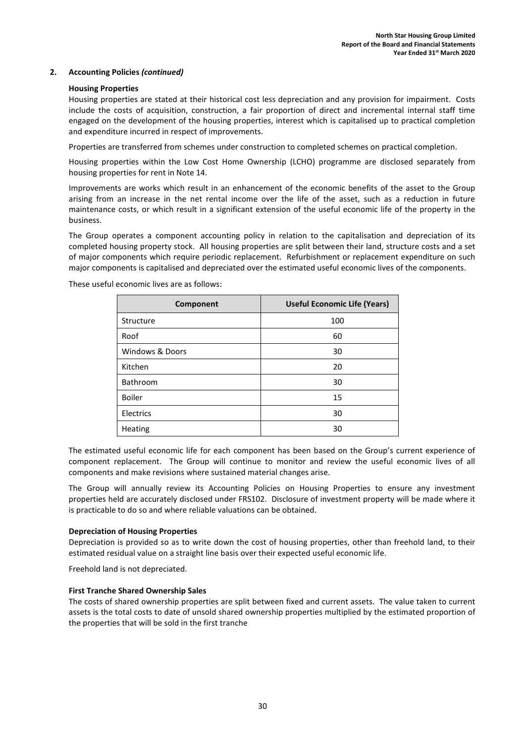## 2. Accounting Policies *(continued)*

### Housing Properties

Housing properties are stated at their historical cost less depreciation and any provision for impairment. Costs include the costs of acquisition, construction, a fair proportion of direct and incremental internal staff time engaged on the development of the housing properties, interest which is capitalised up to practical completion and expenditure incurred in respect of improvements.

Properties are transferred from schemes under construction to completed schemes on practical completion.

Housing properties within the Low Cost Home Ownership (LCHO) programme are disclosed separately from housing properties for rent in Note 14.

Improvements are works which result in an enhancement of the economic benefits of the asset to the Group arising from an increase in the net rental income over the life of the asset, such as a reduction in future maintenance costs, or which result in a significant extension of the useful economic life of the property in the business.

The Group operates a component accounting policy in relation to the capitalisation and depreciation of its completed housing property stock. All housing properties are split between their land, structure costs and a set of major components which require periodic replacement. Refurbishment or replacement expenditure on such major components is capitalised and depreciated over the estimated useful economic lives of the components.

These useful economic lives are as follows:

| Component | Useful Economic Life (Years) |
|---|---|
| Structure | 100 |
| Roof | 60 |
| Windows & Doors | 30 |
| Kitchen | 20 |
| Bathroom | 30 |
| Boiler | 15 |
| Electrics | 30 |
| Heating | 30 |

The estimated useful economic life for each component has been based on the Group's current experience of component replacement. The Group will continue to monitor and review the useful economic lives of all components and make revisions where sustained material changes arise.

The Group will annually review its Accounting Policies on Housing Properties to ensure any investment properties held are accurately disclosed under FRS102. Disclosure of investment property will be made where it is practicable to do so and where reliable valuations can be obtained.

### Depreciation of Housing Properties

Depreciation is provided so as to write down the cost of housing properties, other than freehold land, to their estimated residual value on a straight line basis over their expected useful economic life.

Freehold land is not depreciated.

### First Tranche Shared Ownership Sales

The costs of shared ownership properties are split between fixed and current assets. The value taken to current assets is the total costs to date of unsold shared ownership properties multiplied by the estimated proportion of the properties that will be sold in the first tranche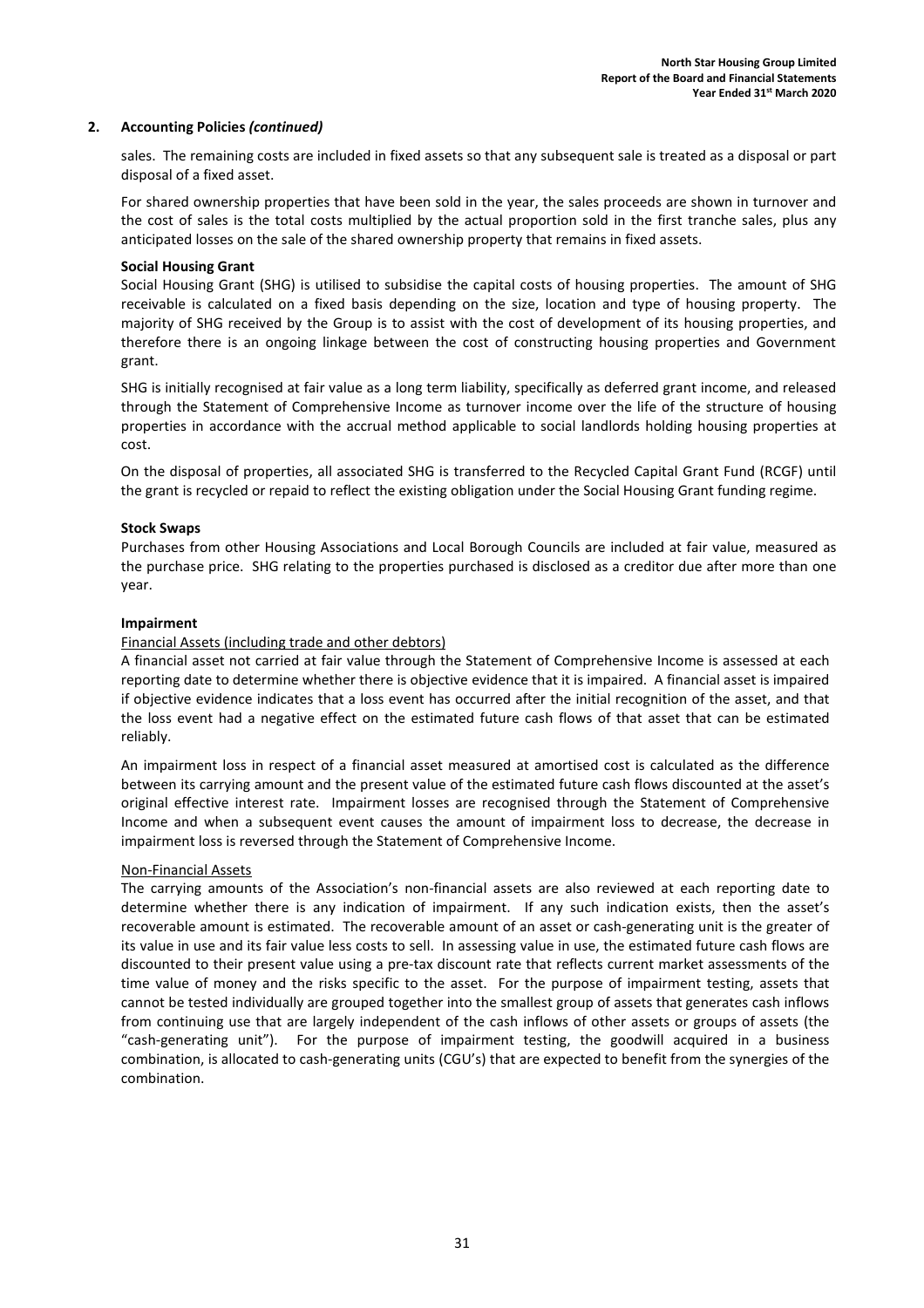## 2. Accounting Policies *(continued)*

sales. The remaining costs are included in fixed assets so that any subsequent sale is treated as a disposal or part disposal of a fixed asset.

For shared ownership properties that have been sold in the year, the sales proceeds are shown in turnover and the cost of sales is the total costs multiplied by the actual proportion sold in the first tranche sales, plus any anticipated losses on the sale of the shared ownership property that remains in fixed assets.

**Social Housing Grant**

Social Housing Grant (SHG) is utilised to subsidise the capital costs of housing properties. The amount of SHG receivable is calculated on a fixed basis depending on the size, location and type of housing property. The majority of SHG received by the Group is to assist with the cost of development of its housing properties, and therefore there is an ongoing linkage between the cost of constructing housing properties and Government grant.

SHG is initially recognised at fair value as a long term liability, specifically as deferred grant income, and released through the Statement of Comprehensive Income as turnover income over the life of the structure of housing properties in accordance with the accrual method applicable to social landlords holding housing properties at cost.

On the disposal of properties, all associated SHG is transferred to the Recycled Capital Grant Fund (RCGF) until the grant is recycled or repaid to reflect the existing obligation under the Social Housing Grant funding regime.

**Stock Swaps**

Purchases from other Housing Associations and Local Borough Councils are included at fair value, measured as the purchase price. SHG relating to the properties purchased is disclosed as a creditor due after more than one year.

**Impairment**

Financial Assets (including trade and other debtors)

A financial asset not carried at fair value through the Statement of Comprehensive Income is assessed at each reporting date to determine whether there is objective evidence that it is impaired. A financial asset is impaired if objective evidence indicates that a loss event has occurred after the initial recognition of the asset, and that the loss event had a negative effect on the estimated future cash flows of that asset that can be estimated reliably.

An impairment loss in respect of a financial asset measured at amortised cost is calculated as the difference between its carrying amount and the present value of the estimated future cash flows discounted at the asset's original effective interest rate. Impairment losses are recognised through the Statement of Comprehensive Income and when a subsequent event causes the amount of impairment loss to decrease, the decrease in impairment loss is reversed through the Statement of Comprehensive Income.

Non-Financial Assets

The carrying amounts of the Association's non-financial assets are also reviewed at each reporting date to determine whether there is any indication of impairment. If any such indication exists, then the asset's recoverable amount is estimated. The recoverable amount of an asset or cash-generating unit is the greater of its value in use and its fair value less costs to sell. In assessing value in use, the estimated future cash flows are discounted to their present value using a pre-tax discount rate that reflects current market assessments of the time value of money and the risks specific to the asset. For the purpose of impairment testing, assets that cannot be tested individually are grouped together into the smallest group of assets that generates cash inflows from continuing use that are largely independent of the cash inflows of other assets or groups of assets (the "cash-generating unit"). For the purpose of impairment testing, the goodwill acquired in a business combination, is allocated to cash-generating units (CGU's) that are expected to benefit from the synergies of the combination.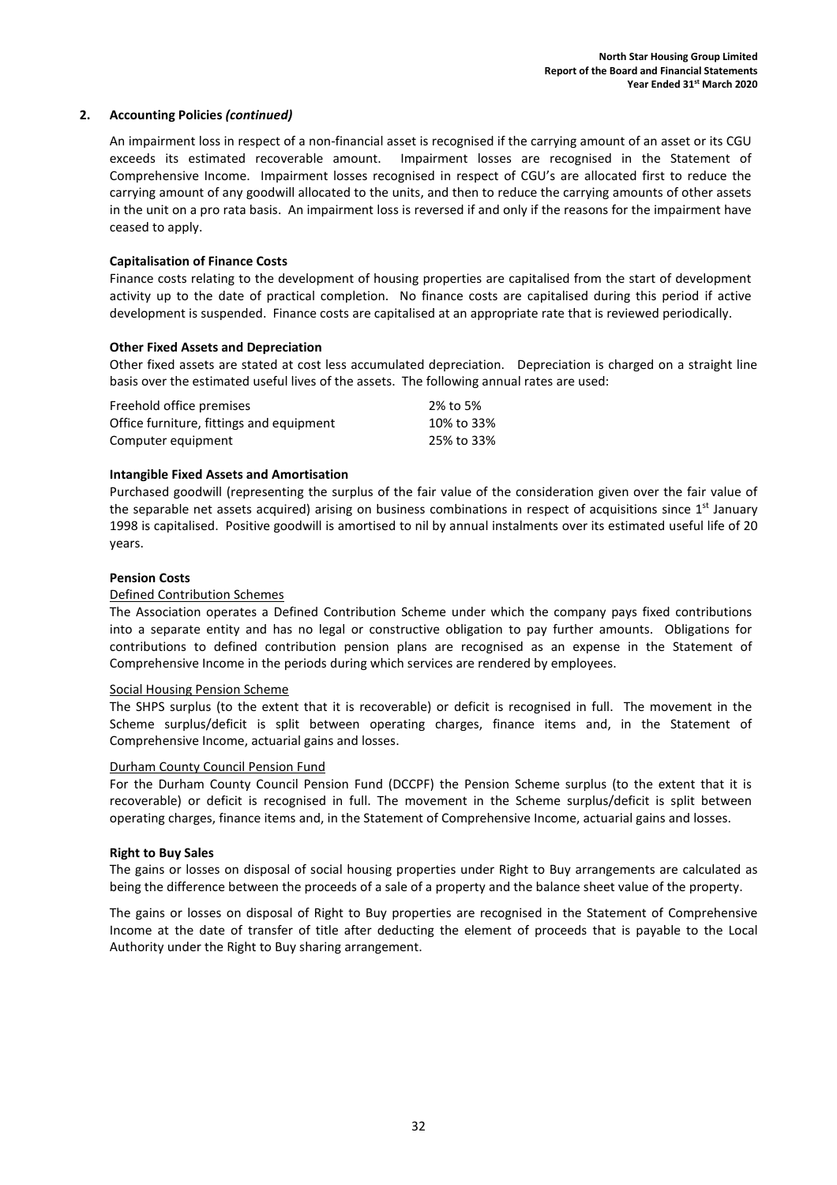## 2. Accounting Policies *(continued)*

An impairment loss in respect of a non-financial asset is recognised if the carrying amount of an asset or its CGU exceeds its estimated recoverable amount. Impairment losses are recognised in the Statement of Comprehensive Income. Impairment losses recognised in respect of CGU's are allocated first to reduce the carrying amount of any goodwill allocated to the units, and then to reduce the carrying amounts of other assets in the unit on a pro rata basis. An impairment loss is reversed if and only if the reasons for the impairment have ceased to apply.

**Capitalisation of Finance Costs**

Finance costs relating to the development of housing properties are capitalised from the start of development activity up to the date of practical completion. No finance costs are capitalised during this period if active development is suspended. Finance costs are capitalised at an appropriate rate that is reviewed periodically.

**Other Fixed Assets and Depreciation**

Other fixed assets are stated at cost less accumulated depreciation. Depreciation is charged on a straight line basis over the estimated useful lives of the assets. The following annual rates are used:

| | |
|---|---|
| Freehold office premises | 2% to 5% |
| Office furniture, fittings and equipment | 10% to 33% |
| Computer equipment | 25% to 33% |

**Intangible Fixed Assets and Amortisation**

Purchased goodwill (representing the surplus of the fair value of the consideration given over the fair value of the separable net assets acquired) arising on business combinations in respect of acquisitions since 1st January 1998 is capitalised. Positive goodwill is amortised to nil by annual instalments over its estimated useful life of 20 years.

**Pension Costs**

Defined Contribution Schemes

The Association operates a Defined Contribution Scheme under which the company pays fixed contributions into a separate entity and has no legal or constructive obligation to pay further amounts. Obligations for contributions to defined contribution pension plans are recognised as an expense in the Statement of Comprehensive Income in the periods during which services are rendered by employees.

Social Housing Pension Scheme

The SHPS surplus (to the extent that it is recoverable) or deficit is recognised in full. The movement in the Scheme surplus/deficit is split between operating charges, finance items and, in the Statement of Comprehensive Income, actuarial gains and losses.

Durham County Council Pension Fund

For the Durham County Council Pension Fund (DCCPF) the Pension Scheme surplus (to the extent that it is recoverable) or deficit is recognised in full. The movement in the Scheme surplus/deficit is split between operating charges, finance items and, in the Statement of Comprehensive Income, actuarial gains and losses.

**Right to Buy Sales**

The gains or losses on disposal of social housing properties under Right to Buy arrangements are calculated as being the difference between the proceeds of a sale of a property and the balance sheet value of the property.

The gains or losses on disposal of Right to Buy properties are recognised in the Statement of Comprehensive Income at the date of transfer of title after deducting the element of proceeds that is payable to the Local Authority under the Right to Buy sharing arrangement.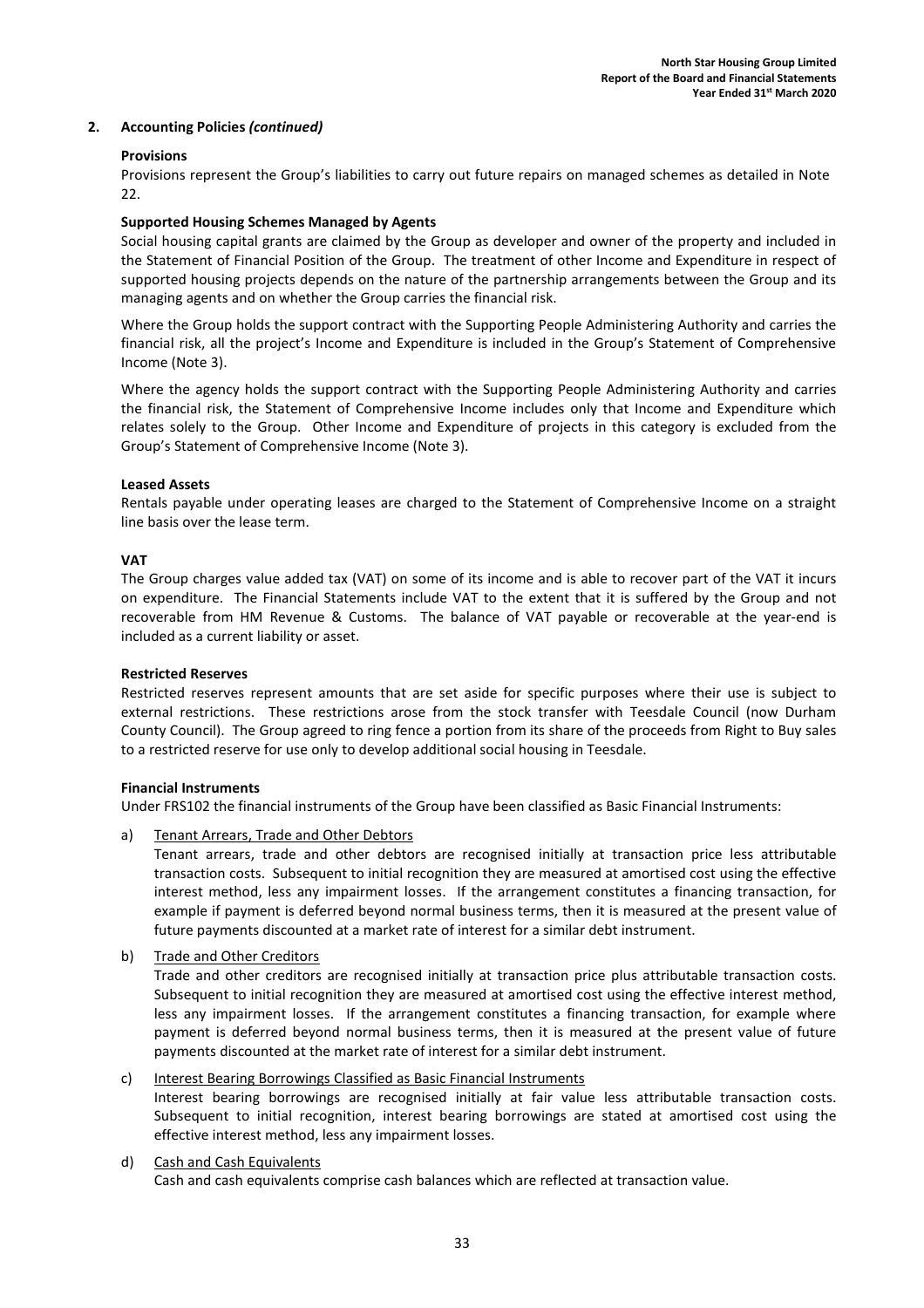## 2. Accounting Policies *(continued)*

### Provisions

Provisions represent the Group's liabilities to carry out future repairs on managed schemes as detailed in Note 22.

### Supported Housing Schemes Managed by Agents

Social housing capital grants are claimed by the Group as developer and owner of the property and included in the Statement of Financial Position of the Group. The treatment of other Income and Expenditure in respect of supported housing projects depends on the nature of the partnership arrangements between the Group and its managing agents and on whether the Group carries the financial risk.

Where the Group holds the support contract with the Supporting People Administering Authority and carries the financial risk, all the project's Income and Expenditure is included in the Group's Statement of Comprehensive Income (Note 3).

Where the agency holds the support contract with the Supporting People Administering Authority and carries the financial risk, the Statement of Comprehensive Income includes only that Income and Expenditure which relates solely to the Group. Other Income and Expenditure of projects in this category is excluded from the Group's Statement of Comprehensive Income (Note 3).

### Leased Assets

Rentals payable under operating leases are charged to the Statement of Comprehensive Income on a straight line basis over the lease term.

### VAT

The Group charges value added tax (VAT) on some of its income and is able to recover part of the VAT it incurs on expenditure. The Financial Statements include VAT to the extent that it is suffered by the Group and not recoverable from HM Revenue & Customs. The balance of VAT payable or recoverable at the year-end is included as a current liability or asset.

### Restricted Reserves

Restricted reserves represent amounts that are set aside for specific purposes where their use is subject to external restrictions. These restrictions arose from the stock transfer with Teesdale Council (now Durham County Council). The Group agreed to ring fence a portion from its share of the proceeds from Right to Buy sales to a restricted reserve for use only to develop additional social housing in Teesdale.

### Financial Instruments

Under FRS102 the financial instruments of the Group have been classified as Basic Financial Instruments:

a) Tenant Arrears, Trade and Other Debtors
   Tenant arrears, trade and other debtors are recognised initially at transaction price less attributable transaction costs. Subsequent to initial recognition they are measured at amortised cost using the effective interest method, less any impairment losses. If the arrangement constitutes a financing transaction, for example if payment is deferred beyond normal business terms, then it is measured at the present value of future payments discounted at a market rate of interest for a similar debt instrument.

b) Trade and Other Creditors
   Trade and other creditors are recognised initially at transaction price plus attributable transaction costs. Subsequent to initial recognition they are measured at amortised cost using the effective interest method, less any impairment losses. If the arrangement constitutes a financing transaction, for example where payment is deferred beyond normal business terms, then it is measured at the present value of future payments discounted at the market rate of interest for a similar debt instrument.

c) Interest Bearing Borrowings Classified as Basic Financial Instruments
   Interest bearing borrowings are recognised initially at fair value less attributable transaction costs. Subsequent to initial recognition, interest bearing borrowings are stated at amortised cost using the effective interest method, less any impairment losses.

d) Cash and Cash Equivalents
   Cash and cash equivalents comprise cash balances which are reflected at transaction value.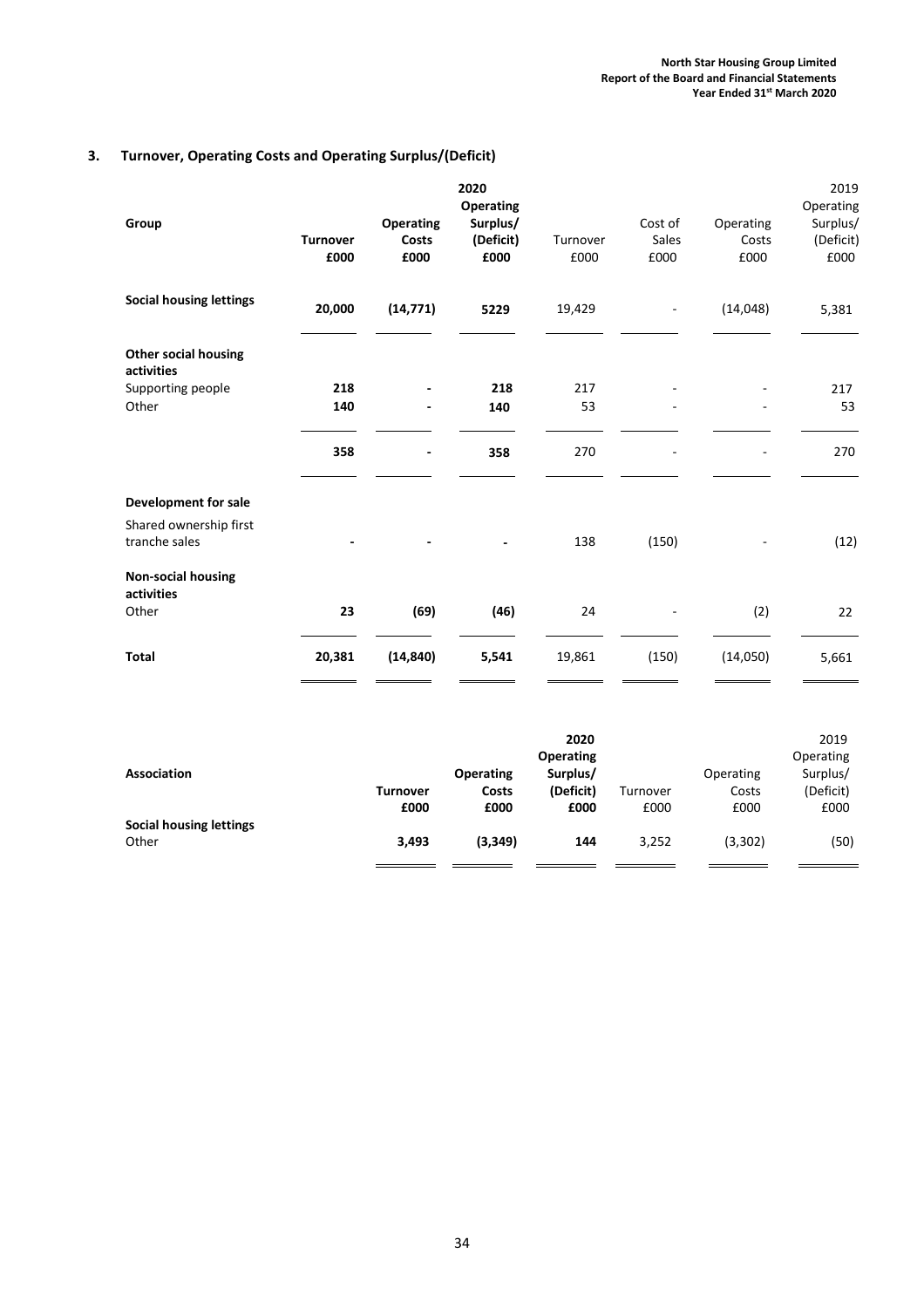## 3. Turnover, Operating Costs and Operating Surplus/(Deficit)

| Group | 2020 Turnover £000 | 2020 Operating Costs £000 | 2020 Operating Surplus/ (Deficit) £000 | 2019 Turnover £000 | 2019 Cost of Sales £000 | 2019 Operating Costs £000 | 2019 Operating Surplus/ (Deficit) £000 |
|---|---|---|---|---|---|---|---|
| **Social housing lettings** | **20,000** | **(14,771)** | **5229** | 19,429 | - | (14,048) | 5,381 |
| **Other social housing activities** | | | | | | | |
| Supporting people | **218** | **-** | **218** | 217 | - | - | 217 |
| Other | **140** | **-** | **140** | 53 | - | - | 53 |
| | **358** | **-** | **358** | 270 | - | - | 270 |
| **Development for sale** | | | | | | | |
| Shared ownership first tranche sales | **-** | **-** | **-** | 138 | (150) | - | (12) |
| **Non-social housing activities** | | | | | | | |
| Other | **23** | **(69)** | **(46)** | 24 | - | (2) | 22 |
| **Total** | **20,381** | **(14,840)** | **5,541** | 19,861 | (150) | (14,050) | 5,661 |

| Association | 2020 Turnover £000 | 2020 Operating Costs £000 | 2020 Operating Surplus/ (Deficit) £000 | 2019 Turnover £000 | 2019 Operating Costs £000 | 2019 Operating Surplus/ (Deficit) £000 |
|---|---|---|---|---|---|---|
| **Social housing lettings** | | | | | | |
| Other | **3,493** | **(3,349)** | **144** | 3,252 | (3,302) | (50) |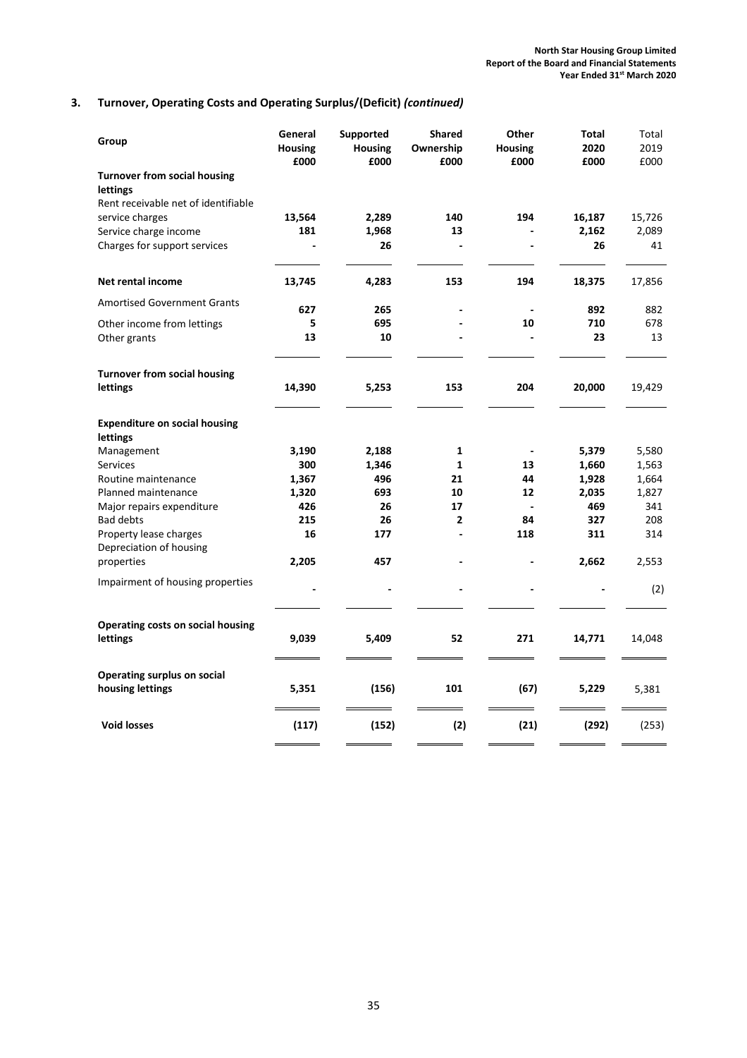## 3. Turnover, Operating Costs and Operating Surplus/(Deficit) *(continued)*

| Group | General Housing £000 | Supported Housing £000 | Shared Ownership £000 | Other Housing £000 | Total 2020 £000 | Total 2019 £000 |
|---|---|---|---|---|---|---|
| **Turnover from social housing lettings** | | | | | | |
| Rent receivable net of identifiable service charges | **13,564** | **2,289** | **140** | **194** | **16,187** | 15,726 |
| Service charge income | **181** | **1,968** | **13** | **-** | **2,162** | 2,089 |
| Charges for support services | **-** | **26** | **-** | **-** | **26** | 41 |
| **Net rental income** | **13,745** | **4,283** | **153** | **194** | **18,375** | 17,856 |
| Amortised Government Grants | **627** | **265** | **-** | **-** | **892** | 882 |
| Other income from lettings | **5** | **695** | **-** | **10** | **710** | 678 |
| Other grants | **13** | **10** | **-** | **-** | **23** | 13 |
| **Turnover from social housing lettings** | **14,390** | **5,253** | **153** | **204** | **20,000** | 19,429 |
| **Expenditure on social housing lettings** | | | | | | |
| Management | **3,190** | **2,188** | **1** | **-** | **5,379** | 5,580 |
| Services | **300** | **1,346** | **1** | **13** | **1,660** | 1,563 |
| Routine maintenance | **1,367** | **496** | **21** | **44** | **1,928** | 1,664 |
| Planned maintenance | **1,320** | **693** | **10** | **12** | **2,035** | 1,827 |
| Major repairs expenditure | **426** | **26** | **17** | **-** | **469** | 341 |
| Bad debts | **215** | **26** | **2** | **84** | **327** | 208 |
| Property lease charges | **16** | **177** | **-** | **118** | **311** | 314 |
| Depreciation of housing properties | **2,205** | **457** | **-** | **-** | **2,662** | 2,553 |
| Impairment of housing properties | **-** | **-** | **-** | **-** | **-** | (2) |
| **Operating costs on social housing lettings** | **9,039** | **5,409** | **52** | **271** | **14,771** | 14,048 |
| **Operating surplus on social housing lettings** | **5,351** | **(156)** | **101** | **(67)** | **5,229** | 5,381 |
| **Void losses** | **(117)** | **(152)** | **(2)** | **(21)** | **(292)** | (253) |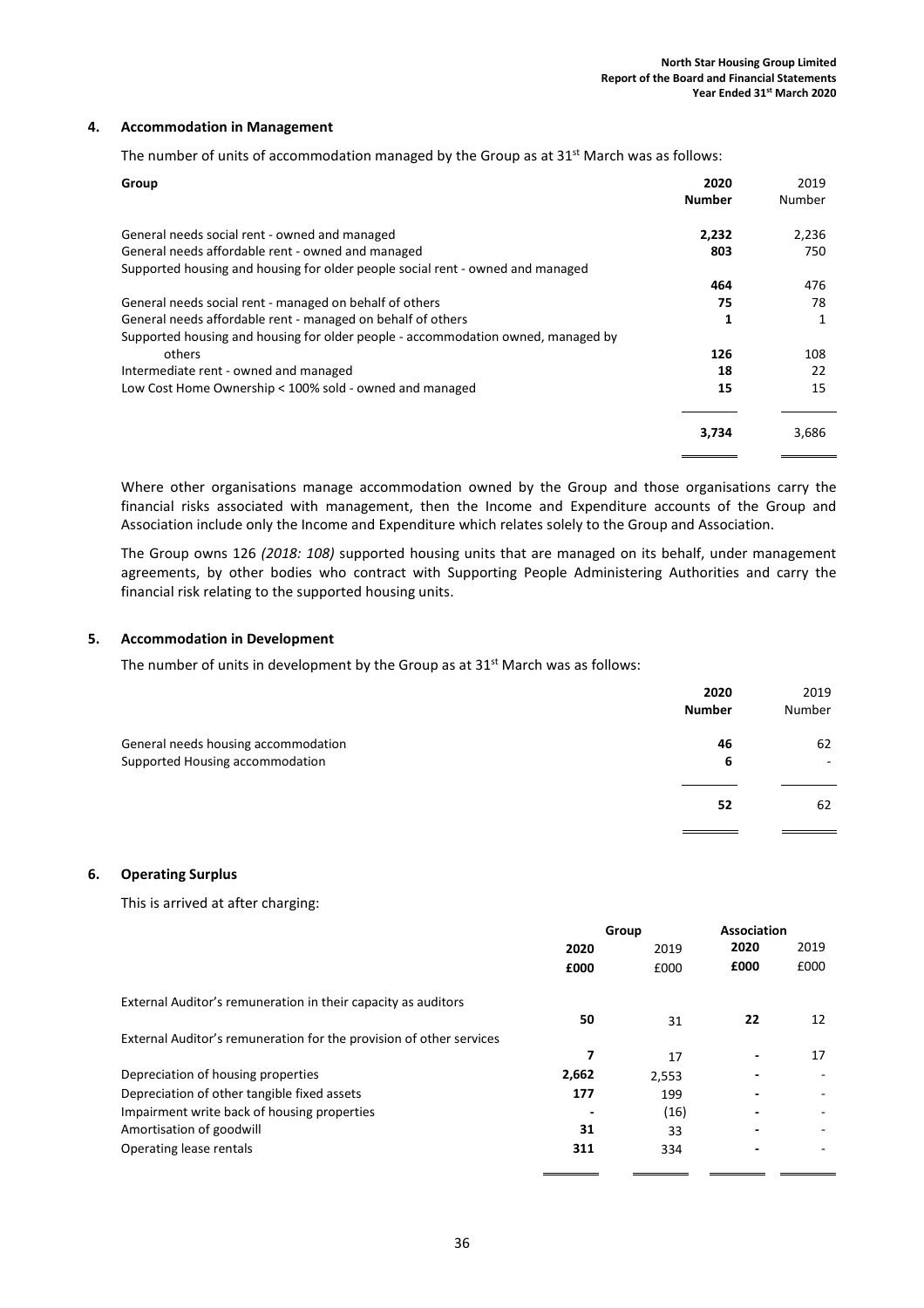## 4. Accommodation in Management

The number of units of accommodation managed by the Group as at 31st March was as follows:

| Group | 2020 Number | 2019 Number |
|---|---|---|
| General needs social rent - owned and managed | **2,232** | 2,236 |
| General needs affordable rent - owned and managed | **803** | 750 |
| Supported housing and housing for older people social rent - owned and managed | **464** | 476 |
| General needs social rent - managed on behalf of others | **75** | 78 |
| General needs affordable rent - managed on behalf of others | **1** | 1 |
| Supported housing and housing for older people - accommodation owned, managed by others | **126** | 108 |
| Intermediate rent - owned and managed | **18** | 22 |
| Low Cost Home Ownership < 100% sold - owned and managed | **15** | 15 |
| | **3,734** | 3,686 |

Where other organisations manage accommodation owned by the Group and those organisations carry the financial risks associated with management, then the Income and Expenditure accounts of the Group and Association include only the Income and Expenditure which relates solely to the Group and Association.

The Group owns 126 *(2018: 108)* supported housing units that are managed on its behalf, under management agreements, by other bodies who contract with Supporting People Administering Authorities and carry the financial risk relating to the supported housing units.

## 5. Accommodation in Development

The number of units in development by the Group as at 31st March was as follows:

| | 2020 Number | 2019 Number |
|---|---|---|
| General needs housing accommodation | **46** | 62 |
| Supported Housing accommodation | **6** | - |
| | **52** | 62 |

## 6. Operating Surplus

This is arrived at after charging:

| | Group | | Association | |
|---|---|---|---|---|
| | **2020 £000** | 2019 £000 | **2020 £000** | 2019 £000 |
| External Auditor's remuneration in their capacity as auditors | **50** | 31 | **22** | 12 |
| External Auditor's remuneration for the provision of other services | **7** | 17 | **-** | 17 |
| Depreciation of housing properties | **2,662** | 2,553 | **-** | - |
| Depreciation of other tangible fixed assets | **177** | 199 | **-** | - |
| Impairment write back of housing properties | **-** | (16) | **-** | - |
| Amortisation of goodwill | **31** | 33 | **-** | - |
| Operating lease rentals | **311** | 334 | **-** | - |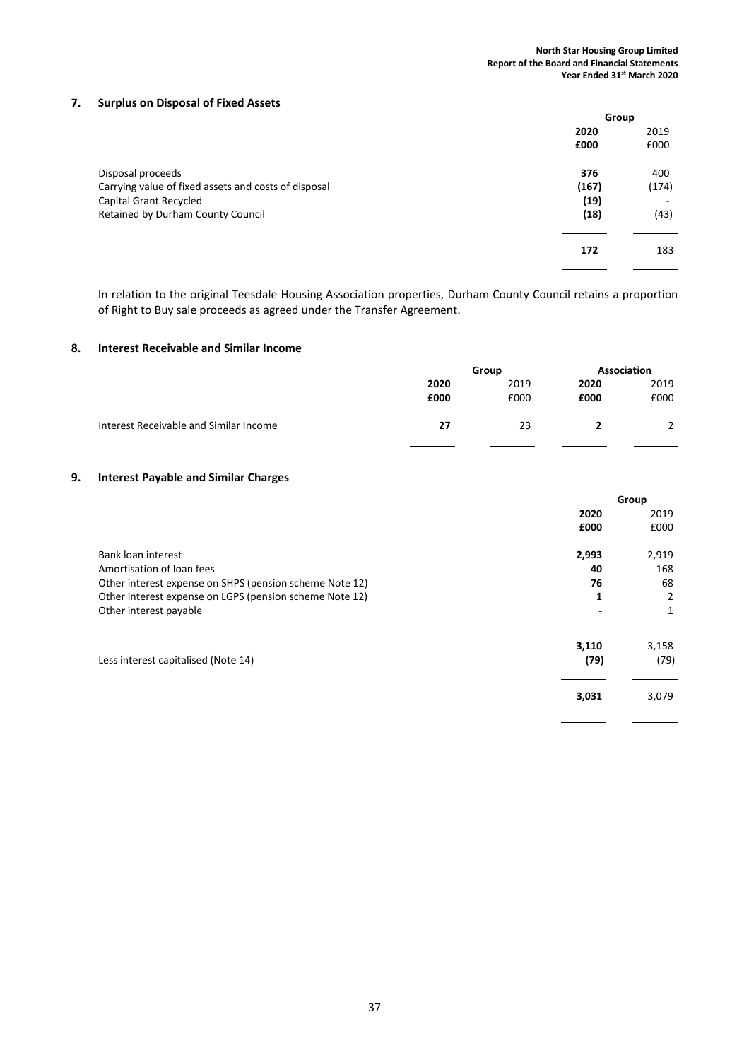## 7. Surplus on Disposal of Fixed Assets

| | Group | |
|---|---|---|
| | **2020** | 2019 |
| | **£000** | £000 |
| Disposal proceeds | **376** | 400 |
| Carrying value of fixed assets and costs of disposal | **(167)** | (174) |
| Capital Grant Recycled | **(19)** | - |
| Retained by Durham County Council | **(18)** | (43) |
| | **172** | 183 |

In relation to the original Teesdale Housing Association properties, Durham County Council retains a proportion of Right to Buy sale proceeds as agreed under the Transfer Agreement.

## 8. Interest Receivable and Similar Income

| | Group | | Association | |
|---|---|---|---|---|
| | **2020** | 2019 | **2020** | 2019 |
| | **£000** | £000 | **£000** | £000 |
| Interest Receivable and Similar Income | **27** | 23 | **2** | 2 |

## 9. Interest Payable and Similar Charges

| | Group | |
|---|---|---|
| | **2020** | 2019 |
| | **£000** | £000 |
| Bank loan interest | **2,993** | 2,919 |
| Amortisation of loan fees | **40** | 168 |
| Other interest expense on SHPS (pension scheme Note 12) | **76** | 68 |
| Other interest expense on LGPS (pension scheme Note 12) | **1** | 2 |
| Other interest payable | **-** | 1 |
| | **3,110** | 3,158 |
| Less interest capitalised (Note 14) | **(79)** | (79) |
| | **3,031** | 3,079 |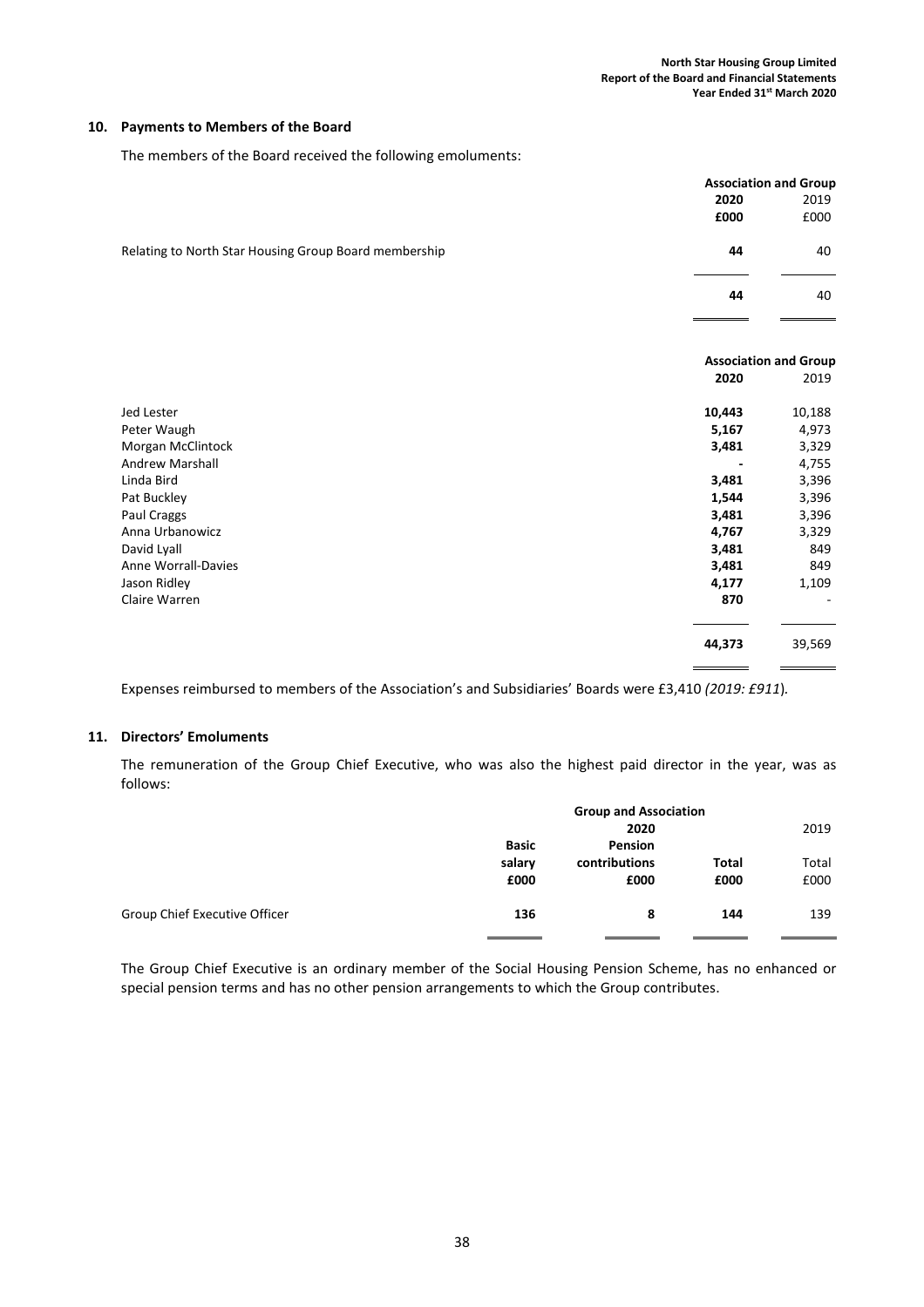## 10. Payments to Members of the Board

The members of the Board received the following emoluments:

| | Association and Group | |
|---|---|---|
| | **2020** | 2019 |
| | **£000** | £000 |
| Relating to North Star Housing Group Board membership | **44** | 40 |
| | **44** | 40 |

| | Association and Group | |
|---|---|---|
| | **2020** | 2019 |
| Jed Lester | **10,443** | 10,188 |
| Peter Waugh | **5,167** | 4,973 |
| Morgan McClintock | **3,481** | 3,329 |
| Andrew Marshall | **-** | 4,755 |
| Linda Bird | **3,481** | 3,396 |
| Pat Buckley | **1,544** | 3,396 |
| Paul Craggs | **3,481** | 3,396 |
| Anna Urbanowicz | **4,767** | 3,329 |
| David Lyall | **3,481** | 849 |
| Anne Worrall-Davies | **3,481** | 849 |
| Jason Ridley | **4,177** | 1,109 |
| Claire Warren | **870** | - |
| | **44,373** | 39,569 |

Expenses reimbursed to members of the Association's and Subsidiaries' Boards were £3,410 *(2019: £911*).

## 11. Directors' Emoluments

The remuneration of the Group Chief Executive, who was also the highest paid director in the year, was as follows:

| | Group and Association | | | |
|---|---|---|---|---|
| | | **2020** | | 2019 |
| | **Basic salary** | **Pension contributions** | **Total** | Total |
| | **£000** | **£000** | **£000** | £000 |
| Group Chief Executive Officer | **136** | **8** | **144** | 139 |

The Group Chief Executive is an ordinary member of the Social Housing Pension Scheme, has no enhanced or special pension terms and has no other pension arrangements to which the Group contributes.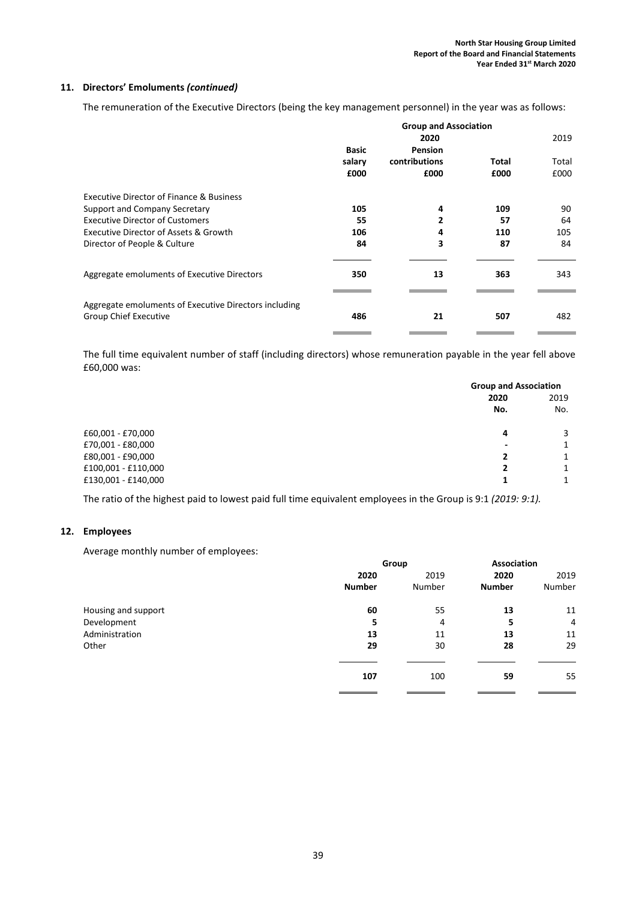## 11. Directors' Emoluments *(continued)*

The remuneration of the Executive Directors (being the key management personnel) in the year was as follows:

| | Group and Association | | | |
|---|---|---|---|---|
| | 2020 | | | 2019 |
| | **Basic salary £000** | **Pension contributions £000** | **Total £000** | Total £000 |
| Executive Director of Finance & Business Support and Company Secretary | **105** | **4** | **109** | 90 |
| Executive Director of Customers | **55** | **2** | **57** | 64 |
| Executive Director of Assets & Growth | **106** | **4** | **110** | 105 |
| Director of People & Culture | **84** | **3** | **87** | 84 |
| Aggregate emoluments of Executive Directors | **350** | **13** | **363** | 343 |
| Aggregate emoluments of Executive Directors including Group Chief Executive | **486** | **21** | **507** | 482 |

The full time equivalent number of staff (including directors) whose remuneration payable in the year fell above £60,000 was:

| | Group and Association | |
|---|---|---|
| | **2020 No.** | 2019 No. |
| £60,001 - £70,000 | **4** | 3 |
| £70,001 - £80,000 | **-** | 1 |
| £80,001 - £90,000 | **2** | 1 |
| £100,001 - £110,000 | **2** | 1 |
| £130,001 - £140,000 | **1** | 1 |

The ratio of the highest paid to lowest paid full time equivalent employees in the Group is 9:1 *(2019: 9:1).*

## 12. Employees

Average monthly number of employees:

| | Group | | Association | |
|---|---|---|---|---|
| | **2020 Number** | 2019 Number | **2020 Number** | 2019 Number |
| Housing and support | **60** | 55 | **13** | 11 |
| Development | **5** | 4 | **5** | 4 |
| Administration | **13** | 11 | **13** | 11 |
| Other | **29** | 30 | **28** | 29 |
| | **107** | 100 | **59** | 55 |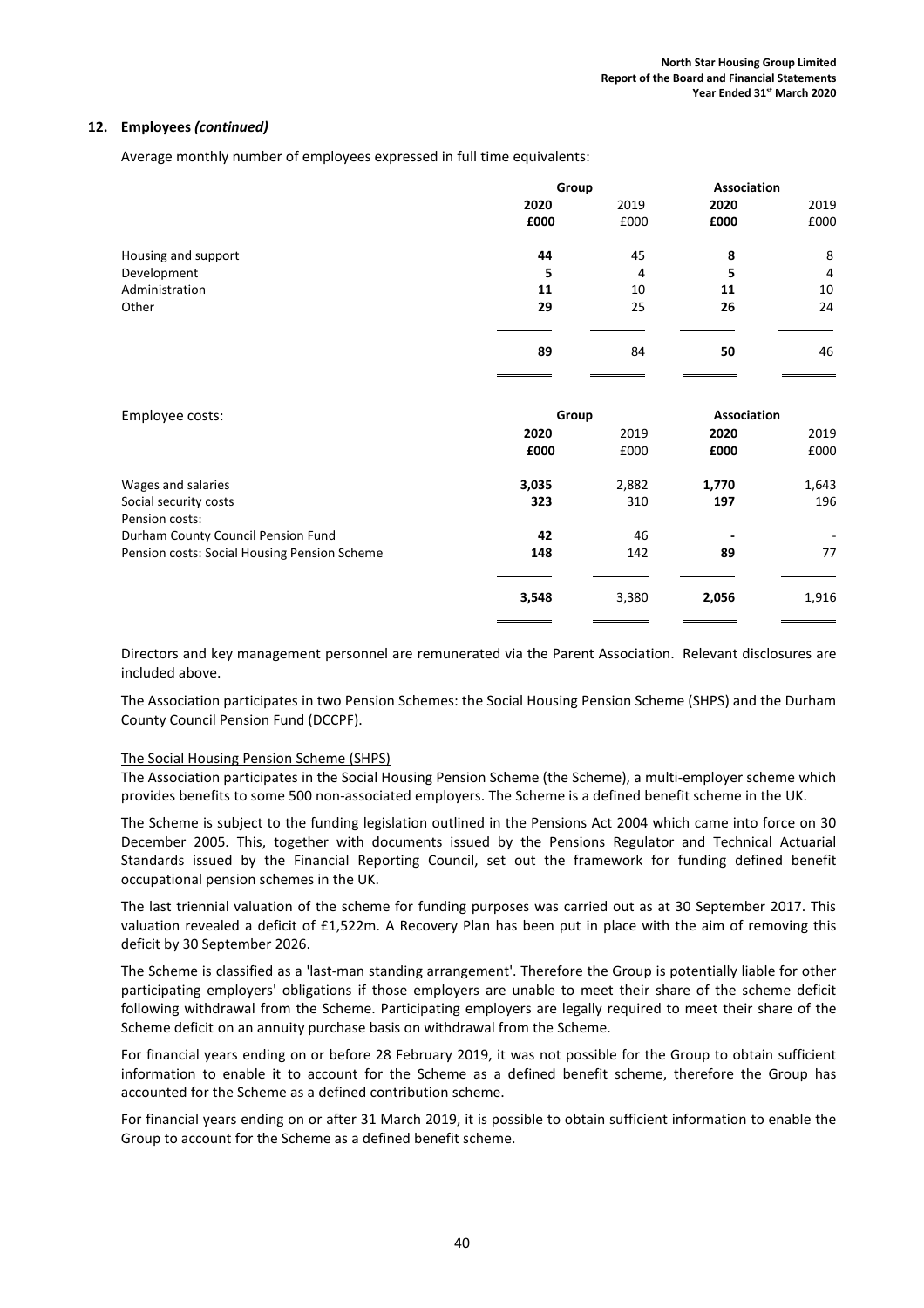## 12. Employees *(continued)*

Average monthly number of employees expressed in full time equivalents:

| | Group | | Association | |
|---|---|---|---|---|
| | **2020** | 2019 | **2020** | 2019 |
| | **£000** | £000 | **£000** | £000 |
| Housing and support | **44** | 45 | **8** | 8 |
| Development | **5** | 4 | **5** | 4 |
| Administration | **11** | 10 | **11** | 10 |
| Other | **29** | 25 | **26** | 24 |
| | **89** | 84 | **50** | 46 |

| Employee costs: | Group | | Association | |
|---|---|---|---|---|
| | **2020** | 2019 | **2020** | 2019 |
| | **£000** | £000 | **£000** | £000 |
| Wages and salaries | **3,035** | 2,882 | **1,770** | 1,643 |
| Social security costs | **323** | 310 | **197** | 196 |
| Pension costs: | | | | |
| Durham County Council Pension Fund | **42** | 46 | **-** | - |
| Pension costs: Social Housing Pension Scheme | **148** | 142 | **89** | 77 |
| | **3,548** | 3,380 | **2,056** | 1,916 |

Directors and key management personnel are remunerated via the Parent Association. Relevant disclosures are included above.

The Association participates in two Pension Schemes: the Social Housing Pension Scheme (SHPS) and the Durham County Council Pension Fund (DCCPF).

The Social Housing Pension Scheme (SHPS)

The Association participates in the Social Housing Pension Scheme (the Scheme), a multi-employer scheme which provides benefits to some 500 non-associated employers. The Scheme is a defined benefit scheme in the UK.

The Scheme is subject to the funding legislation outlined in the Pensions Act 2004 which came into force on 30 December 2005. This, together with documents issued by the Pensions Regulator and Technical Actuarial Standards issued by the Financial Reporting Council, set out the framework for funding defined benefit occupational pension schemes in the UK.

The last triennial valuation of the scheme for funding purposes was carried out as at 30 September 2017. This valuation revealed a deficit of £1,522m. A Recovery Plan has been put in place with the aim of removing this deficit by 30 September 2026.

The Scheme is classified as a 'last-man standing arrangement'. Therefore the Group is potentially liable for other participating employers' obligations if those employers are unable to meet their share of the scheme deficit following withdrawal from the Scheme. Participating employers are legally required to meet their share of the Scheme deficit on an annuity purchase basis on withdrawal from the Scheme.

For financial years ending on or before 28 February 2019, it was not possible for the Group to obtain sufficient information to enable it to account for the Scheme as a defined benefit scheme, therefore the Group has accounted for the Scheme as a defined contribution scheme.

For financial years ending on or after 31 March 2019, it is possible to obtain sufficient information to enable the Group to account for the Scheme as a defined benefit scheme.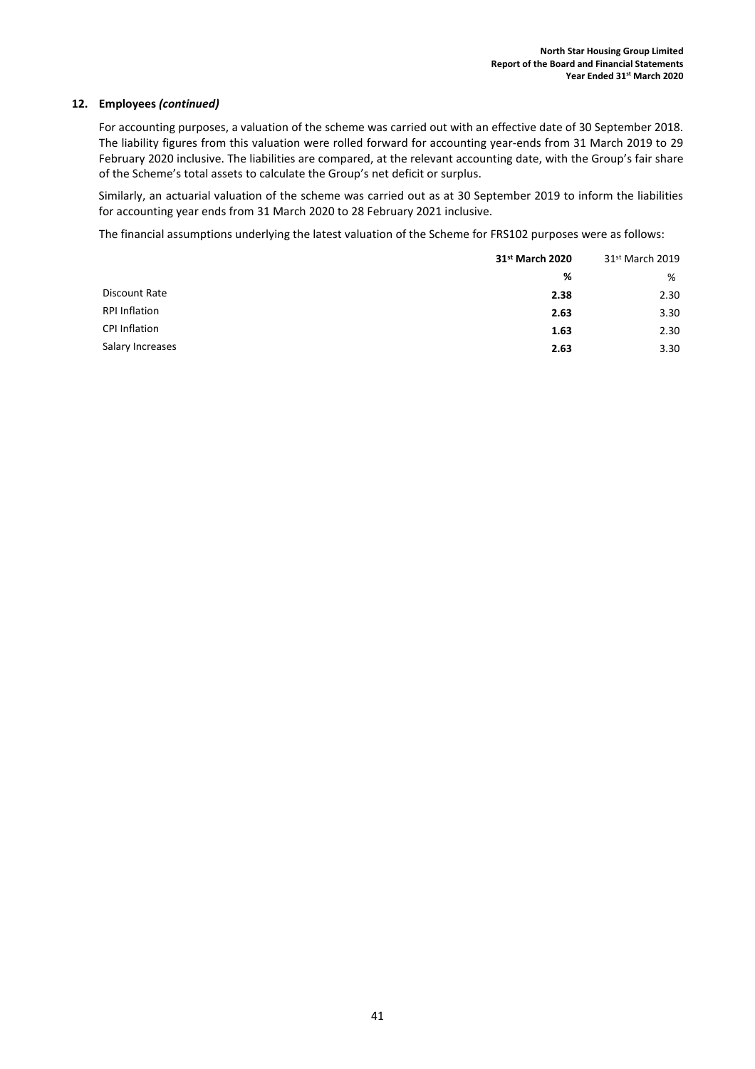## 12. Employees *(continued)*

For accounting purposes, a valuation of the scheme was carried out with an effective date of 30 September 2018. The liability figures from this valuation were rolled forward for accounting year-ends from 31 March 2019 to 29 February 2020 inclusive. The liabilities are compared, at the relevant accounting date, with the Group's fair share of the Scheme's total assets to calculate the Group's net deficit or surplus.

Similarly, an actuarial valuation of the scheme was carried out as at 30 September 2019 to inform the liabilities for accounting year ends from 31 March 2020 to 28 February 2021 inclusive.

The financial assumptions underlying the latest valuation of the Scheme for FRS102 purposes were as follows:

| | **31st March 2020** | 31st March 2019 |
|---|---|---|
| | **%** | % |
| Discount Rate | **2.38** | 2.30 |
| RPI Inflation | **2.63** | 3.30 |
| CPI Inflation | **1.63** | 2.30 |
| Salary Increases | **2.63** | 3.30 |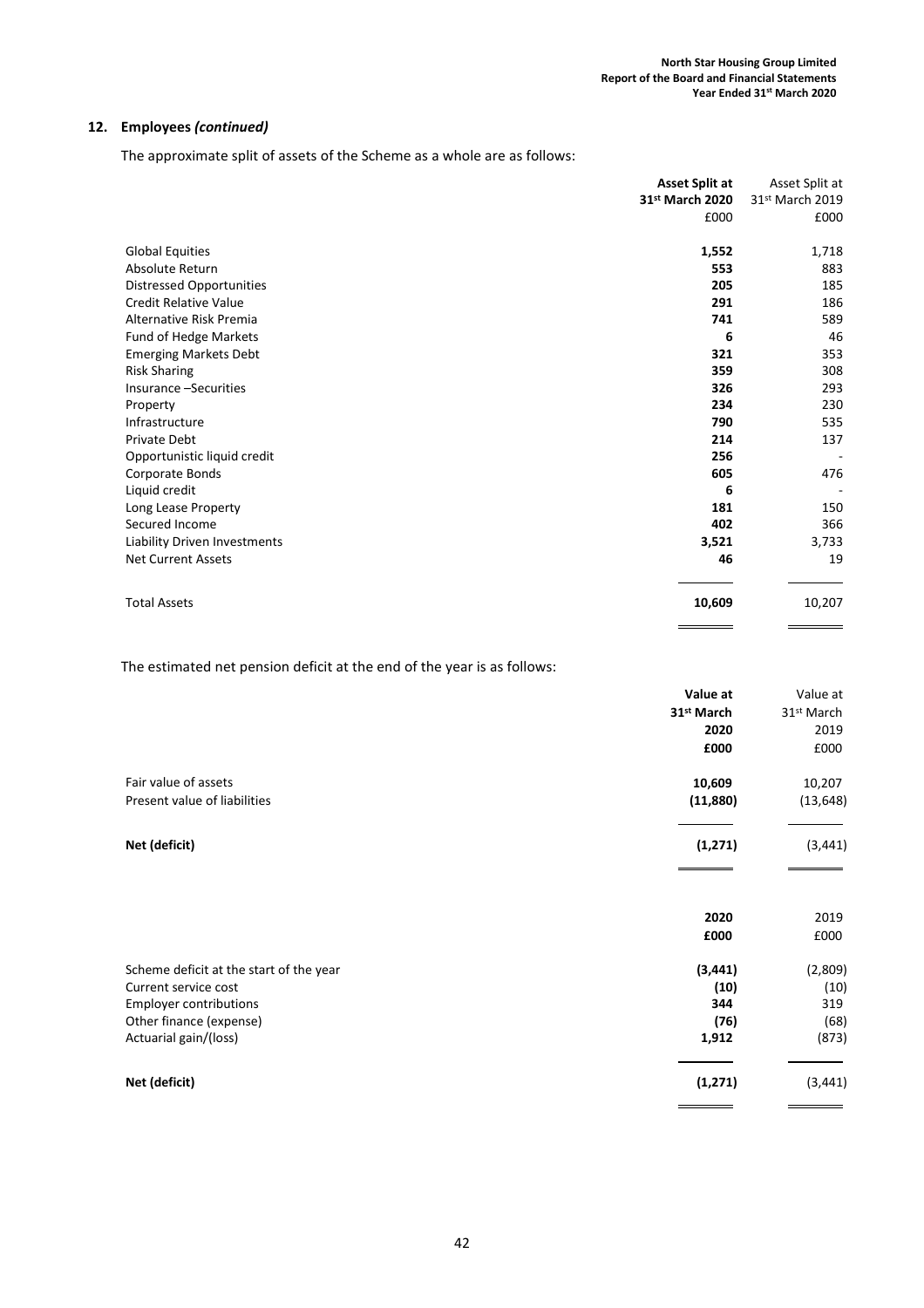## 12. Employees *(continued)*

The approximate split of assets of the Scheme as a whole are as follows:

| | **Asset Split at 31st March 2020** | Asset Split at 31st March 2019 |
|---|---|---|
| | £000 | £000 |
| Global Equities | **1,552** | 1,718 |
| Absolute Return | **553** | 883 |
| Distressed Opportunities | **205** | 185 |
| Credit Relative Value | **291** | 186 |
| Alternative Risk Premia | **741** | 589 |
| Fund of Hedge Markets | **6** | 46 |
| Emerging Markets Debt | **321** | 353 |
| Risk Sharing | **359** | 308 |
| Insurance –Securities | **326** | 293 |
| Property | **234** | 230 |
| Infrastructure | **790** | 535 |
| Private Debt | **214** | 137 |
| Opportunistic liquid credit | **256** | - |
| Corporate Bonds | **605** | 476 |
| Liquid credit | **6** | - |
| Long Lease Property | **181** | 150 |
| Secured Income | **402** | 366 |
| Liability Driven Investments | **3,521** | 3,733 |
| Net Current Assets | **46** | 19 |
| Total Assets | **10,609** | 10,207 |

The estimated net pension deficit at the end of the year is as follows:

| | **Value at 31st March 2020** | Value at 31st March 2019 |
|---|---|---|
| | **£000** | £000 |
| Fair value of assets | **10,609** | 10,207 |
| Present value of liabilities | **(11,880)** | (13,648) |
| **Net (deficit)** | **(1,271)** | (3,441) |

| | **2020** | 2019 |
|---|---|---|
| | **£000** | £000 |
| Scheme deficit at the start of the year | **(3,441)** | (2,809) |
| Current service cost | **(10)** | (10) |
| Employer contributions | **344** | 319 |
| Other finance (expense) | **(76)** | (68) |
| Actuarial gain/(loss) | **1,912** | (873) |
| **Net (deficit)** | **(1,271)** | (3,441) |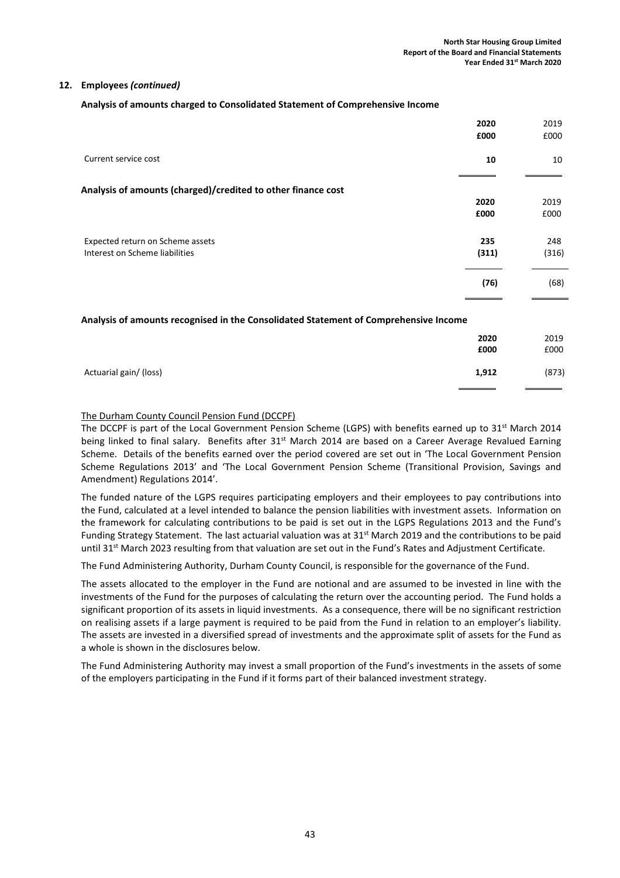## 12. Employees *(continued)*

**Analysis of amounts charged to Consolidated Statement of Comprehensive Income**

| | 2020 £000 | 2019 £000 |
|---|---|---|
| Current service cost | **10** | 10 |

**Analysis of amounts (charged)/credited to other finance cost**

| | 2020 £000 | 2019 £000 |
|---|---|---|
| Expected return on Scheme assets | **235** | 248 |
| Interest on Scheme liabilities | **(311)** | (316) |
| | **(76)** | (68) |

**Analysis of amounts recognised in the Consolidated Statement of Comprehensive Income**

| | 2020 £000 | 2019 £000 |
|---|---|---|
| Actuarial gain/ (loss) | **1,912** | (873) |

<u>The Durham County Council Pension Fund (DCCPF)</u>

The DCCPF is part of the Local Government Pension Scheme (LGPS) with benefits earned up to 31st March 2014 being linked to final salary. Benefits after 31st March 2014 are based on a Career Average Revalued Earning Scheme. Details of the benefits earned over the period covered are set out in 'The Local Government Pension Scheme Regulations 2013' and 'The Local Government Pension Scheme (Transitional Provision, Savings and Amendment) Regulations 2014'.

The funded nature of the LGPS requires participating employers and their employees to pay contributions into the Fund, calculated at a level intended to balance the pension liabilities with investment assets. Information on the framework for calculating contributions to be paid is set out in the LGPS Regulations 2013 and the Fund's Funding Strategy Statement. The last actuarial valuation was at 31st March 2019 and the contributions to be paid until 31st March 2023 resulting from that valuation are set out in the Fund's Rates and Adjustment Certificate.

The Fund Administering Authority, Durham County Council, is responsible for the governance of the Fund.

The assets allocated to the employer in the Fund are notional and are assumed to be invested in line with the investments of the Fund for the purposes of calculating the return over the accounting period. The Fund holds a significant proportion of its assets in liquid investments. As a consequence, there will be no significant restriction on realising assets if a large payment is required to be paid from the Fund in relation to an employer's liability. The assets are invested in a diversified spread of investments and the approximate split of assets for the Fund as a whole is shown in the disclosures below.

The Fund Administering Authority may invest a small proportion of the Fund's investments in the assets of some of the employers participating in the Fund if it forms part of their balanced investment strategy.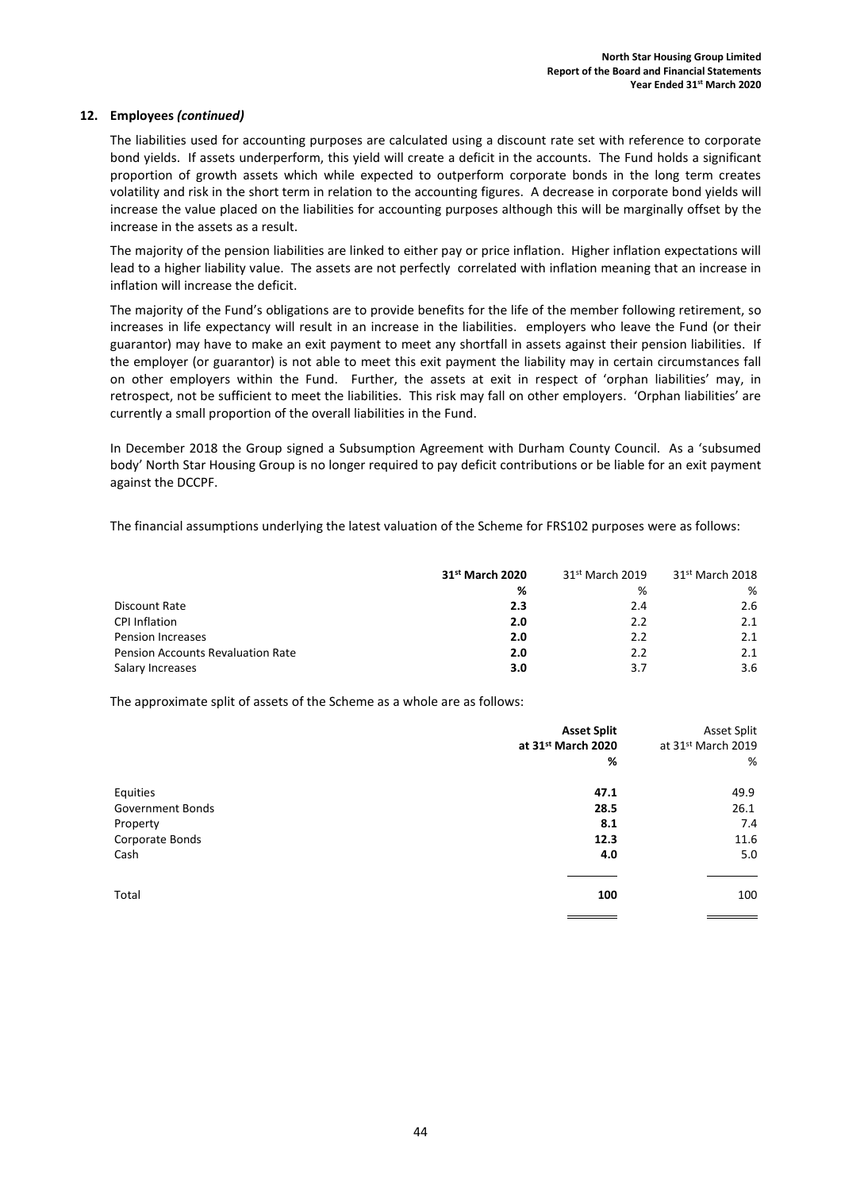## 12. Employees *(continued)*

The liabilities used for accounting purposes are calculated using a discount rate set with reference to corporate bond yields. If assets underperform, this yield will create a deficit in the accounts. The Fund holds a significant proportion of growth assets which while expected to outperform corporate bonds in the long term creates volatility and risk in the short term in relation to the accounting figures. A decrease in corporate bond yields will increase the value placed on the liabilities for accounting purposes although this will be marginally offset by the increase in the assets as a result.

The majority of the pension liabilities are linked to either pay or price inflation. Higher inflation expectations will lead to a higher liability value. The assets are not perfectly correlated with inflation meaning that an increase in inflation will increase the deficit.

The majority of the Fund's obligations are to provide benefits for the life of the member following retirement, so increases in life expectancy will result in an increase in the liabilities. employers who leave the Fund (or their guarantor) may have to make an exit payment to meet any shortfall in assets against their pension liabilities. If the employer (or guarantor) is not able to meet this exit payment the liability may in certain circumstances fall on other employers within the Fund. Further, the assets at exit in respect of 'orphan liabilities' may, in retrospect, not be sufficient to meet the liabilities. This risk may fall on other employers. 'Orphan liabilities' are currently a small proportion of the overall liabilities in the Fund.

In December 2018 the Group signed a Subsumption Agreement with Durham County Council. As a 'subsumed body' North Star Housing Group is no longer required to pay deficit contributions or be liable for an exit payment against the DCCPF.

The financial assumptions underlying the latest valuation of the Scheme for FRS102 purposes were as follows:

| | **31st March 2020** | 31st March 2019 | 31st March 2018 |
|---|---|---|---|
| | **%** | % | % |
| Discount Rate | **2.3** | 2.4 | 2.6 |
| CPI Inflation | **2.0** | 2.2 | 2.1 |
| Pension Increases | **2.0** | 2.2 | 2.1 |
| Pension Accounts Revaluation Rate | **2.0** | 2.2 | 2.1 |
| Salary Increases | **3.0** | 3.7 | 3.6 |

The approximate split of assets of the Scheme as a whole are as follows:

| | **Asset Split at 31st March 2020** | Asset Split at 31st March 2019 |
|---|---|---|
| | **%** | % |
| Equities | **47.1** | 49.9 |
| Government Bonds | **28.5** | 26.1 |
| Property | **8.1** | 7.4 |
| Corporate Bonds | **12.3** | 11.6 |
| Cash | **4.0** | 5.0 |
| Total | **100** | 100 |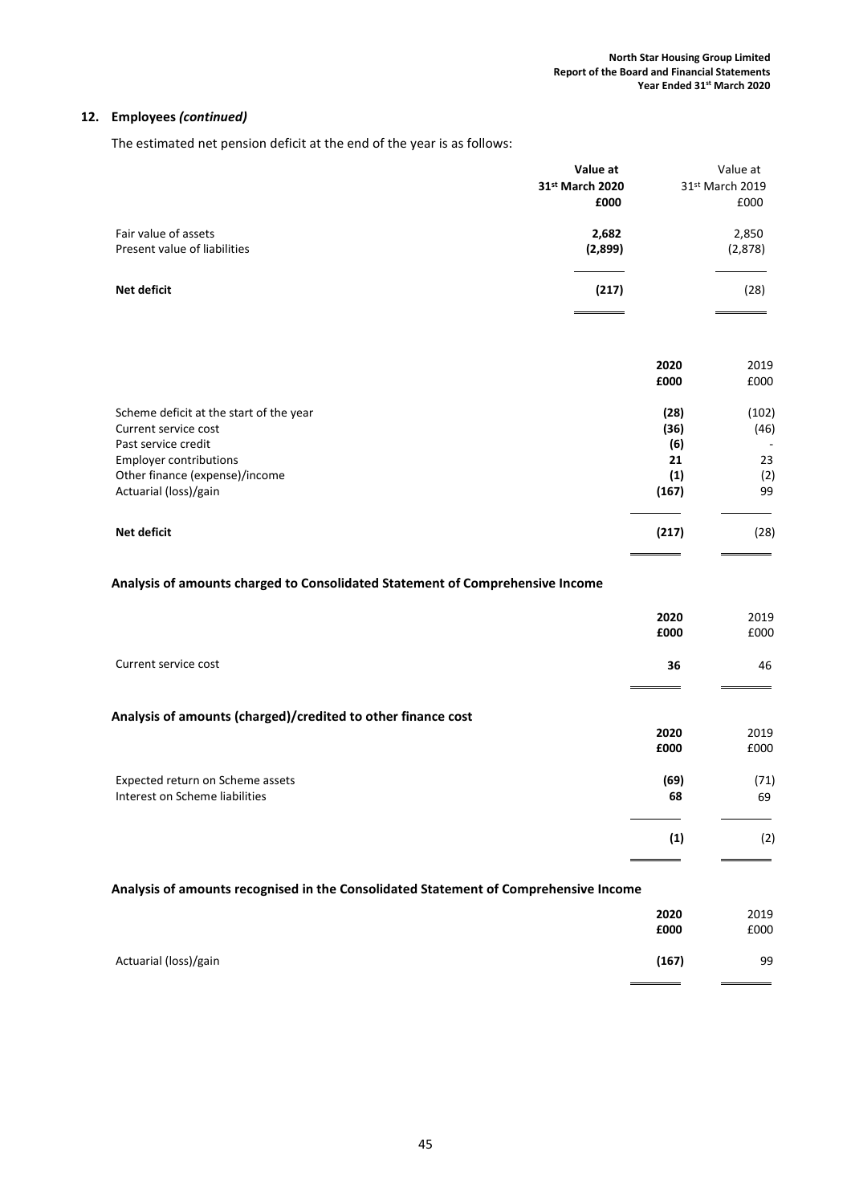## 12. Employees *(continued)*

The estimated net pension deficit at the end of the year is as follows:

| | **Value at 31st March 2020 £000** | Value at 31st March 2019 £000 |
|---|---|---|
| Fair value of assets | **2,682** | 2,850 |
| Present value of liabilities | **(2,899)** | (2,878) |
| **Net deficit** | **(217)** | (28) |

| | **2020 £000** | 2019 £000 |
|---|---|---|
| Scheme deficit at the start of the year | **(28)** | (102) |
| Current service cost | **(36)** | (46) |
| Past service credit | **(6)** | - |
| Employer contributions | **21** | 23 |
| Other finance (expense)/income | **(1)** | (2) |
| Actuarial (loss)/gain | **(167)** | 99 |
| **Net deficit** | **(217)** | (28) |

### Analysis of amounts charged to Consolidated Statement of Comprehensive Income

| | **2020 £000** | 2019 £000 |
|---|---|---|
| Current service cost | **36** | 46 |

### Analysis of amounts (charged)/credited to other finance cost

| | **2020 £000** | 2019 £000 |
|---|---|---|
| Expected return on Scheme assets | **(69)** | (71) |
| Interest on Scheme liabilities | **68** | 69 |
| | **(1)** | (2) |

### Analysis of amounts recognised in the Consolidated Statement of Comprehensive Income

| | **2020 £000** | 2019 £000 |
|---|---|---|
| Actuarial (loss)/gain | **(167)** | 99 |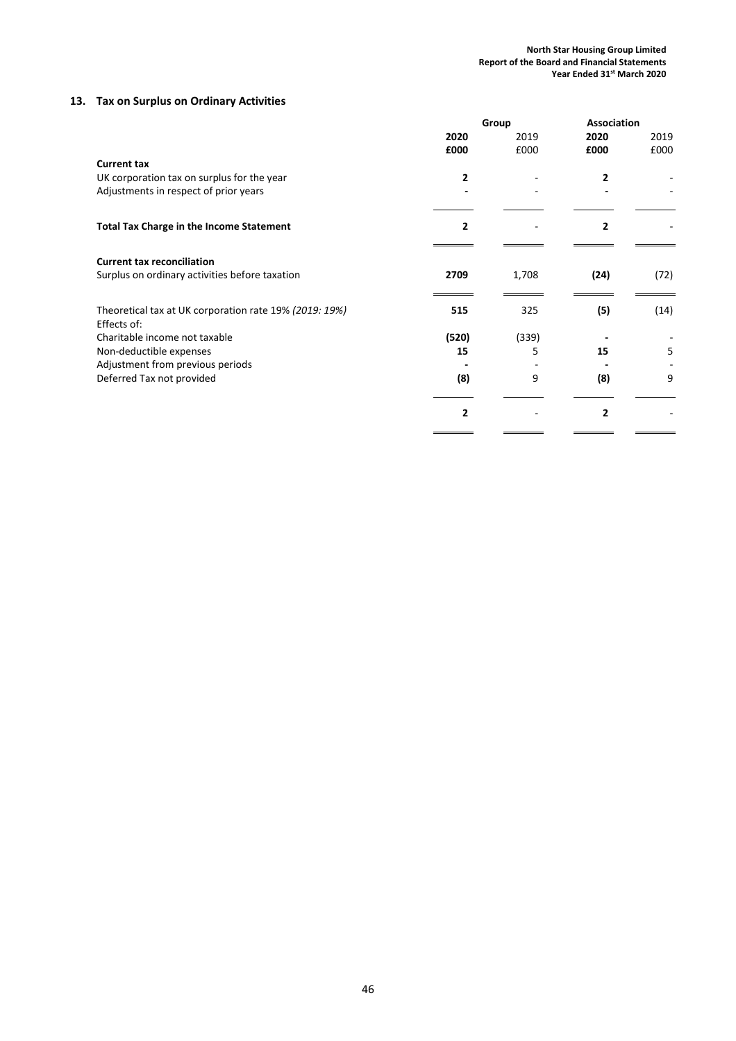## 13. Tax on Surplus on Ordinary Activities

| | Group | | Association | |
|---|---|---|---|---|
| | **2020** | 2019 | **2020** | 2019 |
| | **£000** | £000 | **£000** | £000 |
| **Current tax** | | | | |
| UK corporation tax on surplus for the year | **2** | - | **2** | - |
| Adjustments in respect of prior years | **-** | - | **-** | - |
| **Total Tax Charge in the Income Statement** | **2** | - | **2** | - |
| **Current tax reconciliation** | | | | |
| Surplus on ordinary activities before taxation | **2709** | 1,708 | **(24)** | (72) |
| Theoretical tax at UK corporation rate 19% *(2019: 19%)* | **515** | 325 | **(5)** | (14) |
| Effects of: | | | | |
| Charitable income not taxable | **(520)** | (339) | **-** | - |
| Non-deductible expenses | **15** | 5 | **15** | 5 |
| Adjustment from previous periods | **-** | - | **-** | - |
| Deferred Tax not provided | **(8)** | 9 | **(8)** | 9 |
| | **2** | - | **2** | - |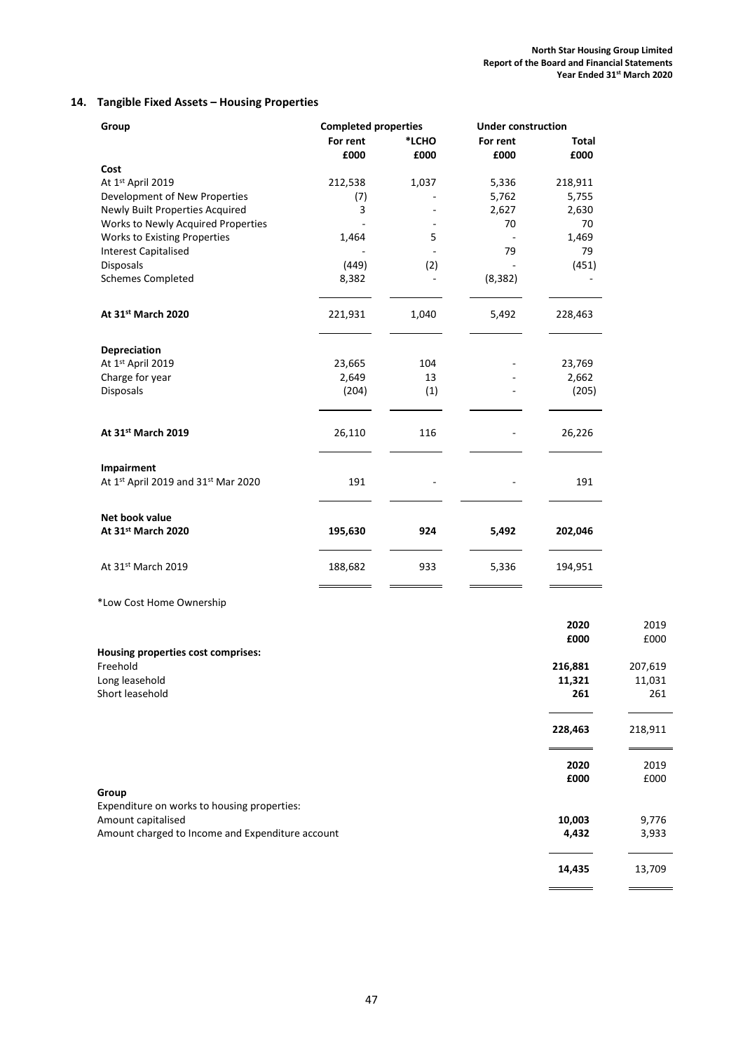## 14. Tangible Fixed Assets – Housing Properties

| Group | Completed properties | | Under construction | |
|---|---|---|---|---|
| | For rent | *LCHO | For rent | Total |
| | £000 | £000 | £000 | £000 |
| **Cost** | | | | |
| At 1st April 2019 | 212,538 | 1,037 | 5,336 | 218,911 |
| Development of New Properties | (7) | - | 5,762 | 5,755 |
| Newly Built Properties Acquired | 3 | - | 2,627 | 2,630 |
| Works to Newly Acquired Properties | - | - | 70 | 70 |
| Works to Existing Properties | 1,464 | 5 | - | 1,469 |
| Interest Capitalised | - | - | 79 | 79 |
| Disposals | (449) | (2) | - | (451) |
| Schemes Completed | 8,382 | - | (8,382) | - |
| **At 31st March 2020** | 221,931 | 1,040 | 5,492 | 228,463 |
| **Depreciation** | | | | |
| At 1st April 2019 | 23,665 | 104 | - | 23,769 |
| Charge for year | 2,649 | 13 | - | 2,662 |
| Disposals | (204) | (1) | - | (205) |
| **At 31st March 2019** | 26,110 | 116 | - | 26,226 |
| **Impairment** | | | | |
| At 1st April 2019 and 31st Mar 2020 | 191 | - | - | 191 |
| **Net book value** | | | | |
| **At 31st March 2020** | **195,630** | **924** | **5,492** | **202,046** |
| At 31st March 2019 | 188,682 | 933 | 5,336 | 194,951 |

*Low Cost Home Ownership

| | 2020 | 2019 |
|---|---|---|
| | £000 | £000 |
| **Housing properties cost comprises:** | | |
| Freehold | **216,881** | 207,619 |
| Long leasehold | **11,321** | 11,031 |
| Short leasehold | **261** | 261 |
| | **228,463** | 218,911 |

| | 2020 | 2019 |
|---|---|---|
| | £000 | £000 |
| **Group** | | |
| Expenditure on works to housing properties: | | |
| Amount capitalised | **10,003** | 9,776 |
| Amount charged to Income and Expenditure account | **4,432** | 3,933 |
| | **14,435** | 13,709 |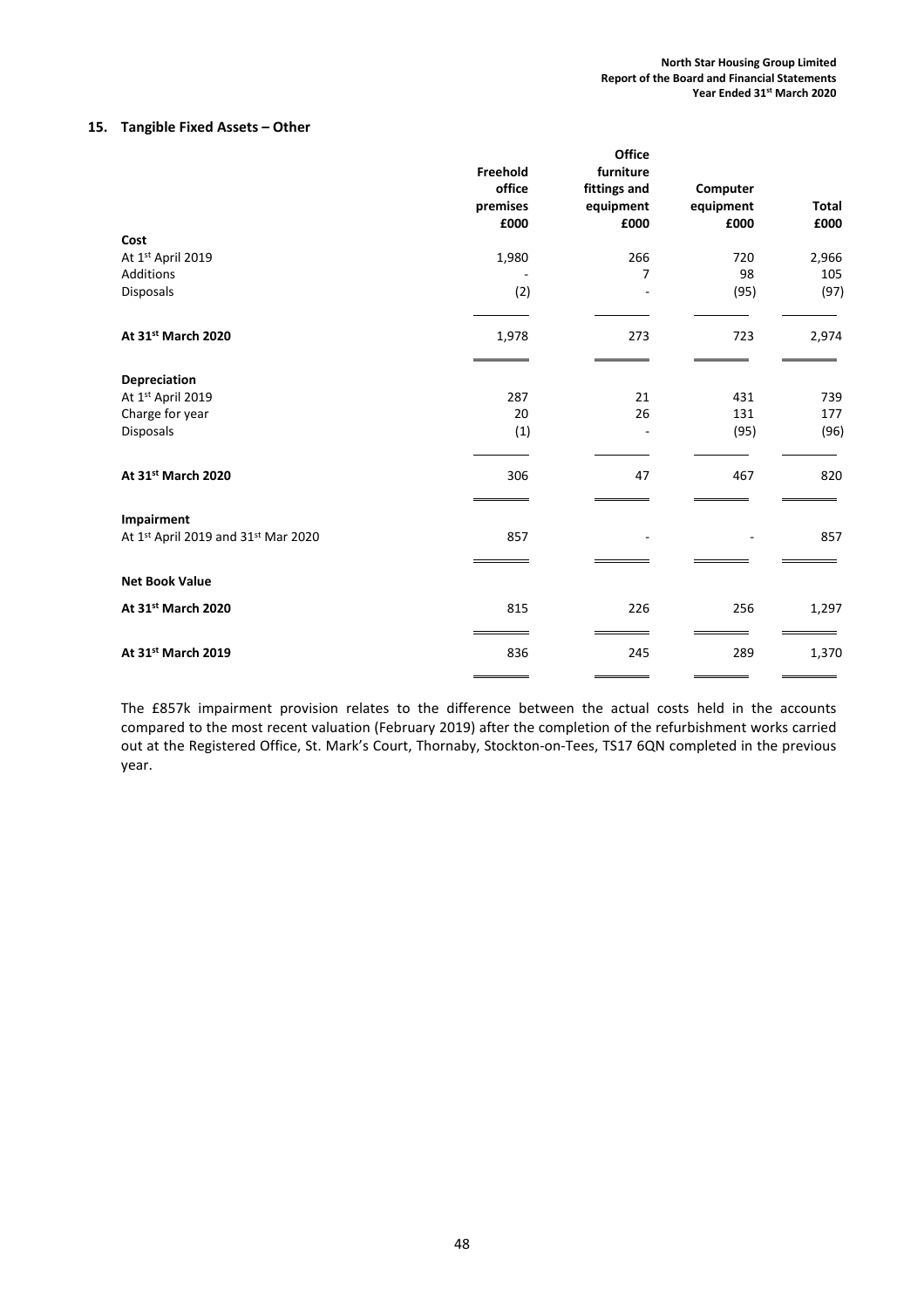## 15. Tangible Fixed Assets – Other

| | Freehold office premises £000 | Office furniture fittings and equipment £000 | Computer equipment £000 | Total £000 |
|---|---|---|---|---|
| **Cost** | | | | |
| At 1st April 2019 | 1,980 | 266 | 720 | 2,966 |
| Additions | - | 7 | 98 | 105 |
| Disposals | (2) | - | (95) | (97) |
| **At 31st March 2020** | 1,978 | 273 | 723 | 2,974 |
| **Depreciation** | | | | |
| At 1st April 2019 | 287 | 21 | 431 | 739 |
| Charge for year | 20 | 26 | 131 | 177 |
| Disposals | (1) | - | (95) | (96) |
| **At 31st March 2020** | 306 | 47 | 467 | 820 |
| **Impairment** | | | | |
| At 1st April 2019 and 31st Mar 2020 | 857 | - | - | 857 |
| **Net Book Value** | | | | |
| **At 31st March 2020** | 815 | 226 | 256 | 1,297 |
| **At 31st March 2019** | 836 | 245 | 289 | 1,370 |

The £857k impairment provision relates to the difference between the actual costs held in the accounts compared to the most recent valuation (February 2019) after the completion of the refurbishment works carried out at the Registered Office, St. Mark's Court, Thornaby, Stockton-on-Tees, TS17 6QN completed in the previous year.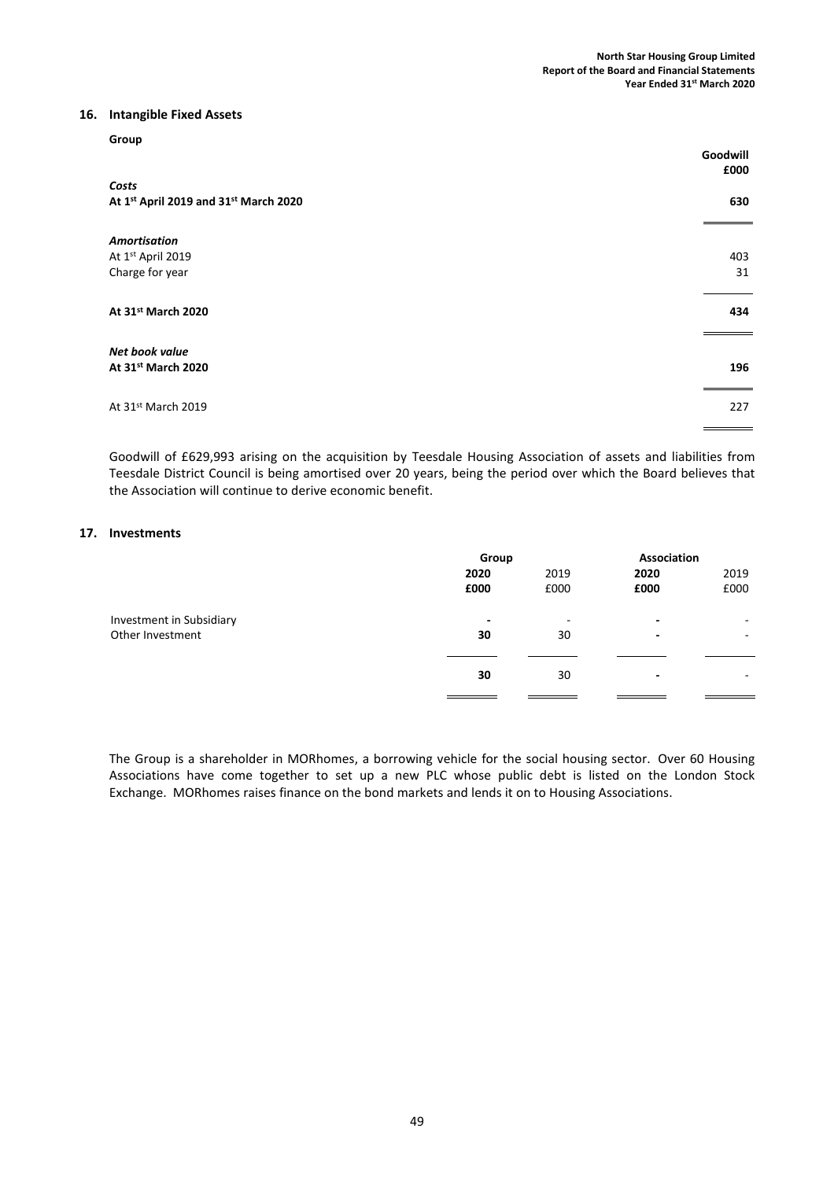## 16. Intangible Fixed Assets

**Group**

| | **Goodwill £000** |
|---|---|
| ***Costs*** | |
| **At 1st April 2019 and 31st March 2020** | **630** |
| ***Amortisation*** | |
| At 1st April 2019 | 403 |
| Charge for year | 31 |
| **At 31st March 2020** | **434** |
| ***Net book value*** | |
| **At 31st March 2020** | **196** |
| At 31st March 2019 | 227 |

Goodwill of £629,993 arising on the acquisition by Teesdale Housing Association of assets and liabilities from Teesdale District Council is being amortised over 20 years, being the period over which the Board believes that the Association will continue to derive economic benefit.

## 17. Investments

| | **Group** | | **Association** | |
|---|---|---|---|---|
| | **2020 £000** | 2019 £000 | **2020 £000** | 2019 £000 |
| Investment in Subsidiary | **-** | - | **-** | - |
| Other Investment | **30** | 30 | **-** | - |
| | **30** | 30 | **-** | - |

The Group is a shareholder in MORhomes, a borrowing vehicle for the social housing sector. Over 60 Housing Associations have come together to set up a new PLC whose public debt is listed on the London Stock Exchange. MORhomes raises finance on the bond markets and lends it on to Housing Associations.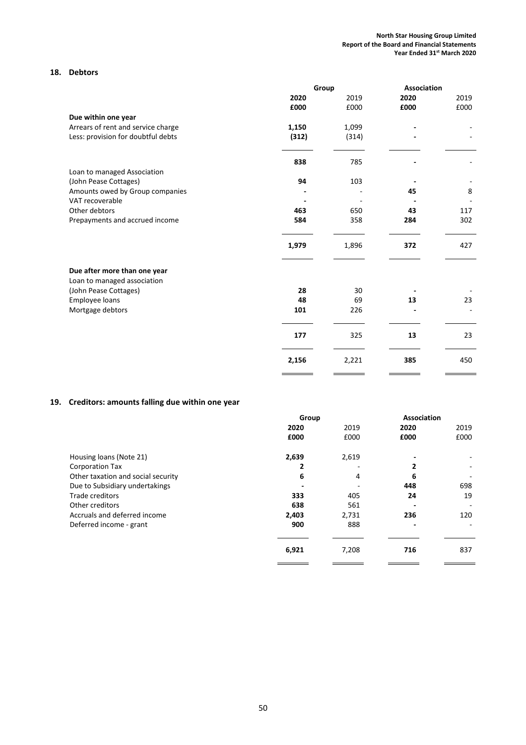## 18. Debtors

| | Group | | Association | |
|---|---|---|---|---|
| | **2020** | 2019 | **2020** | 2019 |
| | **£000** | £000 | **£000** | £000 |
| **Due within one year** | | | | |
| Arrears of rent and service charge | **1,150** | 1,099 | **-** | - |
| Less: provision for doubtful debts | **(312)** | (314) | **-** | - |
| | **838** | 785 | **-** | - |
| Loan to managed Association (John Pease Cottages) | **94** | 103 | **-** | - |
| Amounts owed by Group companies | **-** | - | **45** | 8 |
| VAT recoverable | **-** | - | **-** | - |
| Other debtors | **463** | 650 | **43** | 117 |
| Prepayments and accrued income | **584** | 358 | **284** | 302 |
| | **1,979** | 1,896 | **372** | 427 |
| **Due after more than one year** | | | | |
| Loan to managed association (John Pease Cottages) | **28** | 30 | **-** | - |
| Employee loans | **48** | 69 | **13** | 23 |
| Mortgage debtors | **101** | 226 | **-** | - |
| | **177** | 325 | **13** | 23 |
| | **2,156** | 2,221 | **385** | 450 |

## 19. Creditors: amounts falling due within one year

| | Group | | Association | |
|---|---|---|---|---|
| | **2020** | 2019 | **2020** | 2019 |
| | **£000** | £000 | **£000** | £000 |
| Housing loans (Note 21) | **2,639** | 2,619 | **-** | - |
| Corporation Tax | **2** | - | **2** | - |
| Other taxation and social security | **6** | 4 | **6** | - |
| Due to Subsidiary undertakings | **-** | - | **448** | 698 |
| Trade creditors | **333** | 405 | **24** | 19 |
| Other creditors | **638** | 561 | **-** | - |
| Accruals and deferred income | **2,403** | 2,731 | **236** | 120 |
| Deferred income - grant | **900** | 888 | **-** | - |
| | **6,921** | 7,208 | **716** | 837 |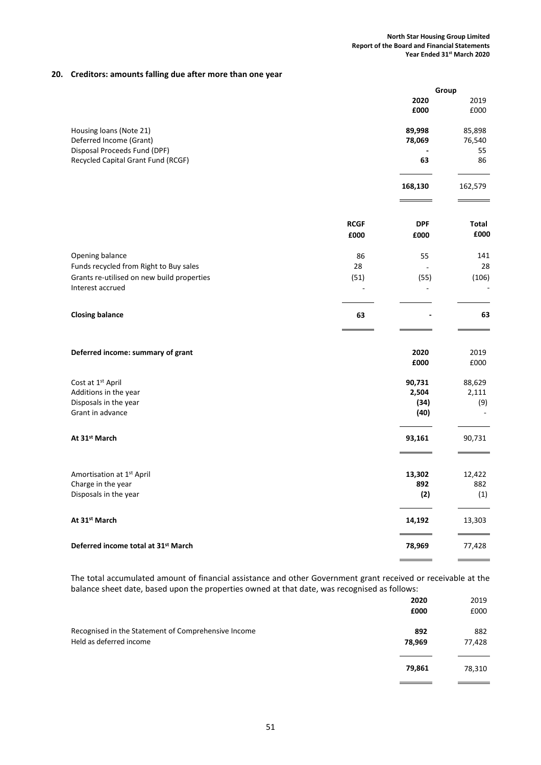## 20. Creditors: amounts falling due after more than one year

| | Group | |
|---|---|---|
| | **2020** | 2019 |
| | **£000** | £000 |
| Housing loans (Note 21) | **89,998** | 85,898 |
| Deferred Income (Grant) | **78,069** | 76,540 |
| Disposal Proceeds Fund (DPF) | **-** | 55 |
| Recycled Capital Grant Fund (RCGF) | **63** | 86 |
| | **168,130** | 162,579 |

| | RCGF | DPF | Total |
|---|---|---|---|
| | **£000** | **£000** | **£000** |
| Opening balance | 86 | 55 | 141 |
| Funds recycled from Right to Buy sales | 28 | - | 28 |
| Grants re-utilised on new build properties | (51) | (55) | (106) |
| Interest accrued | - | - | - |
| **Closing balance** | **63** | **-** | **63** |

| **Deferred income: summary of grant** | **2020** | 2019 |
|---|---|---|
| | **£000** | £000 |
| Cost at 1st April | **90,731** | 88,629 |
| Additions in the year | **2,504** | 2,111 |
| Disposals in the year | **(34)** | (9) |
| Grant in advance | **(40)** | - |
| **At 31st March** | **93,161** | 90,731 |
| | | |
| Amortisation at 1st April | **13,302** | 12,422 |
| Charge in the year | **892** | 882 |
| Disposals in the year | **(2)** | (1) |
| **At 31st March** | **14,192** | 13,303 |
| **Deferred income total at 31st March** | **78,969** | 77,428 |

The total accumulated amount of financial assistance and other Government grant received or receivable at the balance sheet date, based upon the properties owned at that date, was recognised as follows:

| | **2020** | 2019 |
|---|---|---|
| | **£000** | £000 |
| Recognised in the Statement of Comprehensive Income | **892** | 882 |
| Held as deferred income | **78,969** | 77,428 |
| | **79,861** | 78,310 |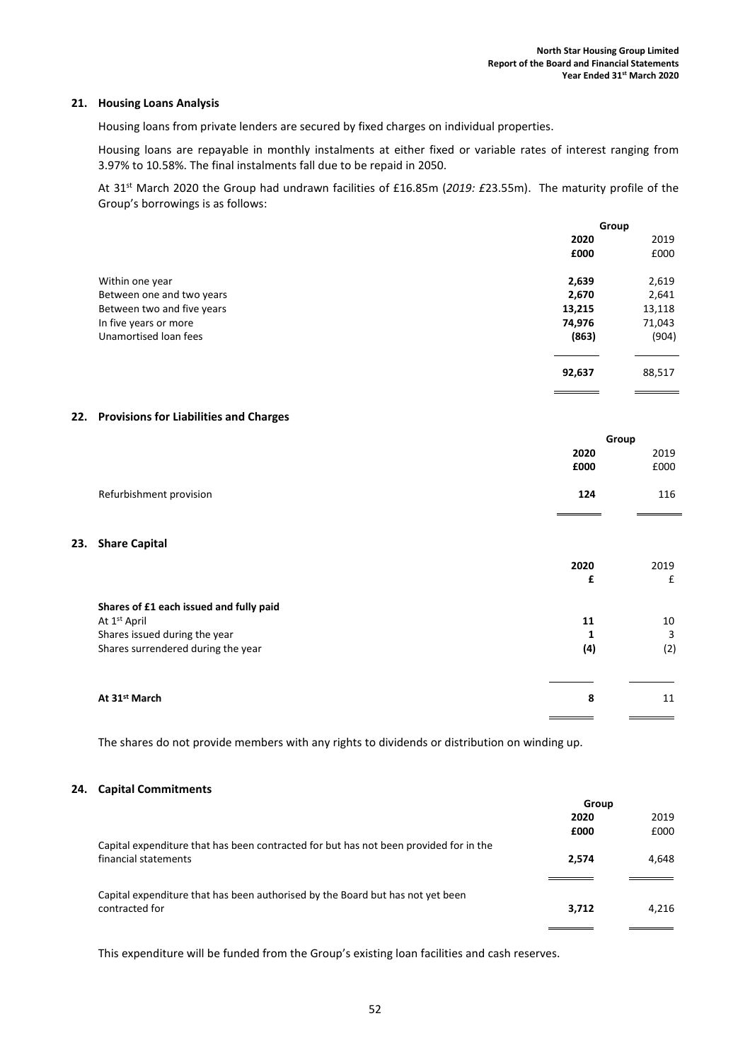## 21. Housing Loans Analysis

Housing loans from private lenders are secured by fixed charges on individual properties.

Housing loans are repayable in monthly instalments at either fixed or variable rates of interest ranging from 3.97% to 10.58%. The final instalments fall due to be repaid in 2050.

At 31st March 2020 the Group had undrawn facilities of £16.85m (*2019: £*23.55m). The maturity profile of the Group's borrowings is as follows:

| | Group | |
|---|---|---|
| | **2020** | 2019 |
| | **£000** | £000 |
| Within one year | **2,639** | 2,619 |
| Between one and two years | **2,670** | 2,641 |
| Between two and five years | **13,215** | 13,118 |
| In five years or more | **74,976** | 71,043 |
| Unamortised loan fees | **(863)** | (904) |
| | **92,637** | 88,517 |

## 22. Provisions for Liabilities and Charges

| | Group | |
|---|---|---|
| | **2020** | 2019 |
| | **£000** | £000 |
| Refurbishment provision | **124** | 116 |

## 23. Share Capital

| | **2020** | 2019 |
|---|---|---|
| | **£** | £ |
| **Shares of £1 each issued and fully paid** | | |
| At 1st April | **11** | 10 |
| Shares issued during the year | **1** | 3 |
| Shares surrendered during the year | **(4)** | (2) |
| **At 31st March** | **8** | 11 |

The shares do not provide members with any rights to dividends or distribution on winding up.

## 24. Capital Commitments

| | Group | |
|---|---|---|
| | **2020** | 2019 |
| | **£000** | £000 |
| Capital expenditure that has been contracted for but has not been provided for in the financial statements | **2,574** | 4,648 |
| Capital expenditure that has been authorised by the Board but has not yet been contracted for | **3,712** | 4,216 |

This expenditure will be funded from the Group's existing loan facilities and cash reserves.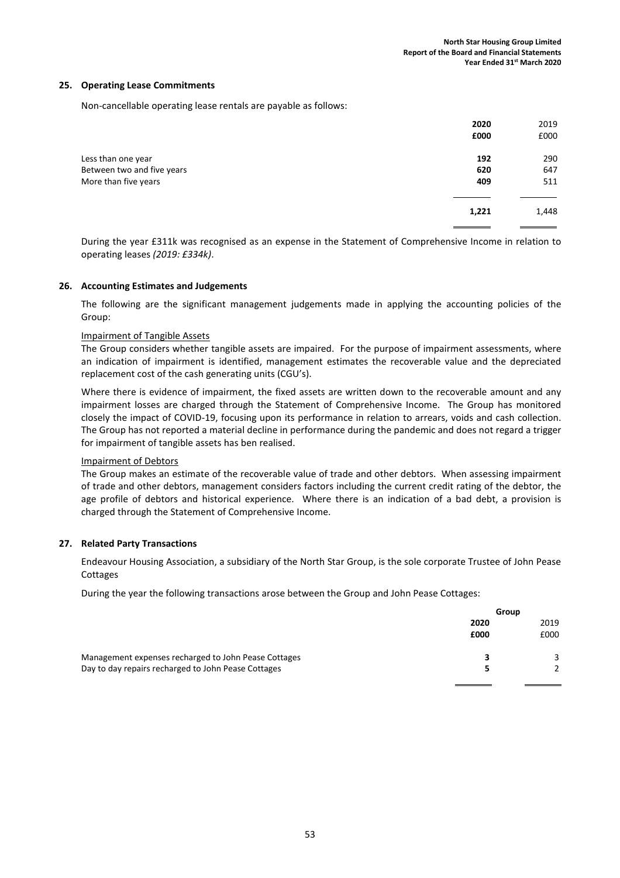## 25. Operating Lease Commitments

Non-cancellable operating lease rentals are payable as follows:

| | **2020** | 2019 |
|---|---|---|
| | **£000** | £000 |
| Less than one year | **192** | 290 |
| Between two and five years | **620** | 647 |
| More than five years | **409** | 511 |
| | **1,221** | 1,448 |

During the year £311k was recognised as an expense in the Statement of Comprehensive Income in relation to operating leases *(2019: £334k)*.

## 26. Accounting Estimates and Judgements

The following are the significant management judgements made in applying the accounting policies of the Group:

Impairment of Tangible Assets

The Group considers whether tangible assets are impaired. For the purpose of impairment assessments, where an indication of impairment is identified, management estimates the recoverable value and the depreciated replacement cost of the cash generating units (CGU's).

Where there is evidence of impairment, the fixed assets are written down to the recoverable amount and any impairment losses are charged through the Statement of Comprehensive Income. The Group has monitored closely the impact of COVID-19, focusing upon its performance in relation to arrears, voids and cash collection. The Group has not reported a material decline in performance during the pandemic and does not regard a trigger for impairment of tangible assets has ben realised.

Impairment of Debtors

The Group makes an estimate of the recoverable value of trade and other debtors. When assessing impairment of trade and other debtors, management considers factors including the current credit rating of the debtor, the age profile of debtors and historical experience. Where there is an indication of a bad debt, a provision is charged through the Statement of Comprehensive Income.

## 27. Related Party Transactions

Endeavour Housing Association, a subsidiary of the North Star Group, is the sole corporate Trustee of John Pease Cottages

During the year the following transactions arose between the Group and John Pease Cottages:

| | Group | |
|---|---|---|
| | **2020** | 2019 |
| | **£000** | £000 |
| Management expenses recharged to John Pease Cottages | **3** | 3 |
| Day to day repairs recharged to John Pease Cottages | **5** | 2 |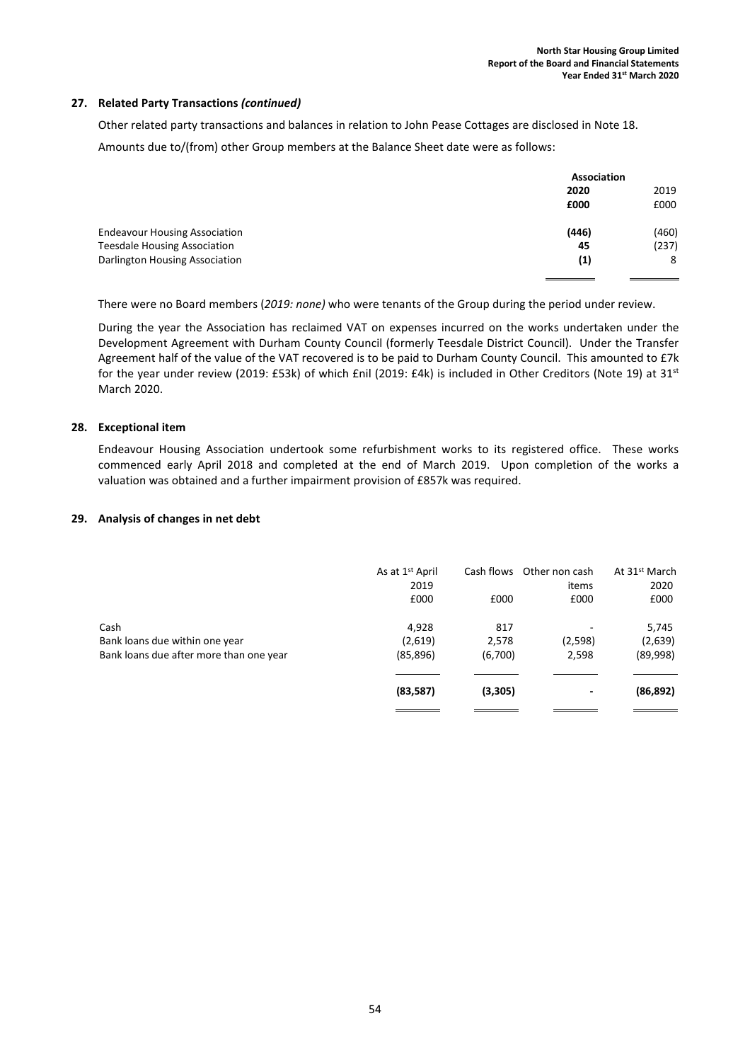## 27. Related Party Transactions *(continued)*

Other related party transactions and balances in relation to John Pease Cottages are disclosed in Note 18.

Amounts due to/(from) other Group members at the Balance Sheet date were as follows:

| | Association | |
|---|---|---|
| | **2020** | 2019 |
| | **£000** | £000 |
| Endeavour Housing Association | **(446)** | (460) |
| Teesdale Housing Association | **45** | (237) |
| Darlington Housing Association | **(1)** | 8 |

There were no Board members (*2019: none)* who were tenants of the Group during the period under review.

During the year the Association has reclaimed VAT on expenses incurred on the works undertaken under the Development Agreement with Durham County Council (formerly Teesdale District Council). Under the Transfer Agreement half of the value of the VAT recovered is to be paid to Durham County Council. This amounted to £7k for the year under review (2019: £53k) of which £nil (2019: £4k) is included in Other Creditors (Note 19) at 31st March 2020.

## 28. Exceptional item

Endeavour Housing Association undertook some refurbishment works to its registered office. These works commenced early April 2018 and completed at the end of March 2019. Upon completion of the works a valuation was obtained and a further impairment provision of £857k was required.

## 29. Analysis of changes in net debt

| | As at 1st April 2019 | Cash flows | Other non cash items | At 31st March 2020 |
|---|---|---|---|---|
| | £000 | £000 | £000 | £000 |
| Cash | 4,928 | 817 | - | 5,745 |
| Bank loans due within one year | (2,619) | 2,578 | (2,598) | (2,639) |
| Bank loans due after more than one year | (85,896) | (6,700) | 2,598 | (89,998) |
| | **(83,587)** | **(3,305)** | **-** | **(86,892)** |